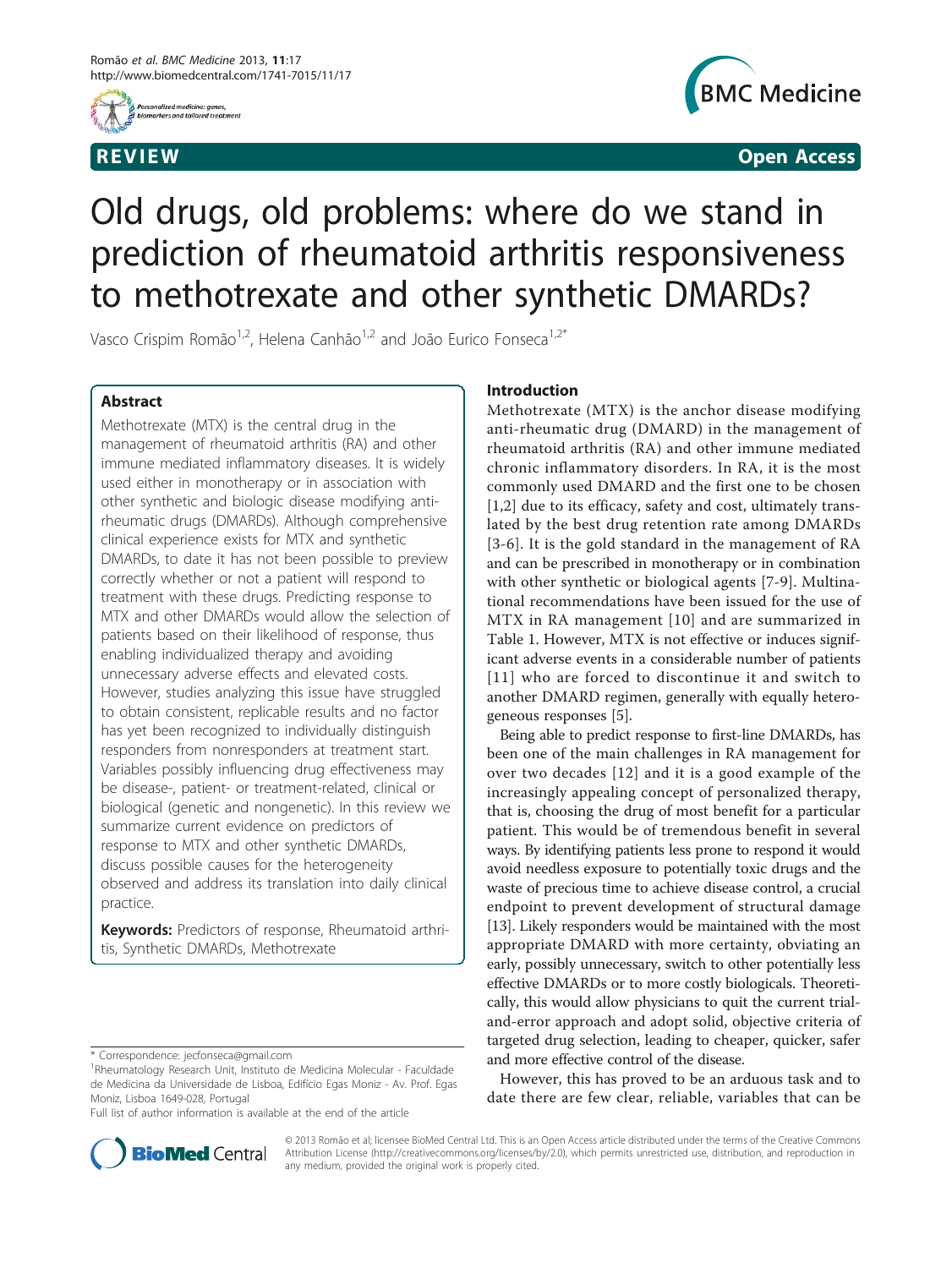REVIEW Open Access

# Old drugs, old problems: where do we stand in prediction of rheumatoid arthritis responsiveness to methotrexate and other synthetic DMARDs?

Vasco Crispim Romão[1,2], Helena Canhão[1,2] and João Eurico Fonseca[1,2*]

## Abstract

Methotrexate (MTX) is the central drug in the management of rheumatoid arthritis (RA) and other immune mediated inflammatory diseases. It is widely used either in monotherapy or in association with other synthetic and biologic disease modifying anti-rheumatic drugs (DMARDs). Although comprehensive clinical experience exists for MTX and synthetic DMARDs, to date it has not been possible to preview correctly whether or not a patient will respond to treatment with these drugs. Predicting response to MTX and other DMARDs would allow the selection of patients based on their likelihood of response, thus enabling individualized therapy and avoiding unnecessary adverse effects and elevated costs. However, studies analyzing this issue have struggled to obtain consistent, replicable results and no factor has yet been recognized to individually distinguish responders from nonresponders at treatment start. Variables possibly influencing drug effectiveness may be disease-, patient- or treatment-related, clinical or biological (genetic and nongenetic). In this review we summarize current evidence on predictors of response to MTX and other synthetic DMARDs, discuss possible causes for the heterogeneity observed and address its translation into daily clinical practice.

**Keywords:** Predictors of response, Rheumatoid arthritis, Synthetic DMARDs, Methotrexate

## Introduction

Methotrexate (MTX) is the anchor disease modifying anti-rheumatic drug (DMARD) in the management of rheumatoid arthritis (RA) and other immune mediated chronic inflammatory disorders. In RA, it is the most commonly used DMARD and the first one to be chosen [1,2] due to its efficacy, safety and cost, ultimately translated by the best drug retention rate among DMARDs [3-6]. It is the gold standard in the management of RA and can be prescribed in monotherapy or in combination with other synthetic or biological agents [7-9]. Multinational recommendations have been issued for the use of MTX in RA management [10] and are summarized in Table 1. However, MTX is not effective or induces significant adverse events in a considerable number of patients [11] who are forced to discontinue it and switch to another DMARD regimen, generally with equally heterogeneous responses [5].

Being able to predict response to first-line DMARDs, has been one of the main challenges in RA management for over two decades [12] and it is a good example of the increasingly appealing concept of personalized therapy, that is, choosing the drug of most benefit for a particular patient. This would be of tremendous benefit in several ways. By identifying patients less prone to respond it would avoid needless exposure to potentially toxic drugs and the waste of precious time to achieve disease control, a crucial endpoint to prevent development of structural damage [13]. Likely responders would be maintained with the most appropriate DMARD with more certainty, obviating an early, possibly unnecessary, switch to other potentially less effective DMARDs or to more costly biologicals. Theoretically, this would allow physicians to quit the current trial-and-error approach and adopt solid, objective criteria of targeted drug selection, leading to cheaper, quicker, safer and more effective control of the disease.

However, this has proved to be an arduous task and to date there are few clear, reliable, variables that can be

\* Correspondence: jecfonseca@gmail.com
[1]Rheumatology Research Unit, Instituto de Medicina Molecular - Faculdade de Medicina da Universidade de Lisboa, Edifício Egas Moniz - Av. Prof. Egas Moniz, Lisboa 1649-028, Portugal
Full list of author information is available at the end of the article

© 2013 Romão et al; licensee BioMed Central Ltd. This is an Open Access article distributed under the terms of the Creative Commons Attribution License (http://creativecommons.org/licenses/by/2.0), which permits unrestricted use, distribution, and reproduction in any medium, provided the original work is properly cited.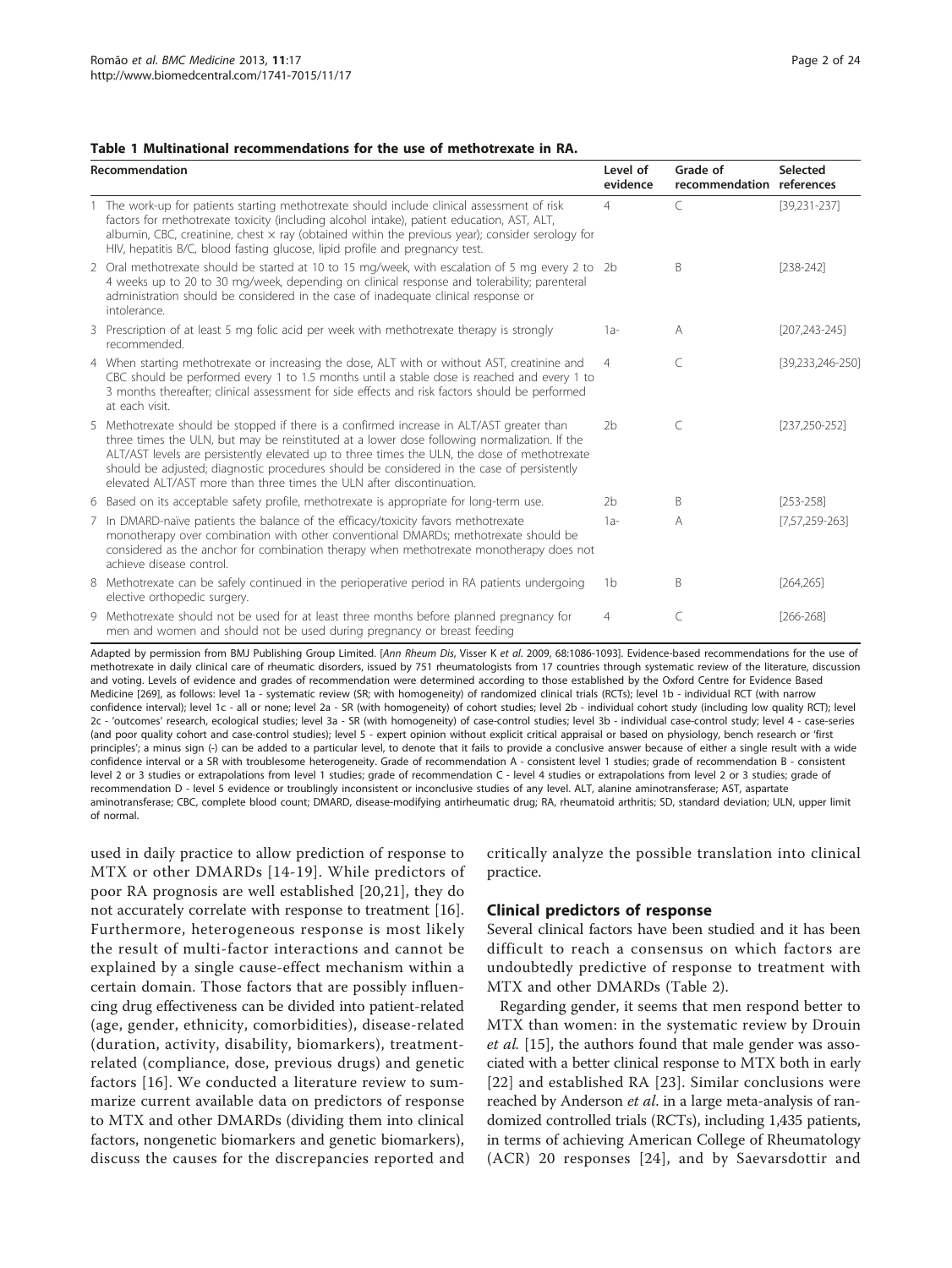**Table 1 Multinational recommendations for the use of methotrexate in RA.**

| Recommendation | Level of evidence | Grade of recommendation | Selected references |
|---|---|---|---|
| 1 The work-up for patients starting methotrexate should include clinical assessment of risk factors for methotrexate toxicity (including alcohol intake), patient education, AST, ALT, albumin, CBC, creatinine, chest × ray (obtained within the previous year); consider serology for HIV, hepatitis B/C, blood fasting glucose, lipid profile and pregnancy test. | 4 | C | [39,231-237] |
| 2 Oral methotrexate should be started at 10 to 15 mg/week, with escalation of 5 mg every 2 to 4 weeks up to 20 to 30 mg/week, depending on clinical response and tolerability; parenteral administration should be considered in the case of inadequate clinical response or intolerance. | 2b | B | [238-242] |
| 3 Prescription of at least 5 mg folic acid per week with methotrexate therapy is strongly recommended. | 1a- | A | [207,243-245] |
| 4 When starting methotrexate or increasing the dose, ALT with or without AST, creatinine and CBC should be performed every 1 to 1.5 months until a stable dose is reached and every 1 to 3 months thereafter; clinical assessment for side effects and risk factors should be performed at each visit. | 4 | C | [39,233,246-250] |
| 5 Methotrexate should be stopped if there is a confirmed increase in ALT/AST greater than three times the ULN, but may be reinstituted at a lower dose following normalization. If the ALT/AST levels are persistently elevated up to three times the ULN, the dose of methotrexate should be adjusted; diagnostic procedures should be considered in the case of persistently elevated ALT/AST more than three times the ULN after discontinuation. | 2b | C | [237,250-252] |
| 6 Based on its acceptable safety profile, methotrexate is appropriate for long-term use. | 2b | B | [253-258] |
| 7 In DMARD-naïve patients the balance of the efficacy/toxicity favors methotrexate monotherapy over combination with other conventional DMARDs; methotrexate should be considered as the anchor for combination therapy when methotrexate monotherapy does not achieve disease control. | 1a- | A | [7,57,259-263] |
| 8 Methotrexate can be safely continued in the perioperative period in RA patients undergoing elective orthopedic surgery. | 1b | B | [264,265] |
| 9 Methotrexate should not be used for at least three months before planned pregnancy for men and women and should not be used during pregnancy or breast feeding | 4 | C | [266-268] |

Adapted by permission from BMJ Publishing Group Limited. [*Ann Rheum Dis*, Visser K *et al*. 2009, 68:1086-1093]. Evidence-based recommendations for the use of methotrexate in daily clinical care of rheumatic disorders, issued by 751 rheumatologists from 17 countries through systematic review of the literature, discussion and voting. Levels of evidence and grades of recommendation were determined according to those established by the Oxford Centre for Evidence Based Medicine [269], as follows: level 1a - systematic review (SR; with homogeneity) of randomized clinical trials (RCTs); level 1b - individual RCT (with narrow confidence interval); level 1c - all or none; level 2a - SR (with homogeneity) of cohort studies; level 2b - individual cohort study (including low quality RCT); level 2c - 'outcomes' research, ecological studies; level 3a - SR (with homogeneity) of case-control studies; level 3b - individual case-control study; level 4 - case-series (and poor quality cohort and case-control studies); level 5 - expert opinion without explicit critical appraisal or based on physiology, bench research or 'first principles'; a minus sign (-) can be added to a particular level, to denote that it fails to provide a conclusive answer because of either a single result with a wide confidence interval or a SR with troublesome heterogeneity. Grade of recommendation A - consistent level 1 studies; grade of recommendation B - consistent level 2 or 3 studies or extrapolations from level 1 studies; grade of recommendation C - level 4 studies or extrapolations from level 2 or 3 studies; grade of recommendation D - level 5 evidence or troublingly inconsistent or inconclusive studies of any level. ALT, alanine aminotransferase; AST, aspartate aminotransferase; CBC, complete blood count; DMARD, disease-modifying antirheumatic drug; RA, rheumatoid arthritis; SD, standard deviation; ULN, upper limit of normal.

used in daily practice to allow prediction of response to MTX or other DMARDs [14-19]. While predictors of poor RA prognosis are well established [20,21], they do not accurately correlate with response to treatment [16]. Furthermore, heterogeneous response is most likely the result of multi-factor interactions and cannot be explained by a single cause-effect mechanism within a certain domain. Those factors that are possibly influencing drug effectiveness can be divided into patient-related (age, gender, ethnicity, comorbidities), disease-related (duration, activity, disability, biomarkers), treatment-related (compliance, dose, previous drugs) and genetic factors [16]. We conducted a literature review to summarize current available data on predictors of response to MTX and other DMARDs (dividing them into clinical factors, nongenetic biomarkers and genetic biomarkers), discuss the causes for the discrepancies reported and critically analyze the possible translation into clinical practice.

## Clinical predictors of response

Several clinical factors have been studied and it has been difficult to reach a consensus on which factors are undoubtedly predictive of response to treatment with MTX and other DMARDs (Table 2).

Regarding gender, it seems that men respond better to MTX than women: in the systematic review by Drouin *et al.* [15], the authors found that male gender was associated with a better clinical response to MTX both in early [22] and established RA [23]. Similar conclusions were reached by Anderson *et al*. in a large meta-analysis of randomized controlled trials (RCTs), including 1,435 patients, in terms of achieving American College of Rheumatology (ACR) 20 responses [24], and by Saevarsdottir and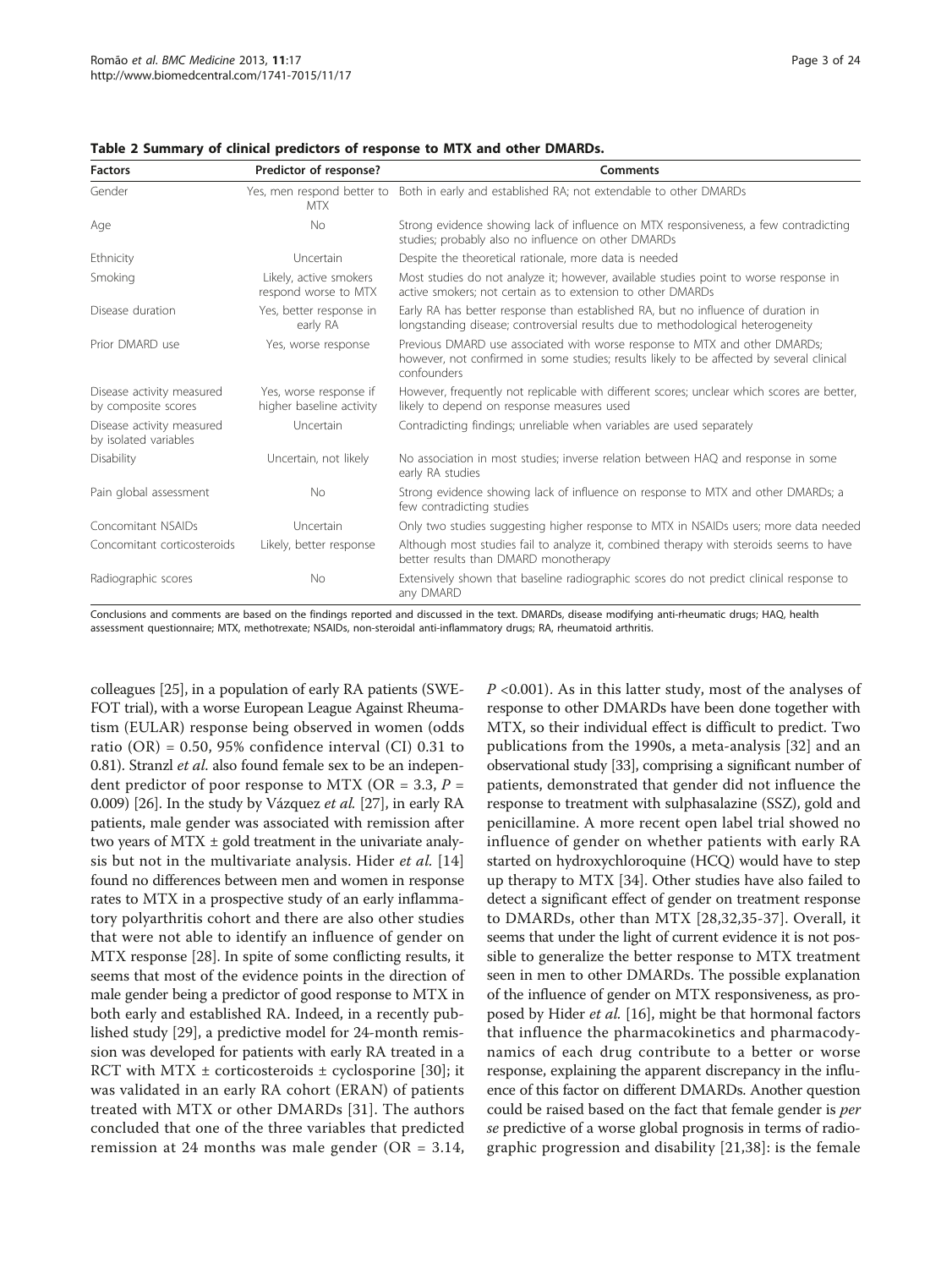**Table 2 Summary of clinical predictors of response to MTX and other DMARDs.**

| Factors | Predictor of response? | Comments |
|---|---|---|
| Gender | Yes, men respond better to MTX | Both in early and established RA; not extendable to other DMARDs |
| Age | No | Strong evidence showing lack of influence on MTX responsiveness, a few contradicting studies; probably also no influence on other DMARDs |
| Ethnicity | Uncertain | Despite the theoretical rationale, more data is needed |
| Smoking | Likely, active smokers respond worse to MTX | Most studies do not analyze it; however, available studies point to worse response in active smokers; not certain as to extension to other DMARDs |
| Disease duration | Yes, better response in early RA | Early RA has better response than established RA, but no influence of duration in longstanding disease; controversial results due to methodological heterogeneity |
| Prior DMARD use | Yes, worse response | Previous DMARD use associated with worse response to MTX and other DMARDs; however, not confirmed in some studies; results likely to be affected by several clinical confounders |
| Disease activity measured by composite scores | Yes, worse response if higher baseline activity | However, frequently not replicable with different scores; unclear which scores are better, likely to depend on response measures used |
| Disease activity measured by isolated variables | Uncertain | Contradicting findings; unreliable when variables are used separately |
| Disability | Uncertain, not likely | No association in most studies; inverse relation between HAQ and response in some early RA studies |
| Pain global assessment | No | Strong evidence showing lack of influence on response to MTX and other DMARDs; a few contradicting studies |
| Concomitant NSAIDs | Uncertain | Only two studies suggesting higher response to MTX in NSAIDs users; more data needed |
| Concomitant corticosteroids | Likely, better response | Although most studies fail to analyze it, combined therapy with steroids seems to have better results than DMARD monotherapy |
| Radiographic scores | No | Extensively shown that baseline radiographic scores do not predict clinical response to any DMARD |

Conclusions and comments are based on the findings reported and discussed in the text. DMARDs, disease modifying anti-rheumatic drugs; HAQ, health assessment questionnaire; MTX, methotrexate; NSAIDs, non-steroidal anti-inflammatory drugs; RA, rheumatoid arthritis.

colleagues [25], in a population of early RA patients (SWEFOT trial), with a worse European League Against Rheumatism (EULAR) response being observed in women (odds ratio (OR) = 0.50, 95% confidence interval (CI) 0.31 to 0.81). Stranzl *et al.* also found female sex to be an independent predictor of poor response to MTX (OR = 3.3, $P$ = 0.009) [26]. In the study by Vázquez *et al.* [27], in early RA patients, male gender was associated with remission after two years of MTX ± gold treatment in the univariate analysis but not in the multivariate analysis. Hider *et al.* [14] found no differences between men and women in response rates to MTX in a prospective study of an early inflammatory polyarthritis cohort and there are also other studies that were not able to identify an influence of gender on MTX response [28]. In spite of some conflicting results, it seems that most of the evidence points in the direction of male gender being a predictor of good response to MTX in both early and established RA. Indeed, in a recently published study [29], a predictive model for 24-month remission was developed for patients with early RA treated in a RCT with MTX ± corticosteroids ± cyclosporine [30]; it was validated in an early RA cohort (ERAN) of patients treated with MTX or other DMARDs [31]. The authors concluded that one of the three variables that predicted remission at 24 months was male gender (OR = 3.14, $P$ <0.001). As in this latter study, most of the analyses of response to other DMARDs have been done together with MTX, so their individual effect is difficult to predict. Two publications from the 1990s, a meta-analysis [32] and an observational study [33], comprising a significant number of patients, demonstrated that gender did not influence the response to treatment with sulphasalazine (SSZ), gold and penicillamine. A more recent open label trial showed no influence of gender on whether patients with early RA started on hydroxychloroquine (HCQ) would have to step up therapy to MTX [34]. Other studies have also failed to detect a significant effect of gender on treatment response to DMARDs, other than MTX [28,32,35-37]. Overall, it seems that under the light of current evidence it is not possible to generalize the better response to MTX treatment seen in men to other DMARDs. The possible explanation of the influence of gender on MTX responsiveness, as proposed by Hider *et al.* [16], might be that hormonal factors that influence the pharmacokinetics and pharmacodynamics of each drug contribute to a better or worse response, explaining the apparent discrepancy in the influence of this factor on different DMARDs. Another question could be raised based on the fact that female gender is *per se* predictive of a worse global prognosis in terms of radiographic progression and disability [21,38]: is the female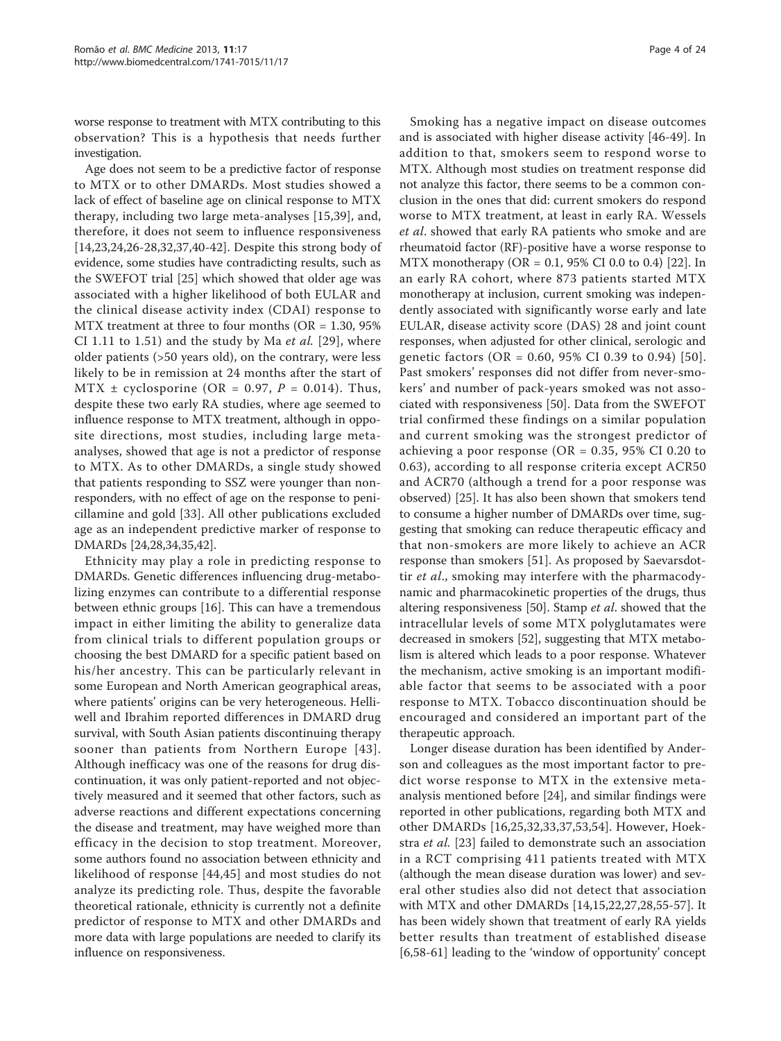worse response to treatment with MTX contributing to this observation? This is a hypothesis that needs further investigation.

Age does not seem to be a predictive factor of response to MTX or to other DMARDs. Most studies showed a lack of effect of baseline age on clinical response to MTX therapy, including two large meta-analyses [15,39], and, therefore, it does not seem to influence responsiveness [14,23,24,26-28,32,37,40-42]. Despite this strong body of evidence, some studies have contradicting results, such as the SWEFOT trial [25] which showed that older age was associated with a higher likelihood of both EULAR and the clinical disease activity index (CDAI) response to MTX treatment at three to four months (OR = 1.30, 95% CI 1.11 to 1.51) and the study by Ma *et al.* [29], where older patients (>50 years old), on the contrary, were less likely to be in remission at 24 months after the start of MTX ± cyclosporine (OR = 0.97, $P = 0.014$). Thus, despite these two early RA studies, where age seemed to influence response to MTX treatment, although in opposite directions, most studies, including large meta-analyses, showed that age is not a predictor of response to MTX. As to other DMARDs, a single study showed that patients responding to SSZ were younger than non-responders, with no effect of age on the response to penicillamine and gold [33]. All other publications excluded age as an independent predictive marker of response to DMARDs [24,28,34,35,42].

Ethnicity may play a role in predicting response to DMARDs. Genetic differences influencing drug-metabolizing enzymes can contribute to a differential response between ethnic groups [16]. This can have a tremendous impact in either limiting the ability to generalize data from clinical trials to different population groups or choosing the best DMARD for a specific patient based on his/her ancestry. This can be particularly relevant in some European and North American geographical areas, where patients' origins can be very heterogeneous. Helliwell and Ibrahim reported differences in DMARD drug survival, with South Asian patients discontinuing therapy sooner than patients from Northern Europe [43]. Although inefficacy was one of the reasons for drug discontinuation, it was only patient-reported and not objectively measured and it seemed that other factors, such as adverse reactions and different expectations concerning the disease and treatment, may have weighed more than efficacy in the decision to stop treatment. Moreover, some authors found no association between ethnicity and likelihood of response [44,45] and most studies do not analyze its predicting role. Thus, despite the favorable theoretical rationale, ethnicity is currently not a definite predictor of response to MTX and other DMARDs and more data with large populations are needed to clarify its influence on responsiveness.

Smoking has a negative impact on disease outcomes and is associated with higher disease activity [46-49]. In addition to that, smokers seem to respond worse to MTX. Although most studies on treatment response did not analyze this factor, there seems to be a common conclusion in the ones that did: current smokers do respond worse to MTX treatment, at least in early RA. Wessels *et al.* showed that early RA patients who smoke and are rheumatoid factor (RF)-positive have a worse response to MTX monotherapy (OR = 0.1, 95% CI 0.0 to 0.4) [22]. In an early RA cohort, where 873 patients started MTX monotherapy at inclusion, current smoking was independently associated with significantly worse early and late EULAR, disease activity score (DAS) 28 and joint count responses, when adjusted for other clinical, serologic and genetic factors (OR = 0.60, 95% CI 0.39 to 0.94) [50]. Past smokers' responses did not differ from never-smokers' and number of pack-years smoked was not associated with responsiveness [50]. Data from the SWEFOT trial confirmed these findings on a similar population and current smoking was the strongest predictor of achieving a poor response (OR = 0.35, 95% CI 0.20 to 0.63), according to all response criteria except ACR50 and ACR70 (although a trend for a poor response was observed) [25]. It has also been shown that smokers tend to consume a higher number of DMARDs over time, suggesting that smoking can reduce therapeutic efficacy and that non-smokers are more likely to achieve an ACR response than smokers [51]. As proposed by Saevarsdottir *et al.*, smoking may interfere with the pharmacodynamic and pharmacokinetic properties of the drugs, thus altering responsiveness [50]. Stamp *et al.* showed that the intracellular levels of some MTX polyglutamates were decreased in smokers [52], suggesting that MTX metabolism is altered which leads to a poor response. Whatever the mechanism, active smoking is an important modifiable factor that seems to be associated with a poor response to MTX. Tobacco discontinuation should be encouraged and considered an important part of the therapeutic approach.

Longer disease duration has been identified by Anderson and colleagues as the most important factor to predict worse response to MTX in the extensive meta-analysis mentioned before [24], and similar findings were reported in other publications, regarding both MTX and other DMARDs [16,25,32,33,37,53,54]. However, Hoekstra *et al.* [23] failed to demonstrate such an association in a RCT comprising 411 patients treated with MTX (although the mean disease duration was lower) and several other studies also did not detect that association with MTX and other DMARDs [14,15,22,27,28,55-57]. It has been widely shown that treatment of early RA yields better results than treatment of established disease [6,58-61] leading to the 'window of opportunity' concept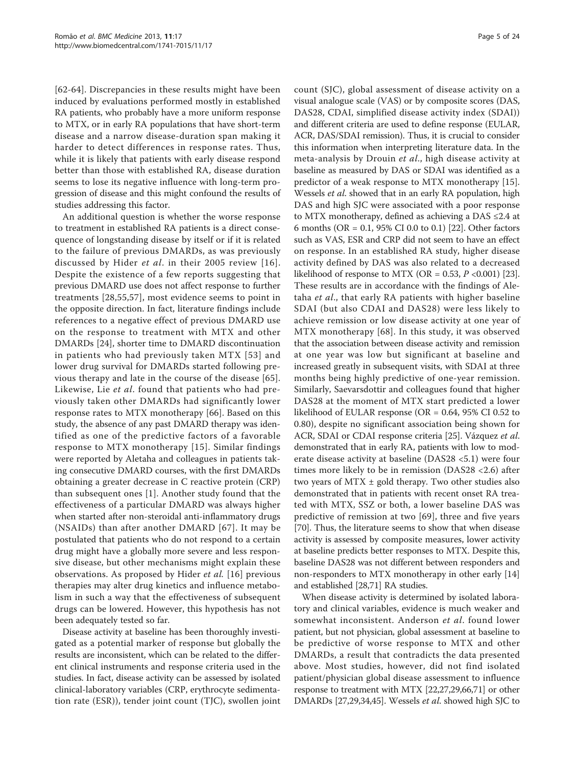[62-64]. Discrepancies in these results might have been induced by evaluations performed mostly in established RA patients, who probably have a more uniform response to MTX, or in early RA populations that have short-term disease and a narrow disease-duration span making it harder to detect differences in response rates. Thus, while it is likely that patients with early disease respond better than those with established RA, disease duration seems to lose its negative influence with long-term progression of disease and this might confound the results of studies addressing this factor.

An additional question is whether the worse response to treatment in established RA patients is a direct consequence of longstanding disease by itself or if it is related to the failure of previous DMARDs, as was previously discussed by Hider *et al*. in their 2005 review [16]. Despite the existence of a few reports suggesting that previous DMARD use does not affect response to further treatments [28,55,57], most evidence seems to point in the opposite direction. In fact, literature findings include references to a negative effect of previous DMARD use on the response to treatment with MTX and other DMARDs [24], shorter time to DMARD discontinuation in patients who had previously taken MTX [53] and lower drug survival for DMARDs started following previous therapy and late in the course of the disease [65]. Likewise, Lie *et al*. found that patients who had previously taken other DMARDs had significantly lower response rates to MTX monotherapy [66]. Based on this study, the absence of any past DMARD therapy was identified as one of the predictive factors of a favorable response to MTX monotherapy [15]. Similar findings were reported by Aletaha and colleagues in patients taking consecutive DMARD courses, with the first DMARDs obtaining a greater decrease in C reactive protein (CRP) than subsequent ones [1]. Another study found that the effectiveness of a particular DMARD was always higher when started after non-steroidal anti-inflammatory drugs (NSAIDs) than after another DMARD [67]. It may be postulated that patients who do not respond to a certain drug might have a globally more severe and less responsive disease, but other mechanisms might explain these observations. As proposed by Hider *et al.* [16] previous therapies may alter drug kinetics and influence metabolism in such a way that the effectiveness of subsequent drugs can be lowered. However, this hypothesis has not been adequately tested so far.

Disease activity at baseline has been thoroughly investigated as a potential marker of response but globally the results are inconsistent, which can be related to the different clinical instruments and response criteria used in the studies. In fact, disease activity can be assessed by isolated clinical-laboratory variables (CRP, erythrocyte sedimentation rate (ESR)), tender joint count (TJC), swollen joint count (SJC), global assessment of disease activity on a visual analogue scale (VAS) or by composite scores (DAS, DAS28, CDAI, simplified disease activity index (SDAI)) and different criteria are used to define response (EULAR, ACR, DAS/SDAI remission). Thus, it is crucial to consider this information when interpreting literature data. In the meta-analysis by Drouin *et al*., high disease activity at baseline as measured by DAS or SDAI was identified as a predictor of a weak response to MTX monotherapy [15]. Wessels *et al.* showed that in an early RA population, high DAS and high SJC were associated with a poor response to MTX monotherapy, defined as achieving a DAS ≤2.4 at 6 months (OR = 0.1, 95% CI 0.0 to 0.1) [22]. Other factors such as VAS, ESR and CRP did not seem to have an effect on response. In an established RA study, higher disease activity defined by DAS was also related to a decreased likelihood of response to MTX (OR = 0.53, $P$ <0.001) [23]. These results are in accordance with the findings of Aletaha *et al*., that early RA patients with higher baseline SDAI (but also CDAI and DAS28) were less likely to achieve remission or low disease activity at one year of MTX monotherapy [68]. In this study, it was observed that the association between disease activity and remission at one year was low but significant at baseline and increased greatly in subsequent visits, with SDAI at three months being highly predictive of one-year remission. Similarly, Saevarsdottir and colleagues found that higher DAS28 at the moment of MTX start predicted a lower likelihood of EULAR response (OR = 0.64, 95% CI 0.52 to 0.80), despite no significant association being shown for ACR, SDAI or CDAI response criteria [25]. Vázquez *et al.* demonstrated that in early RA, patients with low to moderate disease activity at baseline (DAS28 <5.1) were four times more likely to be in remission (DAS28 <2.6) after two years of MTX ± gold therapy. Two other studies also demonstrated that in patients with recent onset RA treated with MTX, SSZ or both, a lower baseline DAS was predictive of remission at two [69], three and five years [70]. Thus, the literature seems to show that when disease activity is assessed by composite measures, lower activity at baseline predicts better responses to MTX. Despite this, baseline DAS28 was not different between responders and non-responders to MTX monotherapy in other early [14] and established [28,71] RA studies.

When disease activity is determined by isolated laboratory and clinical variables, evidence is much weaker and somewhat inconsistent. Anderson *et al*. found lower patient, but not physician, global assessment at baseline to be predictive of worse response to MTX and other DMARDs, a result that contradicts the data presented above. Most studies, however, did not find isolated patient/physician global disease assessment to influence response to treatment with MTX [22,27,29,66,71] or other DMARDs [27,29,34,45]. Wessels *et al.* showed high SJC to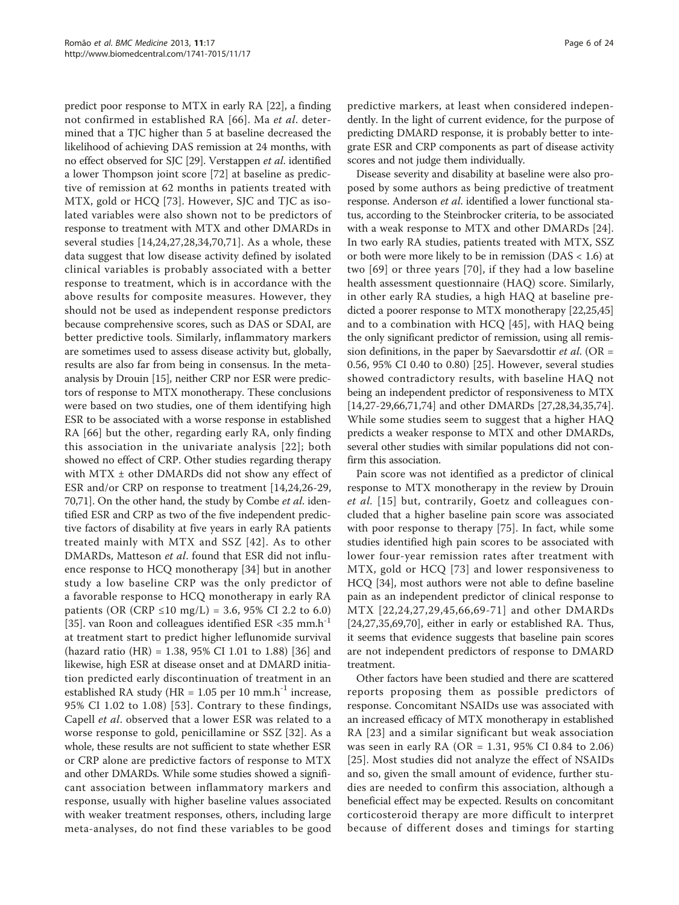predict poor response to MTX in early RA [22], a finding not confirmed in established RA [66]. Ma *et al*. determined that a TJC higher than 5 at baseline decreased the likelihood of achieving DAS remission at 24 months, with no effect observed for SJC [29]. Verstappen *et al*. identified a lower Thompson joint score [72] at baseline as predictive of remission at 62 months in patients treated with MTX, gold or HCQ [73]. However, SJC and TJC as isolated variables were also shown not to be predictors of response to treatment with MTX and other DMARDs in several studies [14,24,27,28,34,70,71]. As a whole, these data suggest that low disease activity defined by isolated clinical variables is probably associated with a better response to treatment, which is in accordance with the above results for composite measures. However, they should not be used as independent response predictors because comprehensive scores, such as DAS or SDAI, are better predictive tools. Similarly, inflammatory markers are sometimes used to assess disease activity but, globally, results are also far from being in consensus. In the meta-analysis by Drouin [15], neither CRP nor ESR were predictors of response to MTX monotherapy. These conclusions were based on two studies, one of them identifying high ESR to be associated with a worse response in established RA [66] but the other, regarding early RA, only finding this association in the univariate analysis [22]; both showed no effect of CRP. Other studies regarding therapy with MTX ± other DMARDs did not show any effect of ESR and/or CRP on response to treatment [14,24,26-29,70,71]. On the other hand, the study by Combe *et al*. identified ESR and CRP as two of the five independent predictive factors of disability at five years in early RA patients treated mainly with MTX and SSZ [42]. As to other DMARDs, Matteson *et al*. found that ESR did not influence response to HCQ monotherapy [34] but in another study a low baseline CRP was the only predictor of a favorable response to HCQ monotherapy in early RA patients (OR (CRP ≤10 mg/L) = 3.6, 95% CI 2.2 to 6.0) [35]. van Roon and colleagues identified ESR <35 $mm.h^{-1}$ at treatment start to predict higher leflunomide survival (hazard ratio (HR) = 1.38, 95% CI 1.01 to 1.88) [36] and likewise, high ESR at disease onset and at DMARD initiation predicted early discontinuation of treatment in an established RA study (HR = 1.05 per 10 $mm.h^{-1}$ increase, 95% CI 1.02 to 1.08) [53]. Contrary to these findings, Capell *et al*. observed that a lower ESR was related to a worse response to gold, penicillamine or SSZ [32]. As a whole, these results are not sufficient to state whether ESR or CRP alone are predictive factors of response to MTX and other DMARDs. While some studies showed a significant association between inflammatory markers and response, usually with higher baseline values associated with weaker treatment responses, others, including large meta-analyses, do not find these variables to be good predictive markers, at least when considered independently. In the light of current evidence, for the purpose of predicting DMARD response, it is probably better to integrate ESR and CRP components as part of disease activity scores and not judge them individually.

Disease severity and disability at baseline were also proposed by some authors as being predictive of treatment response. Anderson *et al*. identified a lower functional status, according to the Steinbrocker criteria, to be associated with a weak response to MTX and other DMARDs [24]. In two early RA studies, patients treated with MTX, SSZ or both were more likely to be in remission (DAS < 1.6) at two [69] or three years [70], if they had a low baseline health assessment questionnaire (HAQ) score. Similarly, in other early RA studies, a high HAQ at baseline predicted a poorer response to MTX monotherapy [22,25,45] and to a combination with HCQ [45], with HAQ being the only significant predictor of remission, using all remission definitions, in the paper by Saevarsdottir *et al*. (OR = 0.56, 95% CI 0.40 to 0.80) [25]. However, several studies showed contradictory results, with baseline HAQ not being an independent predictor of responsiveness to MTX [14,27-29,66,71,74] and other DMARDs [27,28,34,35,74]. While some studies seem to suggest that a higher HAQ predicts a weaker response to MTX and other DMARDs, several other studies with similar populations did not confirm this association.

Pain score was not identified as a predictor of clinical response to MTX monotherapy in the review by Drouin *et al*. [15] but, contrarily, Goetz and colleagues concluded that a higher baseline pain score was associated with poor response to therapy [75]. In fact, while some studies identified high pain scores to be associated with lower four-year remission rates after treatment with MTX, gold or HCQ [73] and lower responsiveness to HCQ [34], most authors were not able to define baseline pain as an independent predictor of clinical response to MTX [22,24,27,29,45,66,69-71] and other DMARDs [24,27,35,69,70], either in early or established RA. Thus, it seems that evidence suggests that baseline pain scores are not independent predictors of response to DMARD treatment.

Other factors have been studied and there are scattered reports proposing them as possible predictors of response. Concomitant NSAIDs use was associated with an increased efficacy of MTX monotherapy in established RA [23] and a similar significant but weak association was seen in early RA (OR = 1.31, 95% CI 0.84 to 2.06) [25]. Most studies did not analyze the effect of NSAIDs and so, given the small amount of evidence, further studies are needed to confirm this association, although a beneficial effect may be expected. Results on concomitant corticosteroid therapy are more difficult to interpret because of different doses and timings for starting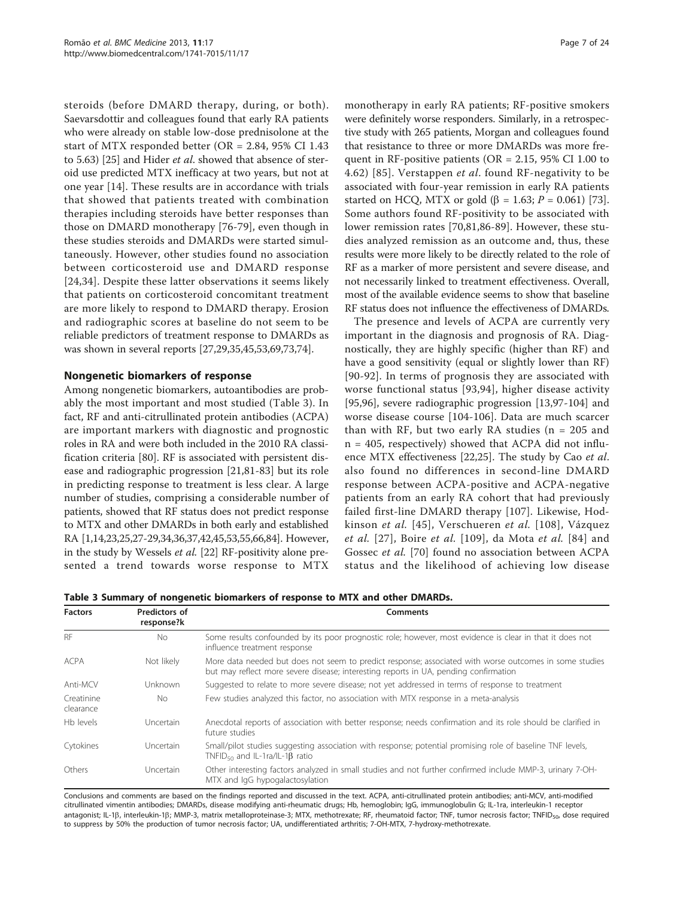steroids (before DMARD therapy, during, or both). Saevarsdottir and colleagues found that early RA patients who were already on stable low-dose prednisolone at the start of MTX responded better (OR = 2.84, 95% CI 1.43 to 5.63) [25] and Hider *et al*. showed that absence of steroid use predicted MTX inefficacy at two years, but not at one year [14]. These results are in accordance with trials that showed that patients treated with combination therapies including steroids have better responses than those on DMARD monotherapy [76-79], even though in these studies steroids and DMARDs were started simultaneously. However, other studies found no association between corticosteroid use and DMARD response [24,34]. Despite these latter observations it seems likely that patients on corticosteroid concomitant treatment are more likely to respond to DMARD therapy. Erosion and radiographic scores at baseline do not seem to be reliable predictors of treatment response to DMARDs as was shown in several reports [27,29,35,45,53,69,73,74].

## Nongenetic biomarkers of response

Among nongenetic biomarkers, autoantibodies are probably the most important and most studied (Table 3). In fact, RF and anti-citrullinated protein antibodies (ACPA) are important markers with diagnostic and prognostic roles in RA and were both included in the 2010 RA classification criteria [80]. RF is associated with persistent disease and radiographic progression [21,81-83] but its role in predicting response to treatment is less clear. A large number of studies, comprising a considerable number of patients, showed that RF status does not predict response to MTX and other DMARDs in both early and established RA [1,14,23,25,27-29,34,36,37,42,45,53,55,66,84]. However, in the study by Wessels *et al.* [22] RF-positivity alone presented a trend towards worse response to MTX monotherapy in early RA patients; RF-positive smokers were definitely worse responders. Similarly, in a retrospective study with 265 patients, Morgan and colleagues found that resistance to three or more DMARDs was more frequent in RF-positive patients (OR = 2.15, 95% CI 1.00 to 4.62) [85]. Verstappen *et al*. found RF-negativity to be associated with four-year remission in early RA patients started on HCQ, MTX or gold ($\beta = 1.63$; $P = 0.061$) [73]. Some authors found RF-positivity to be associated with lower remission rates [70,81,86-89]. However, these studies analyzed remission as an outcome and, thus, these results were more likely to be directly related to the role of RF as a marker of more persistent and severe disease, and not necessarily linked to treatment effectiveness. Overall, most of the available evidence seems to show that baseline RF status does not influence the effectiveness of DMARDs.

The presence and levels of ACPA are currently very important in the diagnosis and prognosis of RA. Diagnostically, they are highly specific (higher than RF) and have a good sensitivity (equal or slightly lower than RF) [90-92]. In terms of prognosis they are associated with worse functional status [93,94], higher disease activity [95,96], severe radiographic progression [13,97-104] and worse disease course [104-106]. Data are much scarcer than with RF, but two early RA studies (n = 205 and n = 405, respectively) showed that ACPA did not influence MTX effectiveness [22,25]. The study by Cao *et al.* also found no differences in second-line DMARD response between ACPA-positive and ACPA-negative patients from an early RA cohort that had previously failed first-line DMARD therapy [107]. Likewise, Hodkinson *et al.* [45], Verschueren *et al.* [108], Vázquez *et al.* [27], Boire *et al.* [109], da Mota *et al.* [84] and Gossec *et al.* [70] found no association between ACPA status and the likelihood of achieving low disease

**Table 3 Summary of nongenetic biomarkers of response to MTX and other DMARDs.**

| Factors | Predictors of response?k | Comments |
| --- | --- | --- |
| RF | No | Some results confounded by its poor prognostic role; however, most evidence is clear in that it does not influence treatment response |
| ACPA | Not likely | More data needed but does not seem to predict response; associated with worse outcomes in some studies but may reflect more severe disease; interesting reports in UA, pending confirmation |
| Anti-MCV | Unknown | Suggested to relate to more severe disease; not yet addressed in terms of response to treatment |
| Creatinine clearance | No | Few studies analyzed this factor, no association with MTX response in a meta-analysis |
| Hb levels | Uncertain | Anecdotal reports of association with better response; needs confirmation and its role should be clarified in future studies |
| Cytokines | Uncertain | Small/pilot studies suggesting association with response; potential promising role of baseline TNF levels, $TNFID_{50}$ and IL-1ra/IL-1β ratio |
| Others | Uncertain | Other interesting factors analyzed in small studies and not further confirmed include MMP-3, urinary 7-OH-MTX and IgG hypogalactosylation |

Conclusions and comments are based on the findings reported and discussed in the text. ACPA, anti-citrullinated protein antibodies; anti-MCV, anti-modified citrullinated vimentin antibodies; DMARDs, disease modifying anti-rheumatic drugs; Hb, hemoglobin; IgG, immunoglobulin G; IL-1ra, interleukin-1 receptor antagonist; IL-1β, interleukin-1β; MMP-3, matrix metalloproteinase-3; MTX, methotrexate; RF, rheumatoid factor; TNF, tumor necrosis factor; $TNFID_{50}$, dose required to suppress by 50% the production of tumor necrosis factor; UA, undifferentiated arthritis; 7-OH-MTX, 7-hydroxy-methotrexate.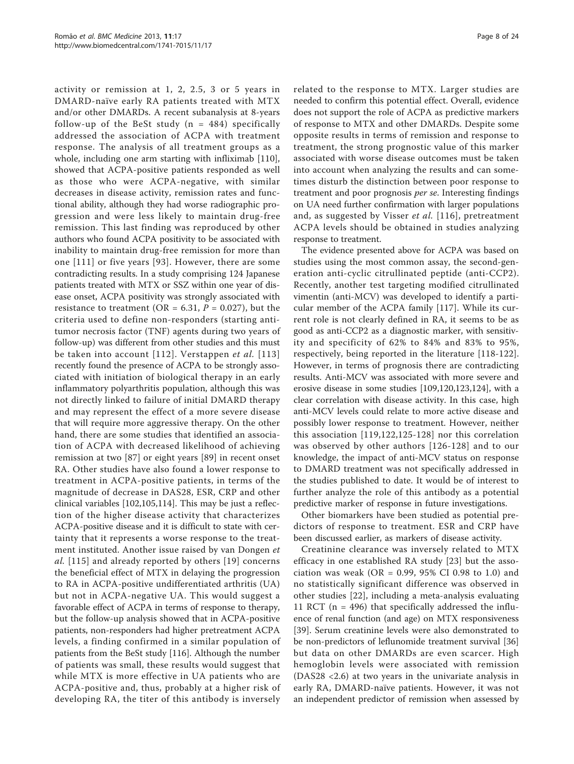activity or remission at 1, 2, 2.5, 3 or 5 years in DMARD-naïve early RA patients treated with MTX and/or other DMARDs. A recent subanalysis at 8-years follow-up of the BeSt study (n = 484) specifically addressed the association of ACPA with treatment response. The analysis of all treatment groups as a whole, including one arm starting with infliximab [110], showed that ACPA-positive patients responded as well as those who were ACPA-negative, with similar decreases in disease activity, remission rates and functional ability, although they had worse radiographic progression and were less likely to maintain drug-free remission. This last finding was reproduced by other authors who found ACPA positivity to be associated with inability to maintain drug-free remission for more than one [111] or five years [93]. However, there are some contradicting results. In a study comprising 124 Japanese patients treated with MTX or SSZ within one year of disease onset, ACPA positivity was strongly associated with resistance to treatment (OR = 6.31, *P* = 0.027), but the criteria used to define non-responders (starting anti-tumor necrosis factor (TNF) agents during two years of follow-up) was different from other studies and this must be taken into account [112]. Verstappen *et al.* [113] recently found the presence of ACPA to be strongly associated with initiation of biological therapy in an early inflammatory polyarthritis population, although this was not directly linked to failure of initial DMARD therapy and may represent the effect of a more severe disease that will require more aggressive therapy. On the other hand, there are some studies that identified an association of ACPA with decreased likelihood of achieving remission at two [87] or eight years [89] in recent onset RA. Other studies have also found a lower response to treatment in ACPA-positive patients, in terms of the magnitude of decrease in DAS28, ESR, CRP and other clinical variables [102,105,114]. This may be just a reflection of the higher disease activity that characterizes ACPA-positive disease and it is difficult to state with certainty that it represents a worse response to the treatment instituted. Another issue raised by van Dongen *et al.* [115] and already reported by others [19] concerns the beneficial effect of MTX in delaying the progression to RA in ACPA-positive undifferentiated arthritis (UA) but not in ACPA-negative UA. This would suggest a favorable effect of ACPA in terms of response to therapy, but the follow-up analysis showed that in ACPA-positive patients, non-responders had higher pretreatment ACPA levels, a finding confirmed in a similar population of patients from the BeSt study [116]. Although the number of patients was small, these results would suggest that while MTX is more effective in UA patients who are ACPA-positive and, thus, probably at a higher risk of developing RA, the titer of this antibody is inversely related to the response to MTX. Larger studies are needed to confirm this potential effect. Overall, evidence does not support the role of ACPA as predictive markers of response to MTX and other DMARDs. Despite some opposite results in terms of remission and response to treatment, the strong prognostic value of this marker associated with worse disease outcomes must be taken into account when analyzing the results and can sometimes disturb the distinction between poor response to treatment and poor prognosis *per se*. Interesting findings on UA need further confirmation with larger populations and, as suggested by Visser *et al.* [116], pretreatment ACPA levels should be obtained in studies analyzing response to treatment.

The evidence presented above for ACPA was based on studies using the most common assay, the second-generation anti-cyclic citrullinated peptide (anti-CCP2). Recently, another test targeting modified citrullinated vimentin (anti-MCV) was developed to identify a particular member of the ACPA family [117]. While its current role is not clearly defined in RA, it seems to be as good as anti-CCP2 as a diagnostic marker, with sensitivity and specificity of 62% to 84% and 83% to 95%, respectively, being reported in the literature [118-122]. However, in terms of prognosis there are contradicting results. Anti-MCV was associated with more severe and erosive disease in some studies [109,120,123,124], with a clear correlation with disease activity. In this case, high anti-MCV levels could relate to more active disease and possibly lower response to treatment. However, neither this association [119,122,125-128] nor this correlation was observed by other authors [126-128] and to our knowledge, the impact of anti-MCV status on response to DMARD treatment was not specifically addressed in the studies published to date. It would be of interest to further analyze the role of this antibody as a potential predictive marker of response in future investigations.

Other biomarkers have been studied as potential predictors of response to treatment. ESR and CRP have been discussed earlier, as markers of disease activity.

Creatinine clearance was inversely related to MTX efficacy in one established RA study [23] but the association was weak (OR = 0.99, 95% CI 0.98 to 1.0) and no statistically significant difference was observed in other studies [22], including a meta-analysis evaluating 11 RCT (n = 496) that specifically addressed the influence of renal function (and age) on MTX responsiveness [39]. Serum creatinine levels were also demonstrated to be non-predictors of leflunomide treatment survival [36] but data on other DMARDs are even scarcer. High hemoglobin levels were associated with remission (DAS28 <2.6) at two years in the univariate analysis in early RA, DMARD-naïve patients. However, it was not an independent predictor of remission when assessed by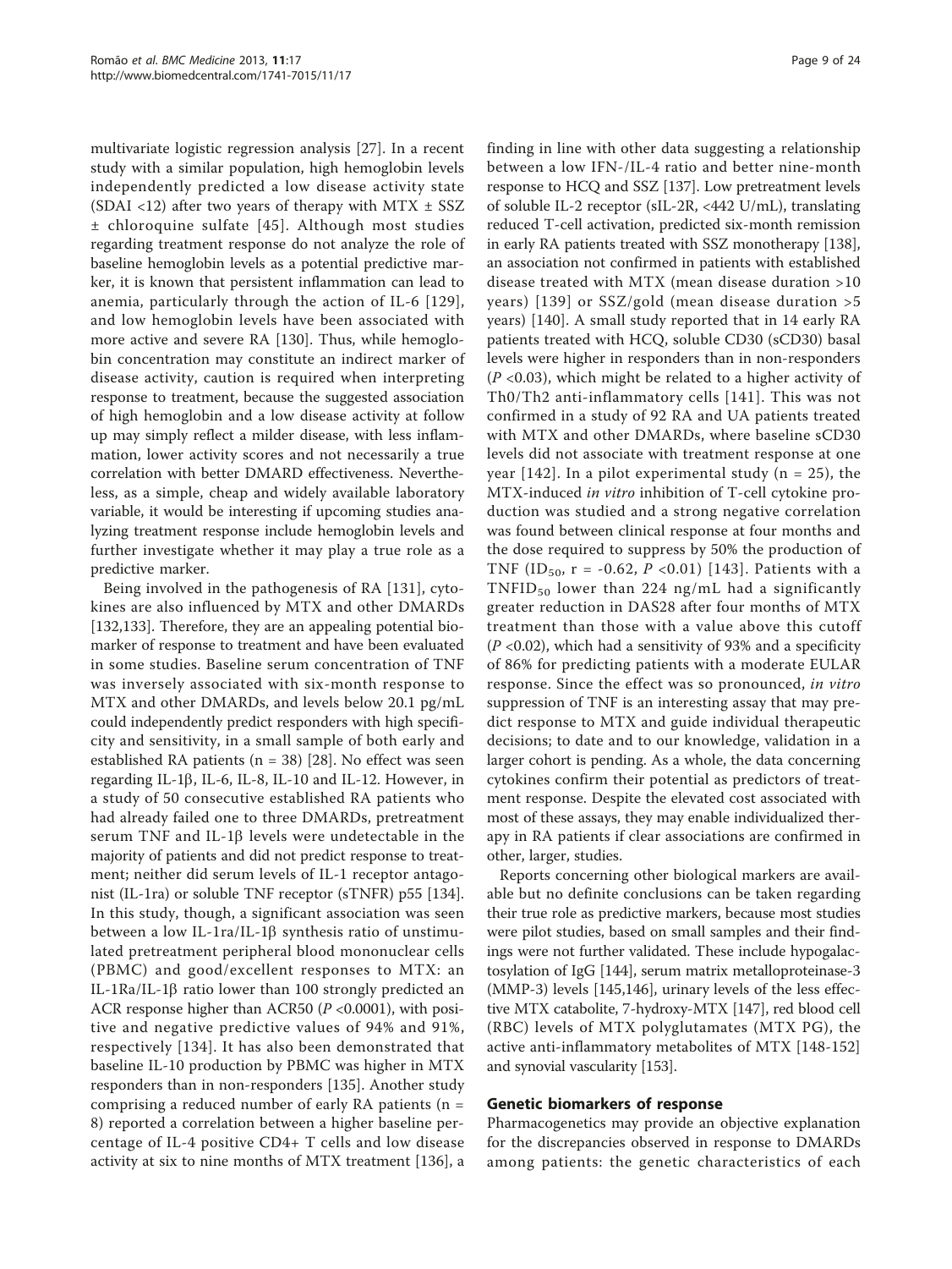multivariate logistic regression analysis [27]. In a recent study with a similar population, high hemoglobin levels independently predicted a low disease activity state (SDAI <12) after two years of therapy with MTX ± SSZ ± chloroquine sulfate [45]. Although most studies regarding treatment response do not analyze the role of baseline hemoglobin levels as a potential predictive marker, it is known that persistent inflammation can lead to anemia, particularly through the action of IL-6 [129], and low hemoglobin levels have been associated with more active and severe RA [130]. Thus, while hemoglobin concentration may constitute an indirect marker of disease activity, caution is required when interpreting response to treatment, because the suggested association of high hemoglobin and a low disease activity at follow up may simply reflect a milder disease, with less inflammation, lower activity scores and not necessarily a true correlation with better DMARD effectiveness. Nevertheless, as a simple, cheap and widely available laboratory variable, it would be interesting if upcoming studies analyzing treatment response include hemoglobin levels and further investigate whether it may play a true role as a predictive marker.

Being involved in the pathogenesis of RA [131], cytokines are also influenced by MTX and other DMARDs [132,133]. Therefore, they are an appealing potential biomarker of response to treatment and have been evaluated in some studies. Baseline serum concentration of TNF was inversely associated with six-month response to MTX and other DMARDs, and levels below 20.1 pg/mL could independently predict responders with high specificity and sensitivity, in a small sample of both early and established RA patients (n = 38) [28]. No effect was seen regarding IL-1β, IL-6, IL-8, IL-10 and IL-12. However, in a study of 50 consecutive established RA patients who had already failed one to three DMARDs, pretreatment serum TNF and IL-1β levels were undetectable in the majority of patients and did not predict response to treatment; neither did serum levels of IL-1 receptor antagonist (IL-1ra) or soluble TNF receptor (sTNFR) p55 [134]. In this study, though, a significant association was seen between a low IL-1ra/IL-1β synthesis ratio of unstimulated pretreatment peripheral blood mononuclear cells (PBMC) and good/excellent responses to MTX: an IL-1Ra/IL-1β ratio lower than 100 strongly predicted an ACR response higher than ACR50 ($P$ <0.0001), with positive and negative predictive values of 94% and 91%, respectively [134]. It has also been demonstrated that baseline IL-10 production by PBMC was higher in MTX responders than in non-responders [135]. Another study comprising a reduced number of early RA patients (n = 8) reported a correlation between a higher baseline percentage of IL-4 positive CD4+ T cells and low disease activity at six to nine months of MTX treatment [136], a finding in line with other data suggesting a relationship between a low IFN-/IL-4 ratio and better nine-month response to HCQ and SSZ [137]. Low pretreatment levels of soluble IL-2 receptor (sIL-2R, <442 U/mL), translating reduced T-cell activation, predicted six-month remission in early RA patients treated with SSZ monotherapy [138], an association not confirmed in patients with established disease treated with MTX (mean disease duration >10 years) [139] or SSZ/gold (mean disease duration >5 years) [140]. A small study reported that in 14 early RA patients treated with HCQ, soluble CD30 (sCD30) basal levels were higher in responders than in non-responders ($P$ <0.03), which might be related to a higher activity of Th0/Th2 anti-inflammatory cells [141]. This was not confirmed in a study of 92 RA and UA patients treated with MTX and other DMARDs, where baseline sCD30 levels did not associate with treatment response at one year [142]. In a pilot experimental study (n = 25), the MTX-induced *in vitro* inhibition of T-cell cytokine production was studied and a strong negative correlation was found between clinical response at four months and the dose required to suppress by 50% the production of TNF ($ID_{50}$, r = -0.62, $P$ <0.01) [143]. Patients with a $TNFID_{50}$ lower than 224 ng/mL had a significantly greater reduction in DAS28 after four months of MTX treatment than those with a value above this cutoff ($P$ <0.02), which had a sensitivity of 93% and a specificity of 86% for predicting patients with a moderate EULAR response. Since the effect was so pronounced, *in vitro* suppression of TNF is an interesting assay that may predict response to MTX and guide individual therapeutic decisions; to date and to our knowledge, validation in a larger cohort is pending. As a whole, the data concerning cytokines confirm their potential as predictors of treatment response. Despite the elevated cost associated with most of these assays, they may enable individualized therapy in RA patients if clear associations are confirmed in other, larger, studies.

Reports concerning other biological markers are available but no definite conclusions can be taken regarding their true role as predictive markers, because most studies were pilot studies, based on small samples and their findings were not further validated. These include hypogalactosylation of IgG [144], serum matrix metalloproteinase-3 (MMP-3) levels [145,146], urinary levels of the less effective MTX catabolite, 7-hydroxy-MTX [147], red blood cell (RBC) levels of MTX polyglutamates (MTX PG), the active anti-inflammatory metabolites of MTX [148-152] and synovial vascularity [153].

### Genetic biomarkers of response

Pharmacogenetics may provide an objective explanation for the discrepancies observed in response to DMARDs among patients: the genetic characteristics of each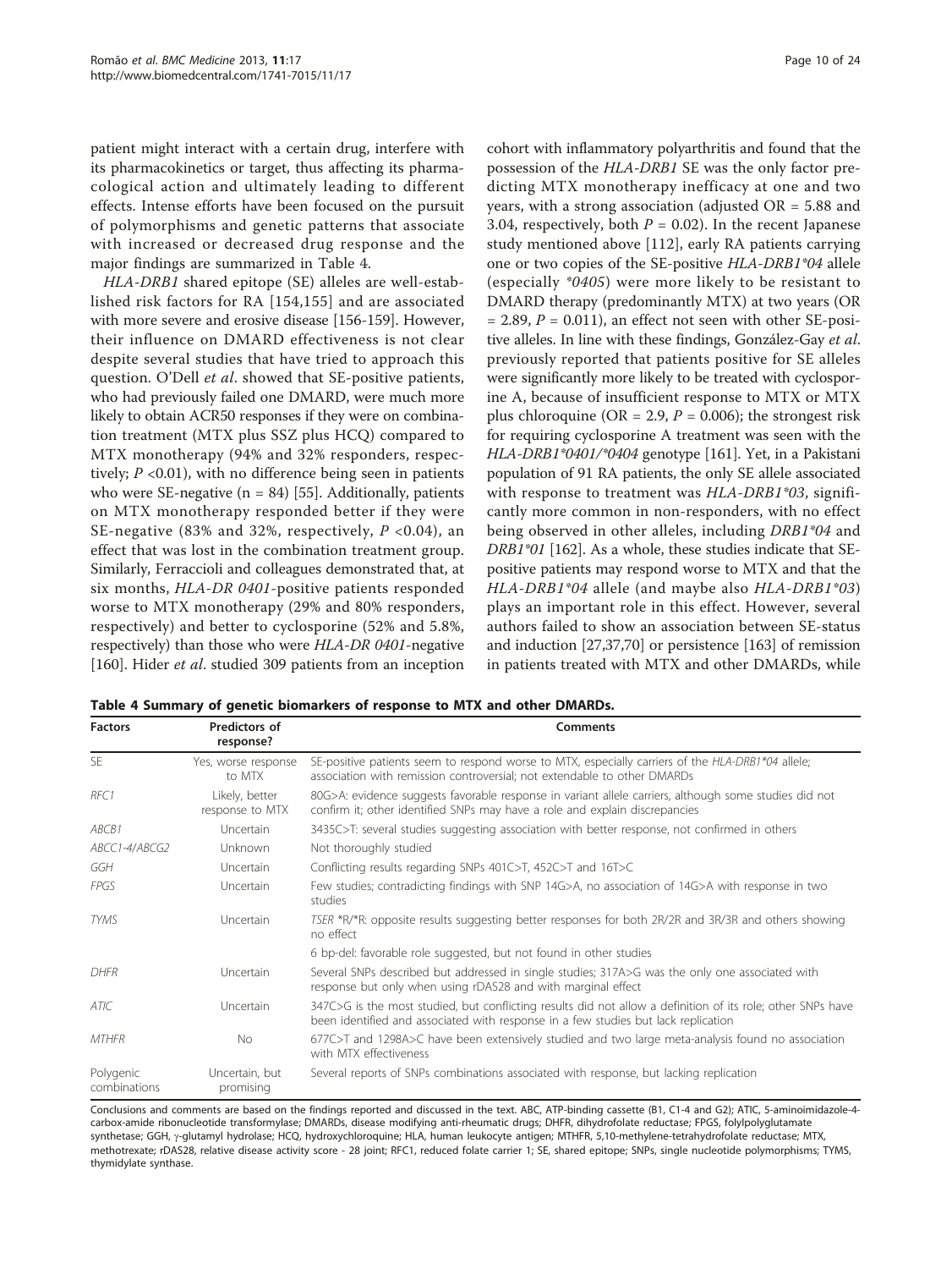patient might interact with a certain drug, interfere with its pharmacokinetics or target, thus affecting its pharmacological action and ultimately leading to different effects. Intense efforts have been focused on the pursuit of polymorphisms and genetic patterns that associate with increased or decreased drug response and the major findings are summarized in Table 4.

*HLA-DRB1* shared epitope (SE) alleles are well-established risk factors for RA [154,155] and are associated with more severe and erosive disease [156-159]. However, their influence on DMARD effectiveness is not clear despite several studies that have tried to approach this question. O'Dell *et al*. showed that SE-positive patients, who had previously failed one DMARD, were much more likely to obtain ACR50 responses if they were on combination treatment (MTX plus SSZ plus HCQ) compared to MTX monotherapy (94% and 32% responders, respectively; $P$ <0.01), with no difference being seen in patients who were SE-negative (n = 84) [55]. Additionally, patients on MTX monotherapy responded better if they were SE-negative (83% and 32%, respectively, $P$ <0.04), an effect that was lost in the combination treatment group. Similarly, Ferraccioli and colleagues demonstrated that, at six months, *HLA-DR 0401*-positive patients responded worse to MTX monotherapy (29% and 80% responders, respectively) and better to cyclosporine (52% and 5.8%, respectively) than those who were *HLA-DR 0401*-negative [160]. Hider *et al*. studied 309 patients from an inception cohort with inflammatory polyarthritis and found that the possession of the *HLA-DRB1* SE was the only factor predicting MTX monotherapy inefficacy at one and two years, with a strong association (adjusted OR = 5.88 and 3.04, respectively, both $P$ = 0.02). In the recent Japanese study mentioned above [112], early RA patients carrying one or two copies of the SE-positive *HLA-DRB1\*04* allele (especially *\*0405*) were more likely to be resistant to DMARD therapy (predominantly MTX) at two years (OR = 2.89, $P$ = 0.011), an effect not seen with other SE-positive alleles. In line with these findings, González-Gay *et al*. previously reported that patients positive for SE alleles were significantly more likely to be treated with cyclosporine A, because of insufficient response to MTX or MTX plus chloroquine (OR = 2.9, $P$ = 0.006); the strongest risk for requiring cyclosporine A treatment was seen with the *HLA-DRB1\*0401/\*0404* genotype [161]. Yet, in a Pakistani population of 91 RA patients, the only SE allele associated with response to treatment was *HLA-DRB1\*03*, significantly more common in non-responders, with no effect being observed in other alleles, including *DRB1\*04* and *DRB1\*01* [162]. As a whole, these studies indicate that SE-positive patients may respond worse to MTX and that the *HLA-DRB1\*04* allele (and maybe also *HLA-DRB1\*03*) plays an important role in this effect. However, several authors failed to show an association between SE-status and induction [27,37,70] or persistence [163] of remission in patients treated with MTX and other DMARDs, while

**Table 4 Summary of genetic biomarkers of response to MTX and other DMARDs.**

| Factors | Predictors of response? | Comments |
|---|---|---|
| SE | Yes, worse response to MTX | SE-positive patients seem to respond worse to MTX, especially carriers of the *HLA-DRB1\*04* allele; association with remission controversial; not extendable to other DMARDs |
| *RFC1* | Likely, better response to MTX | 80G>A: evidence suggests favorable response in variant allele carriers, although some studies did not confirm it; other identified SNPs may have a role and explain discrepancies |
| *ABCB1* | Uncertain | 3435C>T: several studies suggesting association with better response, not confirmed in others |
| *ABCC1-4/ABCG2* | Unknown | Not thoroughly studied |
| *GGH* | Uncertain | Conflicting results regarding SNPs 401C>T, 452C>T and 16T>C |
| *FPGS* | Uncertain | Few studies; contradicting findings with SNP 14G>A, no association of 14G>A with response in two studies |
| *TYMS* | Uncertain | *TSER* \*R/\*R: opposite results suggesting better responses for both 2R/2R and 3R/3R and others showing no effect |
| | | 6 bp-del: favorable role suggested, but not found in other studies |
| *DHFR* | Uncertain | Several SNPs described but addressed in single studies; 317A>G was the only one associated with response but only when using rDAS28 and with marginal effect |
| *ATIC* | Uncertain | 347C>G is the most studied, but conflicting results did not allow a definition of its role; other SNPs have been identified and associated with response in a few studies but lack replication |
| *MTHFR* | No | 677C>T and 1298A>C have been extensively studied and two large meta-analysis found no association with MTX effectiveness |
| Polygenic combinations | Uncertain, but promising | Several reports of SNPs combinations associated with response, but lacking replication |

Conclusions and comments are based on the findings reported and discussed in the text. ABC, ATP-binding cassette (B1, C1-4 and G2); ATIC, 5-aminoimidazole-4-carbox-amide ribonucleotide transformylase; DMARDs, disease modifying anti-rheumatic drugs; DHFR, dihydrofolate reductase; FPGS, folylpolyglutamate synthetase; GGH, γ-glutamyl hydrolase; HCQ, hydroxychloroquine; HLA, human leukocyte antigen; MTHFR, 5,10-methylene-tetrahydrofolate reductase; MTX, methotrexate; rDAS28, relative disease activity score - 28 joint; RFC1, reduced folate carrier 1; SE, shared epitope; SNPs, single nucleotide polymorphisms; TYMS, thymidylate synthase.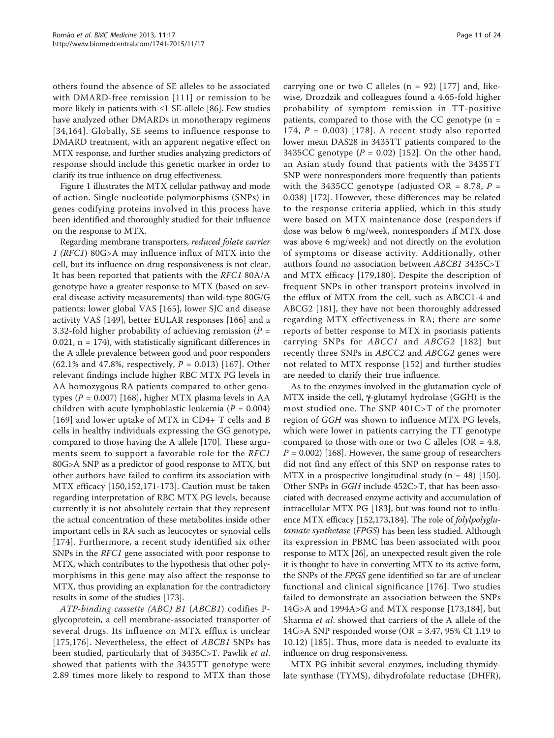others found the absence of SE alleles to be associated with DMARD-free remission [111] or remission to be more likely in patients with ≤1 SE-allele [86]. Few studies have analyzed other DMARDs in monotherapy regimens [34,164]. Globally, SE seems to influence response to DMARD treatment, with an apparent negative effect on MTX response, and further studies analyzing predictors of response should include this genetic marker in order to clarify its true influence on drug effectiveness.

Figure 1 illustrates the MTX cellular pathway and mode of action. Single nucleotide polymorphisms (SNPs) in genes codifying proteins involved in this process have been identified and thoroughly studied for their influence on the response to MTX.

Regarding membrane transporters, *reduced folate carrier 1 (RFC1)* 80G>A may influence influx of MTX into the cell, but its influence on drug responsiveness is not clear. It has been reported that patients with the *RFC1* 80A/A genotype have a greater response to MTX (based on several disease activity measurements) than wild-type 80G/G patients: lower global VAS [165], lower SJC and disease activity VAS [149], better EULAR responses [166] and a 3.32-fold higher probability of achieving remission ($P$ = 0.021, n = 174), with statistically significant differences in the A allele prevalence between good and poor responders (62.1% and 47.8%, respectively, $P$ = 0.013) [167]. Other relevant findings include higher RBC MTX PG levels in AA homozygous RA patients compared to other genotypes ($P$ = 0.007) [168], higher MTX plasma levels in AA children with acute lymphoblastic leukemia ($P$ = 0.004) [169] and lower uptake of MTX in CD4+ T cells and B cells in healthy individuals expressing the GG genotype, compared to those having the A allele [170]. These arguments seem to support a favorable role for the *RFC1* 80G>A SNP as a predictor of good response to MTX, but other authors have failed to confirm its association with MTX efficacy [150,152,171-173]. Caution must be taken regarding interpretation of RBC MTX PG levels, because currently it is not absolutely certain that they represent the actual concentration of these metabolites inside other important cells in RA such as leucocytes or synovial cells [174]. Furthermore, a recent study identified six other SNPs in the *RFC1* gene associated with poor response to MTX, which contributes to the hypothesis that other polymorphisms in this gene may also affect the response to MTX, thus providing an explanation for the contradictory results in some of the studies [173].

*ATP-binding cassette (ABC) B1* (*ABCB1*) codifies P-glycoprotein, a cell membrane-associated transporter of several drugs. Its influence on MTX efflux is unclear [175,176]. Nevertheless, the effect of *ABCB1* SNPs has been studied, particularly that of 3435C>T. Pawlik *et al.* showed that patients with the 3435TT genotype were 2.89 times more likely to respond to MTX than those carrying one or two C alleles (n = 92) [177] and, likewise, Drozdzik and colleagues found a 4.65-fold higher probability of symptom remission in TT-positive patients, compared to those with the CC genotype (n = 174, $P$ = 0.003) [178]. A recent study also reported lower mean DAS28 in 3435TT patients compared to the 3435CC genotype ($P$ = 0.02) [152]. On the other hand, an Asian study found that patients with the 3435TT SNP were nonresponders more frequently than patients with the 3435CC genotype (adjusted OR = 8.78, $P$ = 0.038) [172]. However, these differences may be related to the response criteria applied, which in this study were based on MTX maintenance dose (responders if dose was below 6 mg/week, nonresponders if MTX dose was above 6 mg/week) and not directly on the evolution of symptoms or disease activity. Additionally, other authors found no association between *ABCB1* 3435C>T and MTX efficacy [179,180]. Despite the description of frequent SNPs in other transport proteins involved in the efflux of MTX from the cell, such as ABCC1-4 and ABCG2 [181], they have not been thoroughly addressed regarding MTX effectiveness in RA; there are some reports of better response to MTX in psoriasis patients carrying SNPs for *ABCC1* and *ABCG2* [182] but recently three SNPs in *ABCC2* and *ABCG2* genes were not related to MTX response [152] and further studies are needed to clarify their true influence.

As to the enzymes involved in the glutamation cycle of MTX inside the cell, γ-glutamyl hydrolase (GGH) is the most studied one. The SNP 401C>T of the promoter region of *GGH* was shown to influence MTX PG levels, which were lower in patients carrying the TT genotype compared to those with one or two C alleles (OR = 4.8, $P$ = 0.002) [168]. However, the same group of researchers did not find any effect of this SNP on response rates to MTX in a prospective longitudinal study (n = 48) [150]. Other SNPs in *GGH* include 452C>T, that has been associated with decreased enzyme activity and accumulation of intracellular MTX PG [183], but was found not to influence MTX efficacy [152,173,184]. The role of *folylpolyglutamate synthetase* (*FPGS*) has been less studied. Although its expression in PBMC has been associated with poor response to MTX [26], an unexpected result given the role it is thought to have in converting MTX to its active form, the SNPs of the *FPGS* gene identified so far are of unclear functional and clinical significance [176]. Two studies failed to demonstrate an association between the SNPs 14G>A and 1994A>G and MTX response [173,184], but Sharma *et al.* showed that carriers of the A allele of the 14G>A SNP responded worse (OR = 3.47, 95% CI 1.19 to 10.12) [185]. Thus, more data is needed to evaluate its influence on drug responsiveness.

MTX PG inhibit several enzymes, including thymidylate synthase (TYMS), dihydrofolate reductase (DHFR),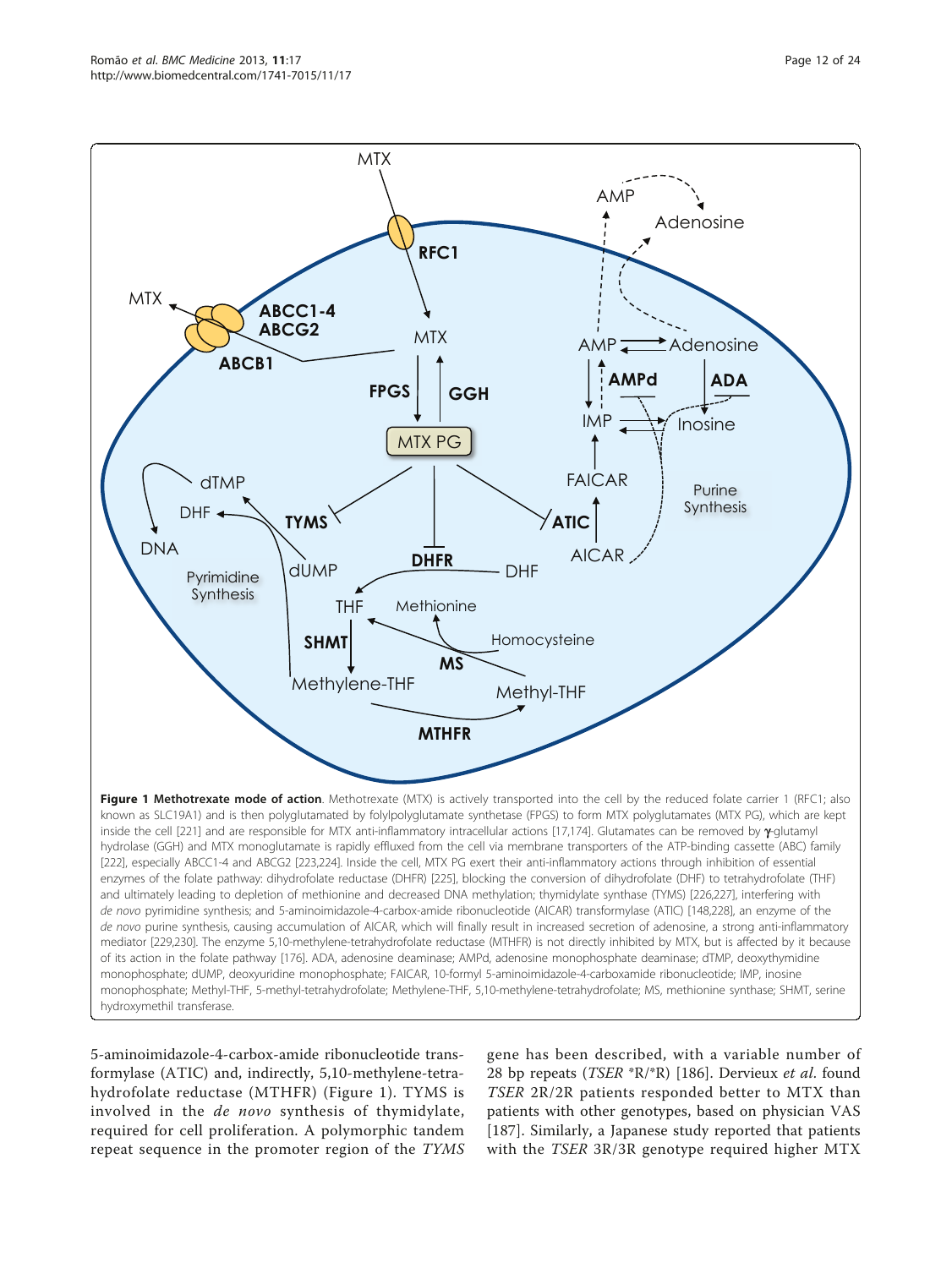**Figure 1 Methotrexate mode of action**. Methotrexate (MTX) is actively transported into the cell by the reduced folate carrier 1 (RFC1; also known as SLC19A1) and is then polyglutamated by folylpolyglutamate synthetase (FPGS) to form MTX polyglutamates (MTX PG), which are kept inside the cell [221] and are responsible for MTX anti-inflammatory intracellular actions [17,174]. Glutamates can be removed by γ-glutamyl hydrolase (GGH) and MTX monoglutamate is rapidly effluxed from the cell via membrane transporters of the ATP-binding cassette (ABC) family [222], especially ABCC1-4 and ABCG2 [223,224]. Inside the cell, MTX PG exert their anti-inflammatory actions through inhibition of essential enzymes of the folate pathway: dihydrofolate reductase (DHFR) [225], blocking the conversion of dihydrofolate (DHF) to tetrahydrofolate (THF) and ultimately leading to depletion of methionine and decreased DNA methylation; thymidylate synthase (TYMS) [226,227], interfering with *de novo* pyrimidine synthesis; and 5-aminoimidazole-4-carbox-amide ribonucleotide (AICAR) transformylase (ATIC) [148,228], an enzyme of the *de novo* purine synthesis, causing accumulation of AICAR, which will finally result in increased secretion of adenosine, a strong anti-inflammatory mediator [229,230]. The enzyme 5,10-methylene-tetrahydrofolate reductase (MTHFR) is not directly inhibited by MTX, but is affected by it because of its action in the folate pathway [176]. ADA, adenosine deaminase; AMPd, adenosine monophosphate deaminase; dTMP, deoxythymidine monophosphate; dUMP, deoxyuridine monophosphate; FAICAR, 10-formyl 5-aminoimidazole-4-carboxamide ribonucleotide; IMP, inosine monophosphate; Methyl-THF, 5-methyl-tetrahydrofolate; Methylene-THF, 5,10-methylene-tetrahydrofolate; MS, methionine synthase; SHMT, serine hydroxymethil transferase.

5-aminoimidazole-4-carbox-amide ribonucleotide transformylase (ATIC) and, indirectly, 5,10-methylene-tetrahydrofolate reductase (MTHFR) (Figure 1). TYMS is involved in the *de novo* synthesis of thymidylate, required for cell proliferation. A polymorphic tandem repeat sequence in the promoter region of the *TYMS* gene has been described, with a variable number of 28 bp repeats (*TSER* *R/*R) [186]. Dervieux *et al*. found *TSER* 2R/2R patients responded better to MTX than patients with other genotypes, based on physician VAS [187]. Similarly, a Japanese study reported that patients with the *TSER* 3R/3R genotype required higher MTX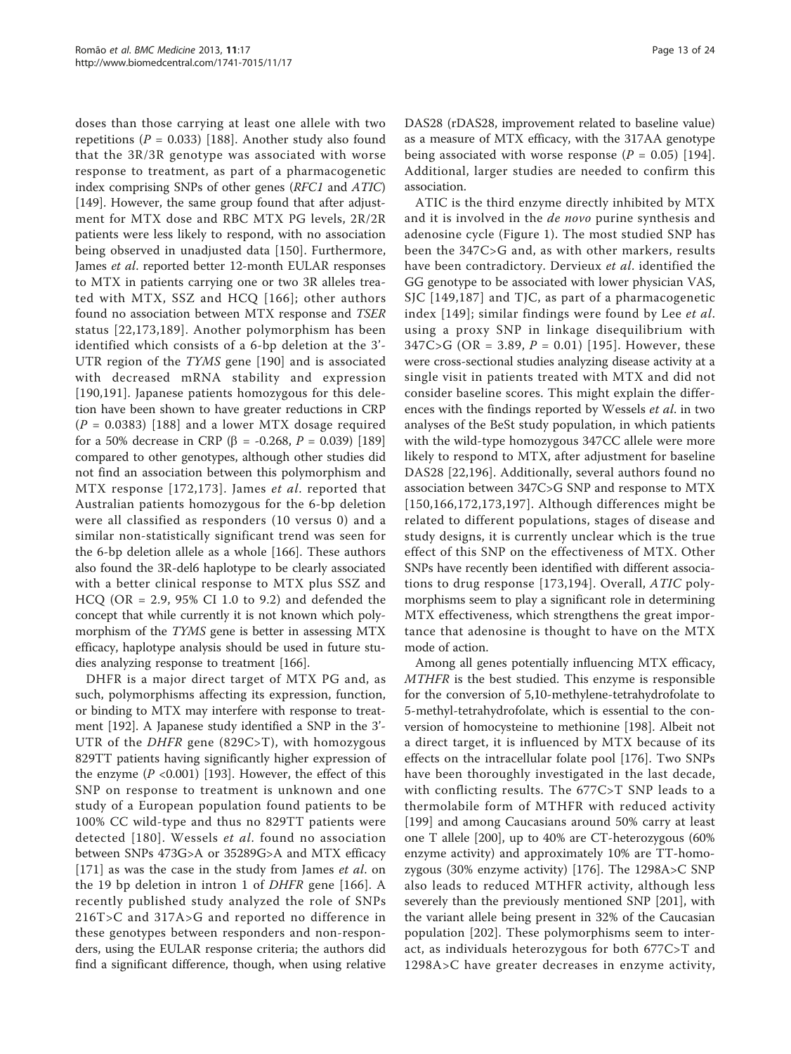doses than those carrying at least one allele with two repetitions ($P$ = 0.033) [188]. Another study also found that the 3R/3R genotype was associated with worse response to treatment, as part of a pharmacogenetic index comprising SNPs of other genes (*RFC1* and *ATIC*) [149]. However, the same group found that after adjustment for MTX dose and RBC MTX PG levels, 2R/2R patients were less likely to respond, with no association being observed in unadjusted data [150]. Furthermore, James *et al*. reported better 12-month EULAR responses to MTX in patients carrying one or two 3R alleles treated with MTX, SSZ and HCQ [166]; other authors found no association between MTX response and *TSER* status [22,173,189]. Another polymorphism has been identified which consists of a 6-bp deletion at the 3'-UTR region of the *TYMS* gene [190] and is associated with decreased mRNA stability and expression [190,191]. Japanese patients homozygous for this deletion have been shown to have greater reductions in CRP ($P$ = 0.0383) [188] and a lower MTX dosage required for a 50% decrease in CRP ($\beta$ = -0.268, $P$ = 0.039) [189] compared to other genotypes, although other studies did not find an association between this polymorphism and MTX response [172,173]. James *et al*. reported that Australian patients homozygous for the 6-bp deletion were all classified as responders (10 versus 0) and a similar non-statistically significant trend was seen for the 6-bp deletion allele as a whole [166]. These authors also found the 3R-del6 haplotype to be clearly associated with a better clinical response to MTX plus SSZ and HCQ (OR = 2.9, 95% CI 1.0 to 9.2) and defended the concept that while currently it is not known which polymorphism of the *TYMS* gene is better in assessing MTX efficacy, haplotype analysis should be used in future studies analyzing response to treatment [166].

DHFR is a major direct target of MTX PG and, as such, polymorphisms affecting its expression, function, or binding to MTX may interfere with response to treatment [192]. A Japanese study identified a SNP in the 3'-UTR of the *DHFR* gene (829C>T), with homozygous 829TT patients having significantly higher expression of the enzyme ($P$ <0.001) [193]. However, the effect of this SNP on response to treatment is unknown and one study of a European population found patients to be 100% CC wild-type and thus no 829TT patients were detected [180]. Wessels *et al*. found no association between SNPs 473G>A or 35289G>A and MTX efficacy [171] as was the case in the study from James *et al*. on the 19 bp deletion in intron 1 of *DHFR* gene [166]. A recently published study analyzed the role of SNPs 216T>C and 317A>G and reported no difference in these genotypes between responders and non-responders, using the EULAR response criteria; the authors did find a significant difference, though, when using relative DAS28 (rDAS28, improvement related to baseline value) as a measure of MTX efficacy, with the 317AA genotype being associated with worse response ($P$ = 0.05) [194]. Additional, larger studies are needed to confirm this association.

ATIC is the third enzyme directly inhibited by MTX and it is involved in the *de novo* purine synthesis and adenosine cycle (Figure 1). The most studied SNP has been the 347C>G and, as with other markers, results have been contradictory. Dervieux *et al*. identified the GG genotype to be associated with lower physician VAS, SJC [149,187] and TJC, as part of a pharmacogenetic index [149]; similar findings were found by Lee *et al*. using a proxy SNP in linkage disequilibrium with 347C>G (OR = 3.89, $P$ = 0.01) [195]. However, these were cross-sectional studies analyzing disease activity at a single visit in patients treated with MTX and did not consider baseline scores. This might explain the differences with the findings reported by Wessels *et al*. in two analyses of the BeSt study population, in which patients with the wild-type homozygous 347CC allele were more likely to respond to MTX, after adjustment for baseline DAS28 [22,196]. Additionally, several authors found no association between 347C>G SNP and response to MTX [150,166,172,173,197]. Although differences might be related to different populations, stages of disease and study designs, it is currently unclear which is the true effect of this SNP on the effectiveness of MTX. Other SNPs have recently been identified with different associations to drug response [173,194]. Overall, *ATIC* polymorphisms seem to play a significant role in determining MTX effectiveness, which strengthens the great importance that adenosine is thought to have on the MTX mode of action.

Among all genes potentially influencing MTX efficacy, *MTHFR* is the best studied. This enzyme is responsible for the conversion of 5,10-methylene-tetrahydrofolate to 5-methyl-tetrahydrofolate, which is essential to the conversion of homocysteine to methionine [198]. Albeit not a direct target, it is influenced by MTX because of its effects on the intracellular folate pool [176]. Two SNPs have been thoroughly investigated in the last decade, with conflicting results. The 677C>T SNP leads to a thermolabile form of MTHFR with reduced activity [199] and among Caucasians around 50% carry at least one T allele [200], up to 40% are CT-heterozygous (60% enzyme activity) and approximately 10% are TT-homozygous (30% enzyme activity) [176]. The 1298A>C SNP also leads to reduced MTHFR activity, although less severely than the previously mentioned SNP [201], with the variant allele being present in 32% of the Caucasian population [202]. These polymorphisms seem to interact, as individuals heterozygous for both 677C>T and 1298A>C have greater decreases in enzyme activity,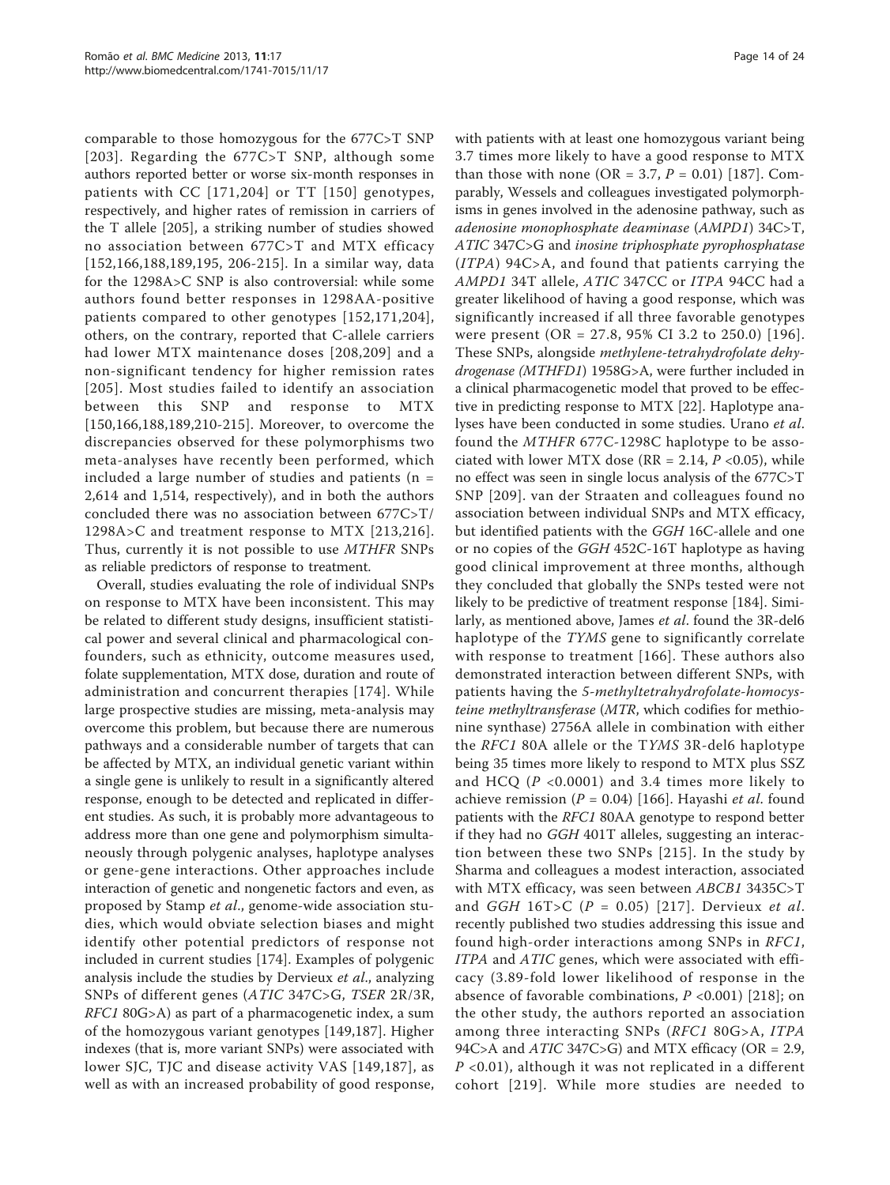comparable to those homozygous for the 677C>T SNP [203]. Regarding the 677C>T SNP, although some authors reported better or worse six-month responses in patients with CC [171,204] or TT [150] genotypes, respectively, and higher rates of remission in carriers of the T allele [205], a striking number of studies showed no association between 677C>T and MTX efficacy [152,166,188,189,195, 206-215]. In a similar way, data for the 1298A>C SNP is also controversial: while some authors found better responses in 1298AA-positive patients compared to other genotypes [152,171,204], others, on the contrary, reported that C-allele carriers had lower MTX maintenance doses [208,209] and a non-significant tendency for higher remission rates [205]. Most studies failed to identify an association between this SNP and response to MTX [150,166,188,189,210-215]. Moreover, to overcome the discrepancies observed for these polymorphisms two meta-analyses have recently been performed, which included a large number of studies and patients (n = 2,614 and 1,514, respectively), and in both the authors concluded there was no association between 677C>T/1298A>C and treatment response to MTX [213,216]. Thus, currently it is not possible to use *MTHFR* SNPs as reliable predictors of response to treatment.

Overall, studies evaluating the role of individual SNPs on response to MTX have been inconsistent. This may be related to different study designs, insufficient statistical power and several clinical and pharmacological confounders, such as ethnicity, outcome measures used, folate supplementation, MTX dose, duration and route of administration and concurrent therapies [174]. While large prospective studies are missing, meta-analysis may overcome this problem, but because there are numerous pathways and a considerable number of targets that can be affected by MTX, an individual genetic variant within a single gene is unlikely to result in a significantly altered response, enough to be detected and replicated in different studies. As such, it is probably more advantageous to address more than one gene and polymorphism simultaneously through polygenic analyses, haplotype analyses or gene-gene interactions. Other approaches include interaction of genetic and nongenetic factors and even, as proposed by Stamp *et al*., genome-wide association studies, which would obviate selection biases and might identify other potential predictors of response not included in current studies [174]. Examples of polygenic analysis include the studies by Dervieux *et al*., analyzing SNPs of different genes (*ATIC* 347C>G, *TSER* 2R/3R, *RFC1* 80G>A) as part of a pharmacogenetic index, a sum of the homozygous variant genotypes [149,187]. Higher indexes (that is, more variant SNPs) were associated with lower SJC, TJC and disease activity VAS [149,187], as well as with an increased probability of good response, with patients with at least one homozygous variant being 3.7 times more likely to have a good response to MTX than those with none (OR = 3.7, $P = 0.01$) [187]. Comparably, Wessels and colleagues investigated polymorphisms in genes involved in the adenosine pathway, such as *adenosine monophosphate deaminase* (*AMPD1*) 34C>T, *ATIC* 347C>G and *inosine triphosphate pyrophosphatase* (*ITPA*) 94C>A, and found that patients carrying the *AMPD1* 34T allele, *ATIC* 347CC or *ITPA* 94CC had a greater likelihood of having a good response, which was significantly increased if all three favorable genotypes were present (OR = 27.8, 95% CI 3.2 to 250.0) [196]. These SNPs, alongside *methylene-tetrahydrofolate dehydrogenase (MTHFD1)* 1958G>A, were further included in a clinical pharmacogenetic model that proved to be effective in predicting response to MTX [22]. Haplotype analyses have been conducted in some studies. Urano *et al*. found the *MTHFR* 677C-1298C haplotype to be associated with lower MTX dose (RR = 2.14, $P < 0.05$), while no effect was seen in single locus analysis of the 677C>T SNP [209]. van der Straaten and colleagues found no association between individual SNPs and MTX efficacy, but identified patients with the *GGH* 16C-allele and one or no copies of the *GGH* 452C-16T haplotype as having good clinical improvement at three months, although they concluded that globally the SNPs tested were not likely to be predictive of treatment response [184]. Similarly, as mentioned above, James *et al*. found the 3R-del6 haplotype of the *TYMS* gene to significantly correlate with response to treatment [166]. These authors also demonstrated interaction between different SNPs, with patients having the *5-methyltetrahydrofolate-homocysteine methyltransferase* (*MTR*, which codifies for methionine synthase) 2756A allele in combination with either the *RFC1* 80A allele or the *TYMS* 3R-del6 haplotype being 35 times more likely to respond to MTX plus SSZ and HCQ ($P < 0.0001$) and 3.4 times more likely to achieve remission ($P = 0.04$) [166]. Hayashi *et al*. found patients with the *RFC1* 80AA genotype to respond better if they had no *GGH* 401T alleles, suggesting an interaction between these two SNPs [215]. In the study by Sharma and colleagues a modest interaction, associated with MTX efficacy, was seen between *ABCB1* 3435C>T and *GGH* 16T>C ($P = 0.05$) [217]. Dervieux *et al*. recently published two studies addressing this issue and found high-order interactions among SNPs in *RFC1*, *ITPA* and *ATIC* genes, which were associated with efficacy (3.89-fold lower likelihood of response in the absence of favorable combinations, $P < 0.001$) [218]; on the other study, the authors reported an association among three interacting SNPs (*RFC1* 80G>A, *ITPA* 94C>A and *ATIC* 347C>G) and MTX efficacy (OR = 2.9, $P < 0.01$), although it was not replicated in a different cohort [219]. While more studies are needed to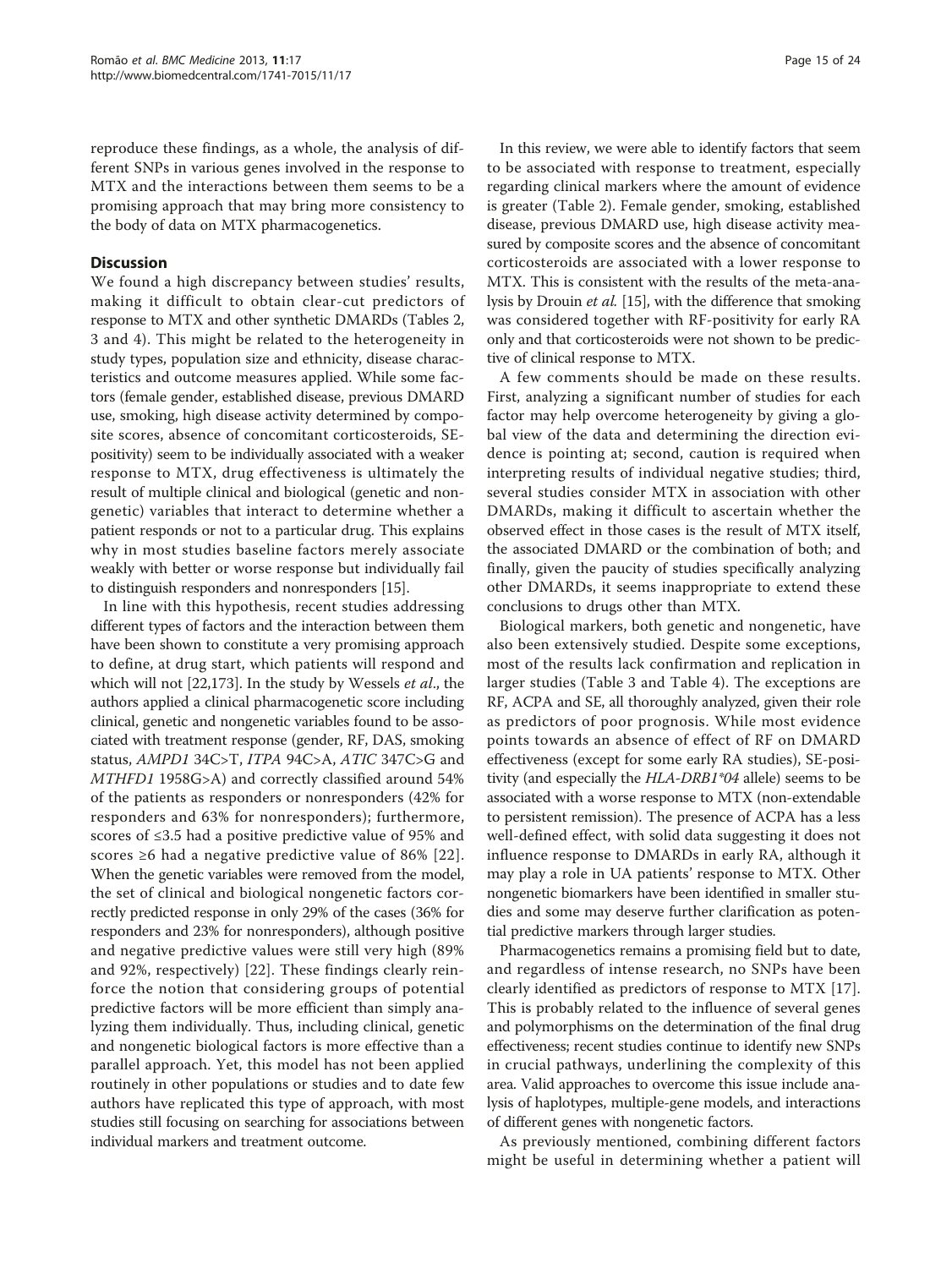reproduce these findings, as a whole, the analysis of different SNPs in various genes involved in the response to MTX and the interactions between them seems to be a promising approach that may bring more consistency to the body of data on MTX pharmacogenetics.

## Discussion

We found a high discrepancy between studies' results, making it difficult to obtain clear-cut predictors of response to MTX and other synthetic DMARDs (Tables 2, 3 and 4). This might be related to the heterogeneity in study types, population size and ethnicity, disease characteristics and outcome measures applied. While some factors (female gender, established disease, previous DMARD use, smoking, high disease activity determined by composite scores, absence of concomitant corticosteroids, SE-positivity) seem to be individually associated with a weaker response to MTX, drug effectiveness is ultimately the result of multiple clinical and biological (genetic and nongenetic) variables that interact to determine whether a patient responds or not to a particular drug. This explains why in most studies baseline factors merely associate weakly with better or worse response but individually fail to distinguish responders and nonresponders [15].

In line with this hypothesis, recent studies addressing different types of factors and the interaction between them have been shown to constitute a very promising approach to define, at drug start, which patients will respond and which will not [22,173]. In the study by Wessels *et al*., the authors applied a clinical pharmacogenetic score including clinical, genetic and nongenetic variables found to be associated with treatment response (gender, RF, DAS, smoking status, *AMPD1* 34C>T, *ITPA* 94C>A, *ATIC* 347C>G and *MTHFD1* 1958G>A) and correctly classified around 54% of the patients as responders or nonresponders (42% for responders and 63% for nonresponders); furthermore, scores of ≤3.5 had a positive predictive value of 95% and scores ≥6 had a negative predictive value of 86% [22]. When the genetic variables were removed from the model, the set of clinical and biological nongenetic factors correctly predicted response in only 29% of the cases (36% for responders and 23% for nonresponders), although positive and negative predictive values were still very high (89% and 92%, respectively) [22]. These findings clearly reinforce the notion that considering groups of potential predictive factors will be more efficient than simply analyzing them individually. Thus, including clinical, genetic and nongenetic biological factors is more effective than a parallel approach. Yet, this model has not been applied routinely in other populations or studies and to date few authors have replicated this type of approach, with most studies still focusing on searching for associations between individual markers and treatment outcome.

In this review, we were able to identify factors that seem to be associated with response to treatment, especially regarding clinical markers where the amount of evidence is greater (Table 2). Female gender, smoking, established disease, previous DMARD use, high disease activity measured by composite scores and the absence of concomitant corticosteroids are associated with a lower response to MTX. This is consistent with the results of the meta-analysis by Drouin *et al.* [15], with the difference that smoking was considered together with RF-positivity for early RA only and that corticosteroids were not shown to be predictive of clinical response to MTX.

A few comments should be made on these results. First, analyzing a significant number of studies for each factor may help overcome heterogeneity by giving a global view of the data and determining the direction evidence is pointing at; second, caution is required when interpreting results of individual negative studies; third, several studies consider MTX in association with other DMARDs, making it difficult to ascertain whether the observed effect in those cases is the result of MTX itself, the associated DMARD or the combination of both; and finally, given the paucity of studies specifically analyzing other DMARDs, it seems inappropriate to extend these conclusions to drugs other than MTX.

Biological markers, both genetic and nongenetic, have also been extensively studied. Despite some exceptions, most of the results lack confirmation and replication in larger studies (Table 3 and Table 4). The exceptions are RF, ACPA and SE, all thoroughly analyzed, given their role as predictors of poor prognosis. While most evidence points towards an absence of effect of RF on DMARD effectiveness (except for some early RA studies), SE-positivity (and especially the *HLA-DRB1\*04* allele) seems to be associated with a worse response to MTX (non-extendable to persistent remission). The presence of ACPA has a less well-defined effect, with solid data suggesting it does not influence response to DMARDs in early RA, although it may play a role in UA patients' response to MTX. Other nongenetic biomarkers have been identified in smaller studies and some may deserve further clarification as potential predictive markers through larger studies.

Pharmacogenetics remains a promising field but to date, and regardless of intense research, no SNPs have been clearly identified as predictors of response to MTX [17]. This is probably related to the influence of several genes and polymorphisms on the determination of the final drug effectiveness; recent studies continue to identify new SNPs in crucial pathways, underlining the complexity of this area. Valid approaches to overcome this issue include analysis of haplotypes, multiple-gene models, and interactions of different genes with nongenetic factors.

As previously mentioned, combining different factors might be useful in determining whether a patient will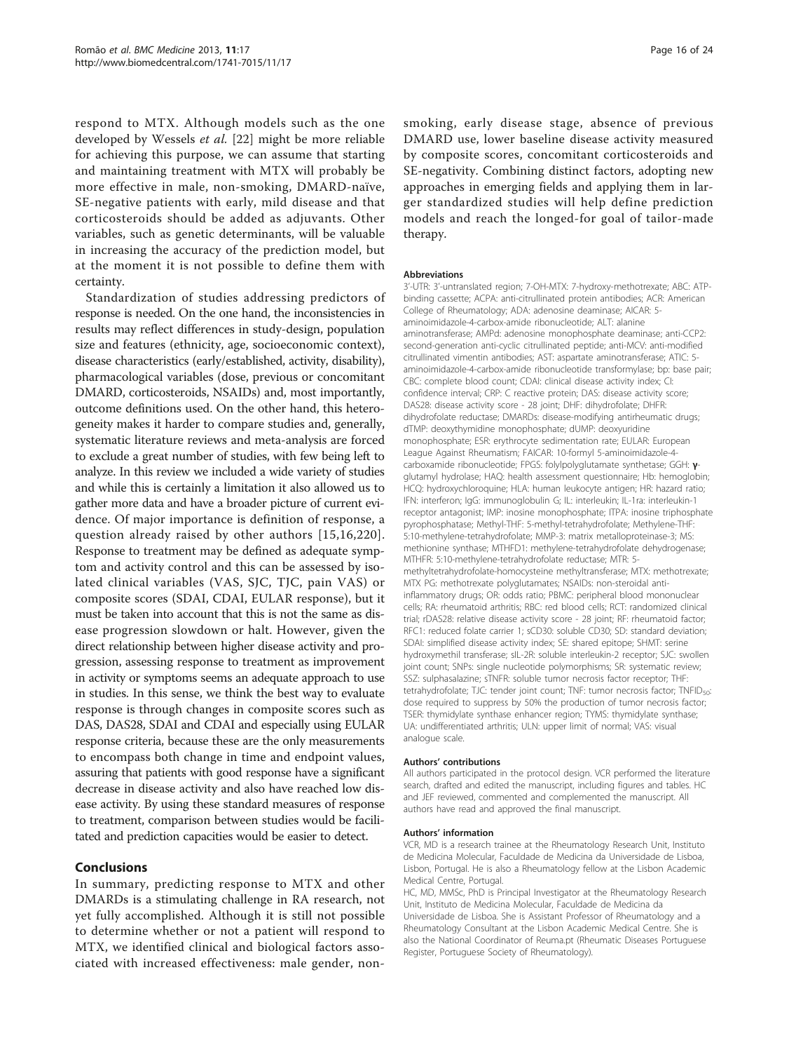respond to MTX. Although models such as the one developed by Wessels *et al.* [22] might be more reliable for achieving this purpose, we can assume that starting and maintaining treatment with MTX will probably be more effective in male, non-smoking, DMARD-naïve, SE-negative patients with early, mild disease and that corticosteroids should be added as adjuvants. Other variables, such as genetic determinants, will be valuable in increasing the accuracy of the prediction model, but at the moment it is not possible to define them with certainty.

Standardization of studies addressing predictors of response is needed. On the one hand, the inconsistencies in results may reflect differences in study-design, population size and features (ethnicity, age, socioeconomic context), disease characteristics (early/established, activity, disability), pharmacological variables (dose, previous or concomitant DMARD, corticosteroids, NSAIDs) and, most importantly, outcome definitions used. On the other hand, this heterogeneity makes it harder to compare studies and, generally, systematic literature reviews and meta-analysis are forced to exclude a great number of studies, with few being left to analyze. In this review we included a wide variety of studies and while this is certainly a limitation it also allowed us to gather more data and have a broader picture of current evidence. Of major importance is definition of response, a question already raised by other authors [15,16,220]. Response to treatment may be defined as adequate symptom and activity control and this can be assessed by isolated clinical variables (VAS, SJC, TJC, pain VAS) or composite scores (SDAI, CDAI, EULAR response), but it must be taken into account that this is not the same as disease progression slowdown or halt. However, given the direct relationship between higher disease activity and progression, assessing response to treatment as improvement in activity or symptoms seems an adequate approach to use in studies. In this sense, we think the best way to evaluate response is through changes in composite scores such as DAS, DAS28, SDAI and CDAI and especially using EULAR response criteria, because these are the only measurements to encompass both change in time and endpoint values, assuring that patients with good response have a significant decrease in disease activity and also have reached low disease activity. By using these standard measures of response to treatment, comparison between studies would be facilitated and prediction capacities would be easier to detect.

## Conclusions

In summary, predicting response to MTX and other DMARDs is a stimulating challenge in RA research, not yet fully accomplished. Although it is still not possible to determine whether or not a patient will respond to MTX, we identified clinical and biological factors associated with increased effectiveness: male gender, non-smoking, early disease stage, absence of previous DMARD use, lower baseline disease activity measured by composite scores, concomitant corticosteroids and SE-negativity. Combining distinct factors, adopting new approaches in emerging fields and applying them in larger standardized studies will help define prediction models and reach the longed-for goal of tailor-made therapy.

#### Abbreviations

3'-UTR: 3'-untranslated region; 7-OH-MTX: 7-hydroxy-methotrexate; ABC: ATP-binding cassette; ACPA: anti-citrullinated protein antibodies; ACR: American College of Rheumatology; ADA: adenosine deaminase; AICAR: 5-aminoimidazole-4-carbox-amide ribonucleotide; ALT: alanine aminotransferase; AMPd: adenosine monophosphate deaminase; anti-CCP2: second-generation anti-cyclic citrullinated peptide; anti-MCV: anti-modified citrullinated vimentin antibodies; AST: aspartate aminotransferase; ATIC: 5-aminoimidazole-4-carbox-amide ribonucleotide transformylase; bp: base pair; CBC: complete blood count; CDAI: clinical disease activity index; CI: confidence interval; CRP: C reactive protein; DAS: disease activity score; DAS28: disease activity score - 28 joint; DHF: dihydrofolate; DHFR: dihydrofolate reductase; DMARDs: disease-modifying antirheumatic drugs; dTMP: deoxythymidine monophosphate; dUMP: deoxyuridine monophosphate; ESR: erythrocyte sedimentation rate; EULAR: European League Against Rheumatism; FAICAR: 10-formyl 5-aminoimidazole-4-carboxamide ribonucleotide; FPGS: folylpolyglutamate synthetase; GGH: γ-glutamyl hydrolase; HAQ: health assessment questionnaire; Hb: hemoglobin; HCQ: hydroxychloroquine; HLA: human leukocyte antigen; HR: hazard ratio; IFN: interferon; IgG: immunoglobulin G; IL: interleukin; IL-1ra: interleukin-1 receptor antagonist; IMP: inosine monophosphate; ITPA: inosine triphosphate pyrophosphatase; Methyl-THF: 5-methyl-tetrahydrofolate; Methylene-THF: 5:10-methylene-tetrahydrofolate; MMP-3: matrix metalloproteinase-3; MS: methionine synthase; MTHFD1: methylene-tetrahydrofolate dehydrogenase; MTHFR: 5:10-methylene-tetrahydrofolate reductase; MTR: 5-methyltetrahydrofolate-homocysteine methyltransferase; MTX: methotrexate; MTX PG: methotrexate polyglutamates; NSAIDs: non-steroidal anti-inflammatory drugs; OR: odds ratio; PBMC: peripheral blood mononuclear cells; RA: rheumatoid arthritis; RBC: red blood cells; RCT: randomized clinical trial; rDAS28: relative disease activity score - 28 joint; RF: rheumatoid factor; RFC1: reduced folate carrier 1; sCD30: soluble CD30; SD: standard deviation; SDAI: simplified disease activity index; SE: shared epitope; SHMT: serine hydroxymethyl transferase; sIL-2R: soluble interleukin-2 receptor; SJC: swollen joint count; SNPs: single nucleotide polymorphisms; SR: systematic review; SSZ: sulphasalazine; sTNFR: soluble tumor necrosis factor receptor; THF: tetrahydrofolate; TJC: tender joint count; TNF: tumor necrosis factor; $TNFID_{50}$: dose required to suppress by 50% the production of tumor necrosis factor; TSER: thymidylate synthase enhancer region; TYMS: thymidylate synthase; UA: undifferentiated arthritis; ULN: upper limit of normal; VAS: visual analogue scale.

#### Authors' contributions

All authors participated in the protocol design. VCR performed the literature search, drafted and edited the manuscript, including figures and tables. HC and JEF reviewed, commented and complemented the manuscript. All authors have read and approved the final manuscript.

#### Authors' information

VCR, MD is a research trainee at the Rheumatology Research Unit, Instituto de Medicina Molecular, Faculdade de Medicina da Universidade de Lisboa, Lisbon, Portugal. He is also a Rheumatology fellow at the Lisbon Academic Medical Centre, Portugal.

HC, MD, MMSc, PhD is Principal Investigator at the Rheumatology Research Unit, Instituto de Medicina Molecular, Faculdade de Medicina da Universidade de Lisboa. She is Assistant Professor of Rheumatology and a Rheumatology Consultant at the Lisbon Academic Medical Centre. She is also the National Coordinator of Reuma.pt (Rheumatic Diseases Portuguese Register, Portuguese Society of Rheumatology).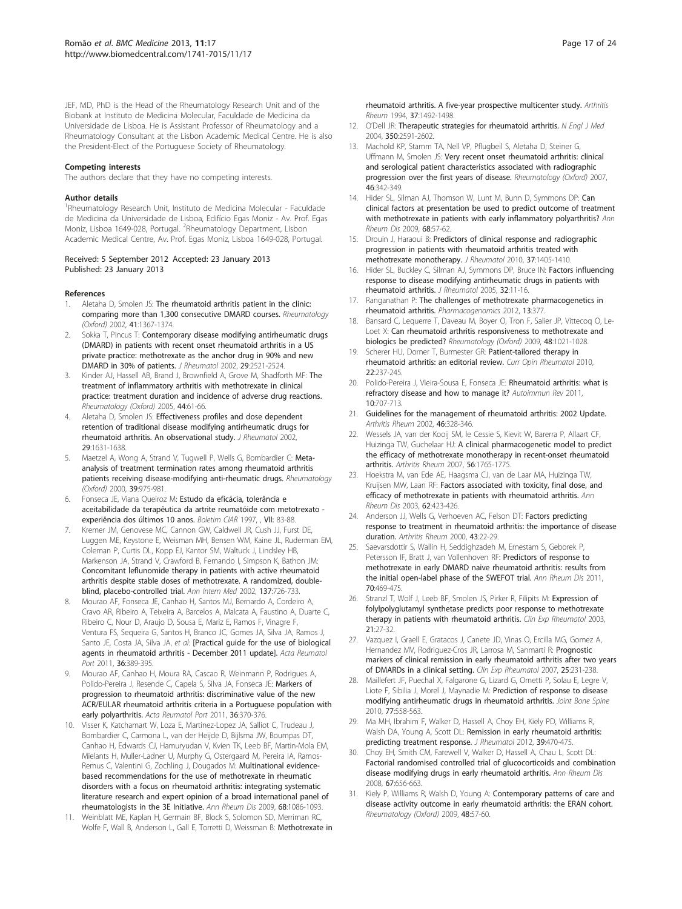JEF, MD, PhD is the Head of the Rheumatology Research Unit and of the Biobank at Instituto de Medicina Molecular, Faculdade de Medicina da Universidade de Lisboa. He is Assistant Professor of Rheumatology and a Rheumatology Consultant at the Lisbon Academic Medical Centre. He is also the President-Elect of the Portuguese Society of Rheumatology.

#### Competing interests

The authors declare that they have no competing interests.

#### Author details

[1]Rheumatology Research Unit, Instituto de Medicina Molecular - Faculdade de Medicina da Universidade de Lisboa, Edifício Egas Moniz - Av. Prof. Egas Moniz, Lisboa 1649-028, Portugal. [2]Rheumatology Department, Lisbon Academic Medical Centre, Av. Prof. Egas Moniz, Lisboa 1649-028, Portugal.

Received: 5 September 2012 Accepted: 23 January 2013
Published: 23 January 2013

#### References

1. Aletaha D, Smolen JS: The rheumatoid arthritis patient in the clinic: comparing more than 1,300 consecutive DMARD courses. *Rheumatology (Oxford)* 2002, **41**:1367-1374.
2. Sokka T, Pincus T: Contemporary disease modifying antirheumatic drugs (DMARD) in patients with recent onset rheumatoid arthritis in a US private practice: methotrexate as the anchor drug in 90% and new DMARD in 30% of patients. *J Rheumatol* 2002, **29**:2521-2524.
3. Kinder AJ, Hassell AB, Brand J, Brownfield A, Grove M, Shadforth MF: The treatment of inflammatory arthritis with methotrexate in clinical practice: treatment duration and incidence of adverse drug reactions. *Rheumatology (Oxford)* 2005, **44**:61-66.
4. Aletaha D, Smolen JS: Effectiveness profiles and dose dependent retention of traditional disease modifying antirheumatic drugs for rheumatoid arthritis. An observational study. *J Rheumatol* 2002, **29**:1631-1638.
5. Maetzel A, Wong A, Strand V, Tugwell P, Wells G, Bombardier C: Meta-analysis of treatment termination rates among rheumatoid arthritis patients receiving disease-modifying anti-rheumatic drugs. *Rheumatology (Oxford)* 2000, **39**:975-981.
6. Fonseca JE, Viana Queiroz M: Estudo da eficácia, tolerância e aceitabilidade da terapêutica da artrite reumatóide com metotrexato - experiência dos últimos 10 anos. *Boletim CIAR* 1997, , **VII:** 83-88.
7. Kremer JM, Genovese MC, Cannon GW, Caldwell JR, Cush JJ, Furst DE, Luggen ME, Keystone E, Weisman MH, Bensen WM, Kaine JL, Ruderman EM, Coleman P, Curtis DL, Kopp EJ, Kantor SM, Waltuck J, Lindsley HB, Markenson JA, Strand V, Crawford B, Fernando I, Simpson K, Bathon JM: Concomitant leflunomide therapy in patients with active rheumatoid arthritis despite stable doses of methotrexate. A randomized, double-blind, placebo-controlled trial. *Ann Intern Med* 2002, **137**:726-733.
8. Mourao AF, Fonseca JE, Canhao H, Santos MJ, Bernardo A, Cordeiro A, Cravo AR, Ribeiro A, Teixeira A, Barcelos A, Malcata A, Faustino A, Duarte C, Ribeiro C, Nour D, Araujo D, Sousa E, Mariz E, Ramos F, Vinagre F, Ventura FS, Sequeira G, Santos H, Branco JC, Gomes JA, Silva JA, Ramos J, Santo JE, Costa JA, Silva JA, *et al*: [Practical guide for the use of biological agents in rheumatoid arthritis - December 2011 update]. *Acta Reumatol Port* 2011, **36**:389-395.
9. Mourao AF, Canhao H, Moura RA, Cascao R, Weinmann P, Rodrigues A, Polido-Pereira J, Resende C, Capela S, Silva JA, Fonseca JE: Markers of progression to rheumatoid arthritis: discriminative value of the new ACR/EULAR rheumatoid arthritis criteria in a Portuguese population with early polyarthritis. *Acta Reumatol Port* 2011, **36**:370-376.
10. Visser K, Katchamart W, Loza E, Martinez-Lopez JA, Salliot C, Trudeau J, Bombardier C, Carmona L, van der Heijde D, Bijlsma JW, Boumpas DT, Canhao H, Edwards CJ, Hamuryudan V, Kvien TK, Leeb BF, Martin-Mola EM, Mielants H, Muller-Ladner U, Murphy G, Ostergaard M, Pereira IA, Ramos-Remus C, Valentini G, Zochling J, Dougados M: Multinational evidence-based recommendations for the use of methotrexate in rheumatic disorders with a focus on rheumatoid arthritis: integrating systematic literature research and expert opinion of a broad international panel of rheumatologists in the 3E Initiative. *Ann Rheum Dis* 2009, **68**:1086-1093.
11. Weinblatt ME, Kaplan H, Germain BF, Block S, Solomon SD, Merriman RC, Wolfe F, Wall B, Anderson L, Gall E, Torretti D, Weissman B: Methotrexate in rheumatoid arthritis. A five-year prospective multicenter study. *Arthritis Rheum* 1994, **37**:1492-1498.
12. O'Dell JR: Therapeutic strategies for rheumatoid arthritis. *N Engl J Med* 2004, **350**:2591-2602.
13. Machold KP, Stamm TA, Nell VP, Pflugbeil S, Aletaha D, Steiner G, Uffmann M, Smolen JS: Very recent onset rheumatoid arthritis: clinical and serological patient characteristics associated with radiographic progression over the first years of disease. *Rheumatology (Oxford)* 2007, **46**:342-349.
14. Hider SL, Silman AJ, Thomson W, Lunt M, Bunn D, Symmons DP: Can clinical factors at presentation be used to predict outcome of treatment with methotrexate in patients with early inflammatory polyarthritis? *Ann Rheum Dis* 2009, **68**:57-62.
15. Drouin J, Haraoui B: Predictors of clinical response and radiographic progression in patients with rheumatoid arthritis treated with methotrexate monotherapy. *J Rheumatol* 2010, **37**:1405-1410.
16. Hider SL, Buckley C, Silman AJ, Symmons DP, Bruce IN: Factors influencing response to disease modifying antirheumatic drugs in patients with rheumatoid arthritis. *J Rheumatol* 2005, **32**:11-16.
17. Ranganathan P: The challenges of methotrexate pharmacogenetics in rheumatoid arthritis. *Pharmacogenomics* 2012, **13**:377.
18. Bansard C, Lequerre T, Daveau M, Boyer O, Tron F, Salier JP, Vittecoq O, Le-Loet X: Can rheumatoid arthritis responsiveness to methotrexate and biologics be predicted? *Rheumatology (Oxford)* 2009, **48**:1021-1028.
19. Scherer HU, Dorner T, Burmester GR: Patient-tailored therapy in rheumatoid arthritis: an editorial review. *Curr Opin Rheumatol* 2010, **22**:237-245.
20. Polido-Pereira J, Vieira-Sousa E, Fonseca JE: Rheumatoid arthritis: what is refractory disease and how to manage it? *Autoimmun Rev* 2011, **10**:707-713.
21. Guidelines for the management of rheumatoid arthritis: 2002 Update. *Arthritis Rheum* 2002, **46**:328-346.
22. Wessels JA, van der Kooij SM, le Cessie S, Kievit W, Barerra P, Allaart CF, Huizinga TW, Guchelaar HJ: A clinical pharmacogenetic model to predict the efficacy of methotrexate monotherapy in recent-onset rheumatoid arthritis. *Arthritis Rheum* 2007, **56**:1765-1775.
23. Hoekstra M, van Ede AE, Haagsma CJ, van de Laar MA, Huizinga TW, Kruijsen MW, Laan RF: Factors associated with toxicity, final dose, and efficacy of methotrexate in patients with rheumatoid arthritis. *Ann Rheum Dis* 2003, **62**:423-426.
24. Anderson JJ, Wells G, Verhoeven AC, Felson DT: Factors predicting response to treatment in rheumatoid arthritis: the importance of disease duration. *Arthritis Rheum* 2000, **43**:22-29.
25. Saevarsdottir S, Wallin H, Seddighzadeh M, Ernestam S, Geborek P, Petersson IF, Bratt J, van Vollenhoven RF: Predictors of response to methotrexate in early DMARD naive rheumatoid arthritis: results from the initial open-label phase of the SWEFOT trial. *Ann Rheum Dis* 2011, **70**:469-475.
26. Stranzl T, Wolf J, Leeb BF, Smolen JS, Pirker R, Filipits M: Expression of folylpolyglutamyl synthetase predicts poor response to methotrexate therapy in patients with rheumatoid arthritis. *Clin Exp Rheumatol* 2003, **21**:27-32.
27. Vazquez I, Graell E, Gratacos J, Canete JD, Vinas O, Ercilla MG, Gomez A, Hernandez MV, Rodriguez-Cros JR, Larrosa M, Sanmarti R: Prognostic markers of clinical remission in early rheumatoid arthritis after two years of DMARDs in a clinical setting. *Clin Exp Rheumatol* 2007, **25**:231-238.
28. Maillefert JF, Puechal X, Falgarone G, Lizard G, Ornetti P, Solau E, Legre V, Liote F, Sibilia J, Morel J, Maynadie M: Prediction of response to disease modifying antirheumatic drugs in rheumatoid arthritis. *Joint Bone Spine* 2010, **77**:558-563.
29. Ma MH, Ibrahim F, Walker D, Hassell A, Choy EH, Kiely PD, Williams R, Walsh DA, Young A, Scott DL: Remission in early rheumatoid arthritis: predicting treatment response. *J Rheumatol* 2012, **39**:470-475.
30. Choy EH, Smith CM, Farewell V, Walker D, Hassell A, Chau L, Scott DL: Factorial randomised controlled trial of glucocorticoids and combination disease modifying drugs in early rheumatoid arthritis. *Ann Rheum Dis* 2008, **67**:656-663.
31. Kiely P, Williams R, Walsh D, Young A: Contemporary patterns of care and disease activity outcome in early rheumatoid arthritis: the ERAN cohort. *Rheumatology (Oxford)* 2009, **48**:57-60.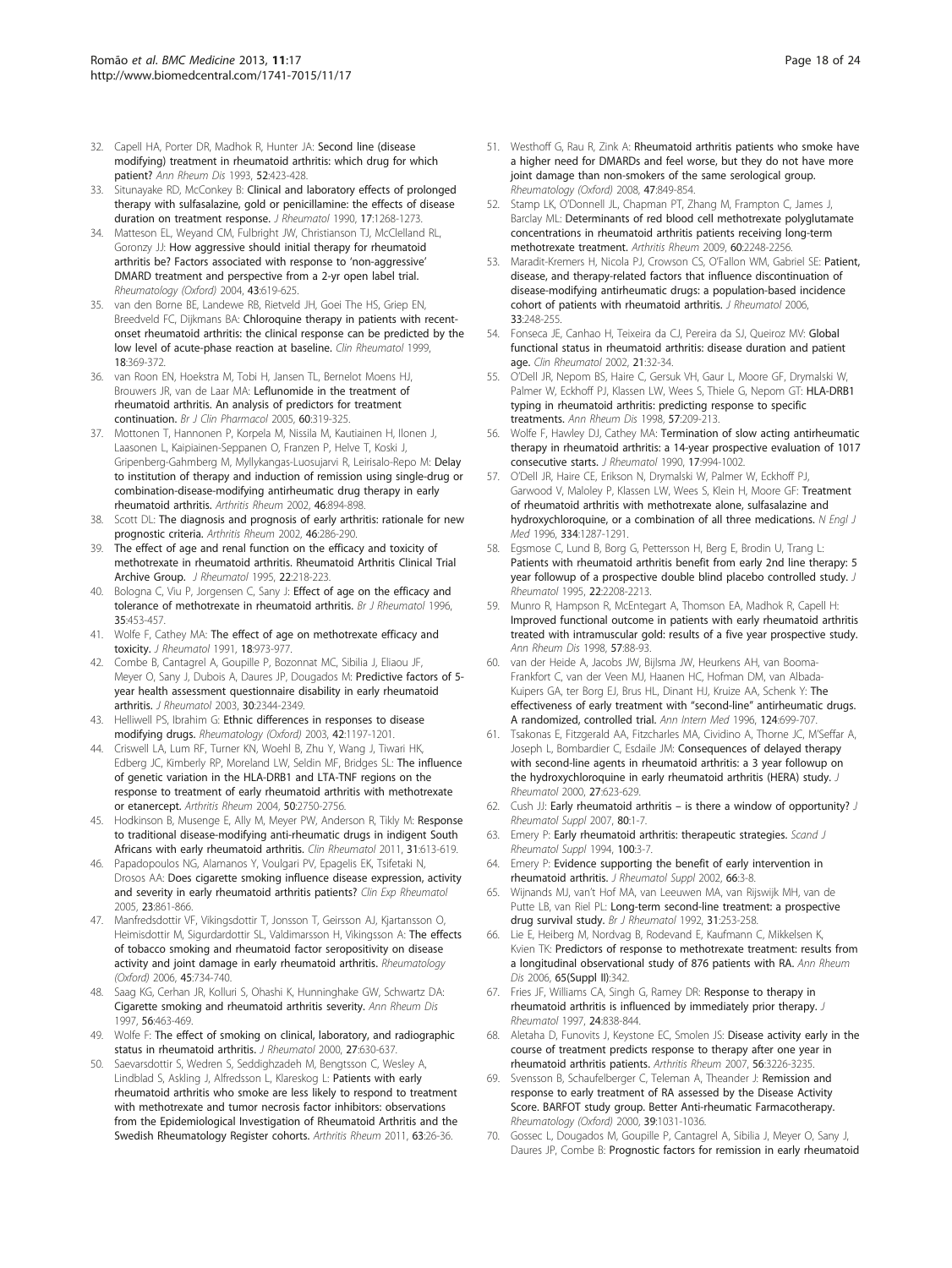32. Capell HA, Porter DR, Madhok R, Hunter JA: **Second line (disease modifying) treatment in rheumatoid arthritis: which drug for which patient?** *Ann Rheum Dis* 1993, **52**:423-428.
33. Situnayake RD, McConkey B: **Clinical and laboratory effects of prolonged therapy with sulfasalazine, gold or penicillamine: the effects of disease duration on treatment response.** *J Rheumatol* 1990, **17**:1268-1273.
34. Matteson EL, Weyand CM, Fulbright JW, Christianson TJ, McClelland RL, Goronzy JJ: **How aggressive should initial therapy for rheumatoid arthritis be? Factors associated with response to 'non-aggressive' DMARD treatment and perspective from a 2-yr open label trial.** *Rheumatology (Oxford)* 2004, **43**:619-625.
35. van den Borne BE, Landewe RB, Rietveld JH, Goei The HS, Griep EN, Breedveld FC, Dijkmans BA: **Chloroquine therapy in patients with recent-onset rheumatoid arthritis: the clinical response can be predicted by the low level of acute-phase reaction at baseline.** *Clin Rheumatol* 1999, **18**:369-372.
36. van Roon EN, Hoekstra M, Tobi H, Jansen TL, Bernelot Moens HJ, Brouwers JR, van de Laar MA: **Leflunomide in the treatment of rheumatoid arthritis. An analysis of predictors for treatment continuation.** *Br J Clin Pharmacol* 2005, **60**:319-325.
37. Mottonen T, Hannonen P, Korpela M, Nissila M, Kautiainen H, Ilonen J, Laasonen L, Kaipiainen-Seppanen O, Franzen P, Helve T, Koski J, Gripenberg-Gahmberg M, Myllykangas-Luosujarvi R, Leirisalo-Repo M: **Delay to institution of therapy and induction of remission using single-drug or combination-disease-modifying antirheumatic drug therapy in early rheumatoid arthritis.** *Arthritis Rheum* 2002, **46**:894-898.
38. Scott DL: **The diagnosis and prognosis of early arthritis: rationale for new prognostic criteria.** *Arthritis Rheum* 2002, **46**:286-290.
39. **The effect of age and renal function on the efficacy and toxicity of methotrexate in rheumatoid arthritis. Rheumatoid Arthritis Clinical Trial Archive Group.** *J Rheumatol* 1995, **22**:218-223.
40. Bologna C, Viu P, Jorgensen C, Sany J: **Effect of age on the efficacy and tolerance of methotrexate in rheumatoid arthritis.** *Br J Rheumatol* 1996, **35**:453-457.
41. Wolfe F, Cathey MA: **The effect of age on methotrexate efficacy and toxicity.** *J Rheumatol* 1991, **18**:973-977.
42. Combe B, Cantagrel A, Goupille P, Bozonnat MC, Sibilia J, Eliaou JF, Meyer O, Sany J, Dubois A, Daures JP, Dougados M: **Predictive factors of 5-year health assessment questionnaire disability in early rheumatoid arthritis.** *J Rheumatol* 2003, **30**:2344-2349.
43. Helliwell PS, Ibrahim G: **Ethnic differences in responses to disease modifying drugs.** *Rheumatology (Oxford)* 2003, **42**:1197-1201.
44. Criswell LA, Lum RF, Turner KN, Woehl B, Zhu Y, Wang J, Tiwari HK, Edberg JC, Kimberly RP, Moreland LW, Seldin MF, Bridges SL: **The influence of genetic variation in the HLA-DRB1 and LTA-TNF regions on the response to treatment of early rheumatoid arthritis with methotrexate or etanercept.** *Arthritis Rheum* 2004, **50**:2750-2756.
45. Hodkinson B, Musenge E, Ally M, Meyer PW, Anderson R, Tikly M: **Response to traditional disease-modifying anti-rheumatic drugs in indigent South Africans with early rheumatoid arthritis.** *Clin Rheumatol* 2011, **31**:613-619.
46. Papadopoulos NG, Alamanos Y, Voulgari PV, Epagelis EK, Tsifetaki N, Drosos AA: **Does cigarette smoking influence disease expression, activity and severity in early rheumatoid arthritis patients?** *Clin Exp Rheumatol* 2005, **23**:861-866.
47. Manfredsdottir VF, Vikingsdottir T, Jonsson T, Geirsson AJ, Kjartansson O, Heimisdottir M, Sigurdardottir SL, Valdimarsson H, Vikingsson A: **The effects of tobacco smoking and rheumatoid factor seropositivity on disease activity and joint damage in early rheumatoid arthritis.** *Rheumatology (Oxford)* 2006, **45**:734-740.
48. Saag KG, Cerhan JR, Kolluri S, Ohashi K, Hunninghake GW, Schwartz DA: **Cigarette smoking and rheumatoid arthritis severity.** *Ann Rheum Dis* 1997, **56**:463-469.
49. Wolfe F: **The effect of smoking on clinical, laboratory, and radiographic status in rheumatoid arthritis.** *J Rheumatol* 2000, **27**:630-637.
50. Saevarsdottir S, Wedren S, Seddighzadeh M, Bengtsson C, Wesley A, Lindblad S, Askling J, Alfredsson L, Klareskog L: **Patients with early rheumatoid arthritis who smoke are less likely to respond to treatment with methotrexate and tumor necrosis factor inhibitors: observations from the Epidemiological Investigation of Rheumatoid Arthritis and the Swedish Rheumatology Register cohorts.** *Arthritis Rheum* 2011, **63**:26-36.
51. Westhoff G, Rau R, Zink A: **Rheumatoid arthritis patients who smoke have a higher need for DMARDs and feel worse, but they do not have more joint damage than non-smokers of the same serological group.** *Rheumatology (Oxford)* 2008, **47**:849-854.
52. Stamp LK, O'Donnell JL, Chapman PT, Zhang M, Frampton C, James J, Barclay ML: **Determinants of red blood cell methotrexate polyglutamate concentrations in rheumatoid arthritis patients receiving long-term methotrexate treatment.** *Arthritis Rheum* 2009, **60**:2248-2256.
53. Maradit-Kremers H, Nicola PJ, Crowson CS, O'Fallon WM, Gabriel SE: **Patient, disease, and therapy-related factors that influence discontinuation of disease-modifying antirheumatic drugs: a population-based incidence cohort of patients with rheumatoid arthritis.** *J Rheumatol* 2006, **33**:248-255.
54. Fonseca JE, Canhao H, Teixeira da CJ, Pereira da SJ, Queiroz MV: **Global functional status in rheumatoid arthritis: disease duration and patient age.** *Clin Rheumatol* 2002, **21**:32-34.
55. O'Dell JR, Nepom BS, Haire C, Gersuk VH, Gaur L, Moore GF, Drymalski W, Palmer W, Eckhoff PJ, Klassen LW, Wees S, Thiele G, Nepom GT: **HLA-DRB1 typing in rheumatoid arthritis: predicting response to specific treatments.** *Ann Rheum Dis* 1998, **57**:209-213.
56. Wolfe F, Hawley DJ, Cathey MA: **Termination of slow acting antirheumatic therapy in rheumatoid arthritis: a 14-year prospective evaluation of 1017 consecutive starts.** *J Rheumatol* 1990, **17**:994-1002.
57. O'Dell JR, Haire CE, Erikson N, Drymalski W, Palmer W, Eckhoff PJ, Garwood V, Maloley P, Klassen LW, Wees S, Klein H, Moore GF: **Treatment of rheumatoid arthritis with methotrexate alone, sulfasalazine and hydroxychloroquine, or a combination of all three medications.** *N Engl J Med* 1996, **334**:1287-1291.
58. Egsmose C, Lund B, Borg G, Pettersson H, Berg E, Brodin U, Trang L: **Patients with rheumatoid arthritis benefit from early 2nd line therapy: 5 year followup of a prospective double blind placebo controlled study.** *J Rheumatol* 1995, **22**:2208-2213.
59. Munro R, Hampson R, McEntegart A, Thomson EA, Madhok R, Capell H: **Improved functional outcome in patients with early rheumatoid arthritis treated with intramuscular gold: results of a five year prospective study.** *Ann Rheum Dis* 1998, **57**:88-93.
60. van der Heide A, Jacobs JW, Bijlsma JW, Heurkens AH, van Booma-Frankfort C, van der Veen MJ, Haanen HC, Hofman DM, van Albada-Kuipers GA, ter Borg EJ, Brus HL, Dinant HJ, Kruize AA, Schenk Y: **The effectiveness of early treatment with "second-line" antirheumatic drugs. A randomized, controlled trial.** *Ann Intern Med* 1996, **124**:699-707.
61. Tsakonas E, Fitzgerald AA, Fitzcharles MA, Cividino A, Thorne JC, M'Seffar A, Joseph L, Bombardier C, Esdaile JM: **Consequences of delayed therapy with second-line agents in rheumatoid arthritis: a 3 year followup on the hydroxychloroquine in early rheumatoid arthritis (HERA) study.** *J Rheumatol* 2000, **27**:623-629.
62. Cush JJ: **Early rheumatoid arthritis – is there a window of opportunity?** *J Rheumatol Suppl* 2007, **80**:1-7.
63. Emery P: **Early rheumatoid arthritis: therapeutic strategies.** *Scand J Rheumatol Suppl* 1994, **100**:3-7.
64. Emery P: **Evidence supporting the benefit of early intervention in rheumatoid arthritis.** *J Rheumatol Suppl* 2002, **66**:3-8.
65. Wijnands MJ, van't Hof MA, van Leeuwen MA, van Rijswijk MH, van de Putte LB, van Riel PL: **Long-term second-line treatment: a prospective drug survival study.** *Br J Rheumatol* 1992, **31**:253-258.
66. Lie E, Heiberg M, Nordvag B, Rodevand E, Kaufmann C, Mikkelsen K, Kvien TK: **Predictors of response to methotrexate treatment: results from a longitudinal observational study of 876 patients with RA.** *Ann Rheum Dis* 2006, **65(Suppl II)**:342.
67. Fries JF, Williams CA, Singh G, Ramey DR: **Response to therapy in rheumatoid arthritis is influenced by immediately prior therapy.** *J Rheumatol* 1997, **24**:838-844.
68. Aletaha D, Funovits J, Keystone EC, Smolen JS: **Disease activity early in the course of treatment predicts response to therapy after one year in rheumatoid arthritis patients.** *Arthritis Rheum* 2007, **56**:3226-3235.
69. Svensson B, Schaufelberger C, Teleman A, Theander J: **Remission and response to early treatment of RA assessed by the Disease Activity Score. BARFOT study group. Better Anti-rheumatic Farmacotherapy.** *Rheumatology (Oxford)* 2000, **39**:1031-1036.
70. Gossec L, Dougados M, Goupille P, Cantagrel A, Sibilia J, Meyer O, Sany J, Daures JP, Combe B: **Prognostic factors for remission in early rheumatoid**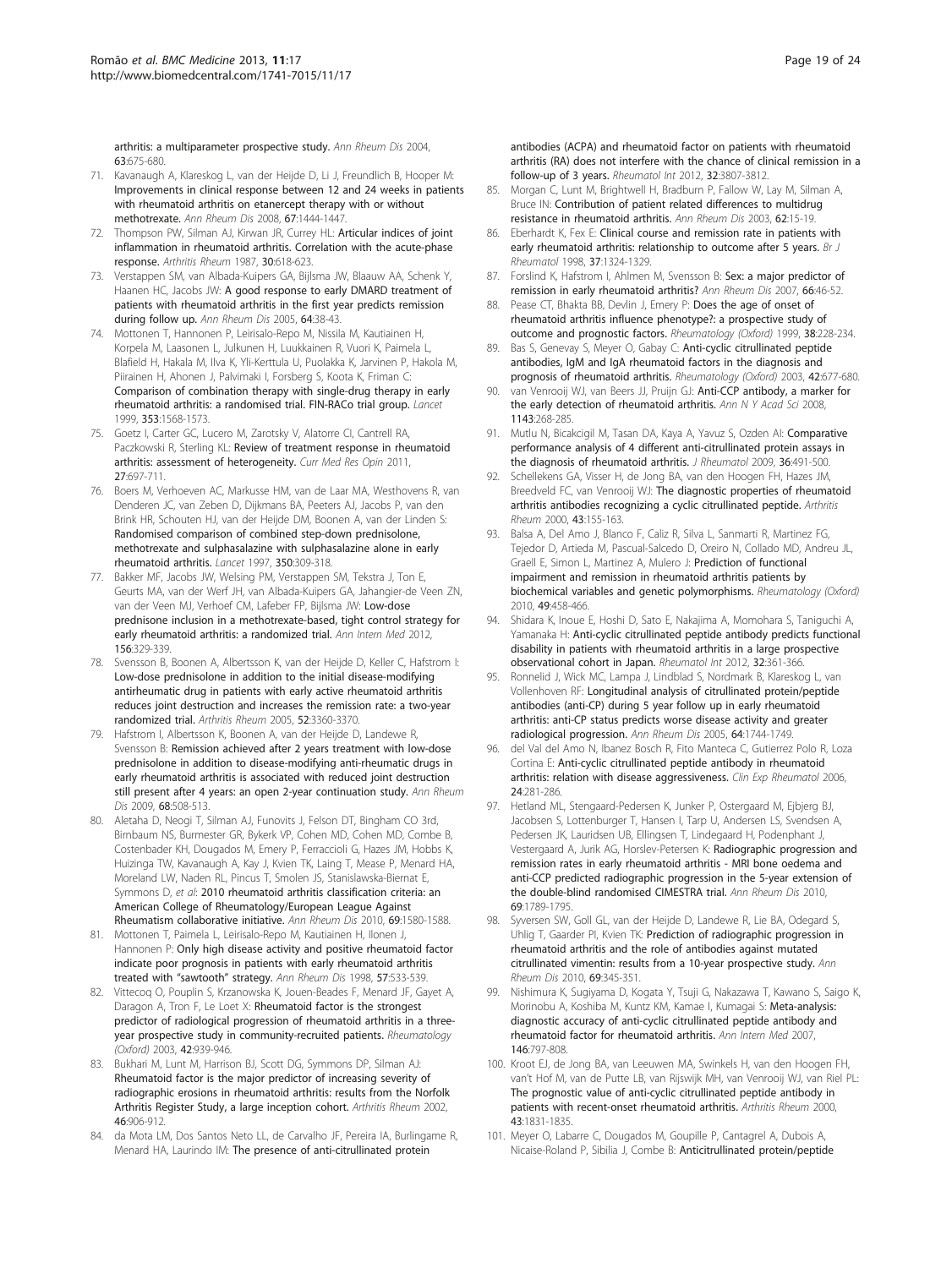arthritis: a multiparameter prospective study. *Ann Rheum Dis* 2004, **63**:675-680.

71. Kavanaugh A, Klareskog L, van der Heijde D, Li J, Freundlich B, Hooper M: Improvements in clinical response between 12 and 24 weeks in patients with rheumatoid arthritis on etanercept therapy with or without methotrexate. *Ann Rheum Dis* 2008, **67**:1444-1447.
72. Thompson PW, Silman AJ, Kirwan JR, Currey HL: Articular indices of joint inflammation in rheumatoid arthritis. Correlation with the acute-phase response. *Arthritis Rheum* 1987, **30**:618-623.
73. Verstappen SM, van Albada-Kuipers GA, Bijlsma JW, Blaauw AA, Schenk Y, Haanen HC, Jacobs JW: A good response to early DMARD treatment of patients with rheumatoid arthritis in the first year predicts remission during follow up. *Ann Rheum Dis* 2005, **64**:38-43.
74. Mottonen T, Hannonen P, Leirisalo-Repo M, Nissila M, Kautiainen H, Korpela M, Laasonen L, Julkunen H, Luukkainen R, Vuori K, Paimela L, Blafield H, Hakala M, Ilva K, Yli-Kerttula U, Puolakka K, Jarvinen P, Hakola M, Piirainen H, Ahonen J, Palvimaki I, Forsberg S, Koota K, Friman C: Comparison of combination therapy with single-drug therapy in early rheumatoid arthritis: a randomised trial. FIN-RACo trial group. *Lancet* 1999, **353**:1568-1573.
75. Goetz I, Carter GC, Lucero M, Zarotsky V, Alatorre CI, Cantrell RA, Paczkowski R, Sterling KL: Review of treatment response in rheumatoid arthritis: assessment of heterogeneity. *Curr Med Res Opin* 2011, **27**:697-711.
76. Boers M, Verhoeven AC, Markusse HM, van de Laar MA, Westhovens R, van Denderen JC, van Zeben D, Dijkmans BA, Peeters AJ, Jacobs P, van den Brink HR, Schouten HJ, van der Heijde DM, Boonen A, van der Linden S: Randomised comparison of combined step-down prednisolone, methotrexate and sulphasalazine with sulphasalazine alone in early rheumatoid arthritis. *Lancet* 1997, **350**:309-318.
77. Bakker MF, Jacobs JW, Welsing PM, Verstappen SM, Tekstra J, Ton E, Geurts MA, van der Werf JH, van Albada-Kuipers GA, Jahangier-de Veen ZN, van der Veen MJ, Verhoef CM, Lafeber FP, Bijlsma JW: Low-dose prednisone inclusion in a methotrexate-based, tight control strategy for early rheumatoid arthritis: a randomized trial. *Ann Intern Med* 2012, **156**:329-339.
78. Svensson B, Boonen A, Albertsson K, van der Heijde D, Keller C, Hafstrom I: Low-dose prednisolone in addition to the initial disease-modifying antirheumatic drug in patients with early active rheumatoid arthritis reduces joint destruction and increases the remission rate: a two-year randomized trial. *Arthritis Rheum* 2005, **52**:3360-3370.
79. Hafstrom I, Albertsson K, Boonen A, van der Heijde D, Landewe R, Svensson B: Remission achieved after 2 years treatment with low-dose prednisolone in addition to disease-modifying anti-rheumatic drugs in early rheumatoid arthritis is associated with reduced joint destruction still present after 4 years: an open 2-year continuation study. *Ann Rheum Dis* 2009, **68**:508-513.
80. Aletaha D, Neogi T, Silman AJ, Funovits J, Felson DT, Bingham CO 3rd, Birnbaum NS, Burmester GR, Bykerk VP, Cohen MD, Cohen MD, Combe B, Costenbader KH, Dougados M, Emery P, Ferraccioli G, Hazes JM, Hobbs K, Huizinga TW, Kavanaugh A, Kay J, Kvien TK, Laing T, Mease P, Menard HA, Moreland LW, Naden RL, Pincus T, Smolen JS, Stanislawska-Biernat E, Symmons D, *et al*: 2010 rheumatoid arthritis classification criteria: an American College of Rheumatology/European League Against Rheumatism collaborative initiative. *Ann Rheum Dis* 2010, **69**:1580-1588.
81. Mottonen T, Paimela L, Leirisalo-Repo M, Kautiainen H, Ilonen J, Hannonen P: Only high disease activity and positive rheumatoid factor indicate poor prognosis in patients with early rheumatoid arthritis treated with "sawtooth" strategy. *Ann Rheum Dis* 1998, **57**:533-539.
82. Vittecoq O, Pouplin S, Krzanowska K, Jouen-Beades F, Menard JF, Gayet A, Daragon A, Tron F, Le Loet X: Rheumatoid factor is the strongest predictor of radiological progression of rheumatoid arthritis in a three-year prospective study in community-recruited patients. *Rheumatology (Oxford)* 2003, **42**:939-946.
83. Bukhari M, Lunt M, Harrison BJ, Scott DG, Symmons DP, Silman AJ: Rheumatoid factor is the major predictor of increasing severity of radiographic erosions in rheumatoid arthritis: results from the Norfolk Arthritis Register Study, a large inception cohort. *Arthritis Rheum* 2002, **46**:906-912.
84. da Mota LM, Dos Santos Neto LL, de Carvalho JF, Pereira IA, Burlingame R, Menard HA, Laurindo IM: The presence of anti-citrullinated protein antibodies (ACPA) and rheumatoid factor on patients with rheumatoid arthritis (RA) does not interfere with the chance of clinical remission in a follow-up of 3 years. *Rheumatol Int* 2012, **32**:3807-3812.
85. Morgan C, Lunt M, Brightwell H, Bradburn P, Fallow W, Lay M, Silman A, Bruce IN: Contribution of patient related differences to multidrug resistance in rheumatoid arthritis. *Ann Rheum Dis* 2003, **62**:15-19.
86. Eberhardt K, Fex E: Clinical course and remission rate in patients with early rheumatoid arthritis: relationship to outcome after 5 years. *Br J Rheumatol* 1998, **37**:1324-1329.
87. Forslind K, Hafstrom I, Ahlmen M, Svensson B: Sex: a major predictor of remission in early rheumatoid arthritis? *Ann Rheum Dis* 2007, **66**:46-52.
88. Pease CT, Bhakta BB, Devlin J, Emery P: Does the age of onset of rheumatoid arthritis influence phenotype?: a prospective study of outcome and prognostic factors. *Rheumatology (Oxford)* 1999, **38**:228-234.
89. Bas S, Genevay S, Meyer O, Gabay C: Anti-cyclic citrullinated peptide antibodies, IgM and IgA rheumatoid factors in the diagnosis and prognosis of rheumatoid arthritis. *Rheumatology (Oxford)* 2003, **42**:677-680.
90. van Venrooij WJ, van Beers JJ, Pruijn GJ: Anti-CCP antibody, a marker for the early detection of rheumatoid arthritis. *Ann N Y Acad Sci* 2008, **1143**:268-285.
91. Mutlu N, Bicakcigil M, Tasan DA, Kaya A, Yavuz S, Ozden AI: Comparative performance analysis of 4 different anti-citrullinated protein assays in the diagnosis of rheumatoid arthritis. *J Rheumatol* 2009, **36**:491-500.
92. Schellekens GA, Visser H, de Jong BA, van den Hoogen FH, Hazes JM, Breedveld FC, van Venrooij WJ: The diagnostic properties of rheumatoid arthritis antibodies recognizing a cyclic citrullinated peptide. *Arthritis Rheum* 2000, **43**:155-163.
93. Balsa A, Del Amo J, Blanco F, Caliz R, Silva L, Sanmarti R, Martinez FG, Tejedor D, Artieda M, Pascual-Salcedo D, Oreiro N, Collado MD, Andreu JL, Graell E, Simon L, Martinez A, Mulero J: Prediction of functional impairment and remission in rheumatoid arthritis patients by biochemical variables and genetic polymorphisms. *Rheumatology (Oxford)* 2010, **49**:458-466.
94. Shidara K, Inoue E, Hoshi D, Sato E, Nakajima A, Momohara S, Taniguchi A, Yamanaka H: Anti-cyclic citrullinated peptide antibody predicts functional disability in patients with rheumatoid arthritis in a large prospective observational cohort in Japan. *Rheumatol Int* 2012, **32**:361-366.
95. Ronnelid J, Wick MC, Lampa J, Lindblad S, Nordmark B, Klareskog L, van Vollenhoven RF: Longitudinal analysis of citrullinated protein/peptide antibodies (anti-CP) during 5 year follow up in early rheumatoid arthritis: anti-CP status predicts worse disease activity and greater radiological progression. *Ann Rheum Dis* 2005, **64**:1744-1749.
96. del Val del Amo N, Ibanez Bosch R, Fito Manteca C, Gutierrez Polo R, Loza Cortina E: Anti-cyclic citrullinated peptide antibody in rheumatoid arthritis: relation with disease aggressiveness. *Clin Exp Rheumatol* 2006, **24**:281-286.
97. Hetland ML, Stengaard-Pedersen K, Junker P, Ostergaard M, Ejbjerg BJ, Jacobsen S, Lottenburger T, Hansen I, Tarp U, Andersen LS, Svendsen A, Pedersen JK, Lauridsen UB, Ellingsen T, Lindegaard H, Podenphant J, Vestergaard A, Jurik AG, Horslev-Petersen K: Radiographic progression and remission rates in early rheumatoid arthritis - MRI bone oedema and anti-CCP predicted radiographic progression in the 5-year extension of the double-blind randomised CIMESTRA trial. *Ann Rheum Dis* 2010, **69**:1789-1795.
98. Syversen SW, Goll GL, van der Heijde D, Landewe R, Lie BA, Odegard S, Uhlig T, Gaarder PI, Kvien TK: Prediction of radiographic progression in rheumatoid arthritis and the role of antibodies against mutated citrullinated vimentin: results from a 10-year prospective study. *Ann Rheum Dis* 2010, **69**:345-351.
99. Nishimura K, Sugiyama D, Kogata Y, Tsuji G, Nakazawa T, Kawano S, Saigo K, Morinobu A, Koshiba M, Kuntz KM, Kamae I, Kumagai S: Meta-analysis: diagnostic accuracy of anti-cyclic citrullinated peptide antibody and rheumatoid factor for rheumatoid arthritis. *Ann Intern Med* 2007, **146**:797-808.
100. Kroot EJ, de Jong BA, van Leeuwen MA, Swinkels H, van den Hoogen FH, van't Hof M, van de Putte LB, van Rijswijk MH, van Venrooij WJ, van Riel PL: The prognostic value of anti-cyclic citrullinated peptide antibody in patients with recent-onset rheumatoid arthritis. *Arthritis Rheum* 2000, **43**:1831-1835.
101. Meyer O, Labarre C, Dougados M, Goupille P, Cantagrel A, Dubois A, Nicaise-Roland P, Sibilia J, Combe B: Anticitrullinated protein/peptide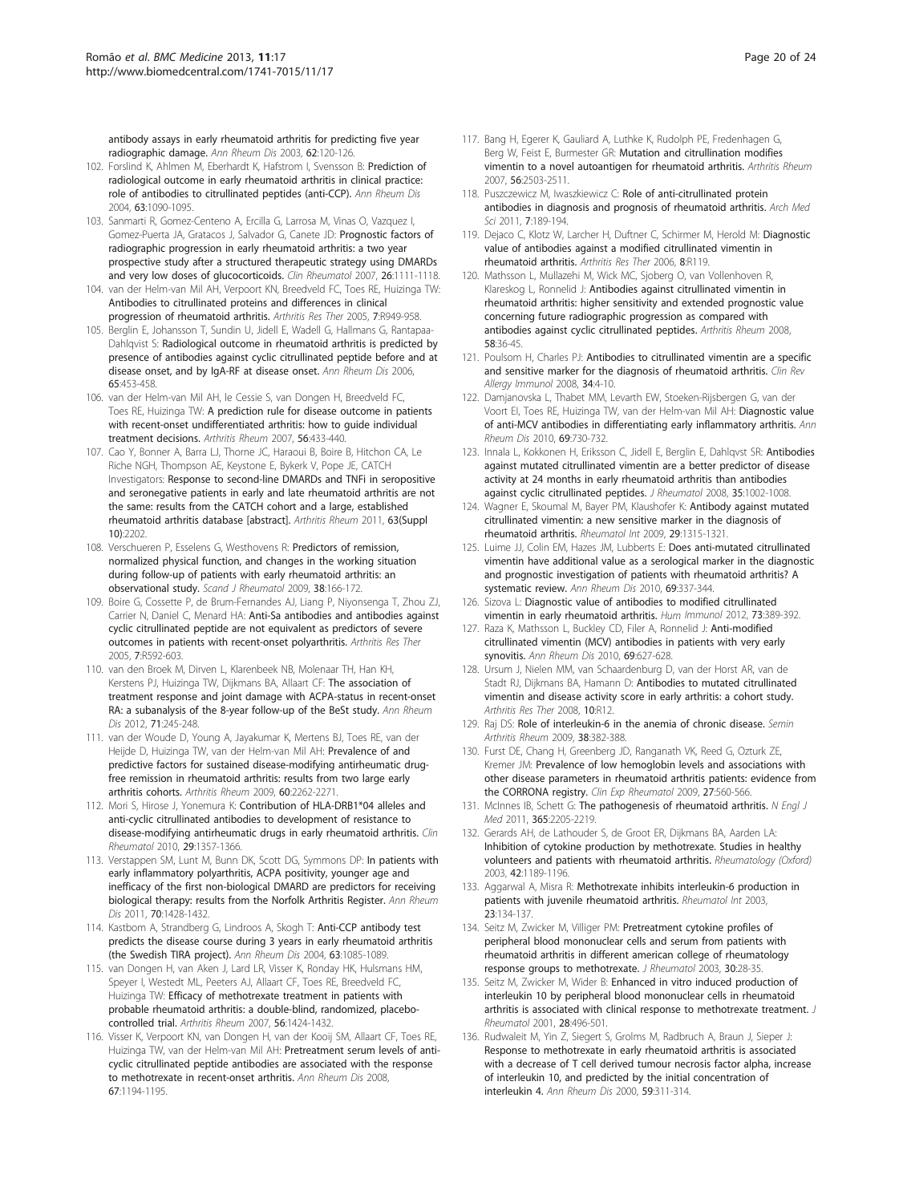antibody assays in early rheumatoid arthritis for predicting five year radiographic damage. *Ann Rheum Dis* 2003, 62:120-126.

102. Forslind K, Ahlmen M, Eberhardt K, Hafstrom I, Svensson B: **Prediction of radiological outcome in early rheumatoid arthritis in clinical practice: role of antibodies to citrullinated peptides (anti-CCP).** *Ann Rheum Dis* 2004, 63:1090-1095.
103. Sanmarti R, Gomez-Centeno A, Ercilla G, Larrosa M, Vinas O, Vazquez I, Gomez-Puerta JA, Gratacos J, Salvador G, Canete JD: **Prognostic factors of radiographic progression in early rheumatoid arthritis: a two year prospective study after a structured therapeutic strategy using DMARDs and very low doses of glucocorticoids.** *Clin Rheumatol* 2007, 26:1111-1118.
104. van der Helm-van Mil AH, Verpoort KN, Breedveld FC, Toes RE, Huizinga TW: **Antibodies to citrullinated proteins and differences in clinical progression of rheumatoid arthritis.** *Arthritis Res Ther* 2005, 7:R949-958.
105. Berglin E, Johansson T, Sundin U, Jidell E, Wadell G, Hallmans G, Rantapaa-Dahlqvist S: **Radiological outcome in rheumatoid arthritis is predicted by presence of antibodies against cyclic citrullinated peptide before and at disease onset, and by IgA-RF at disease onset.** *Ann Rheum Dis* 2006, 65:453-458.
106. van der Helm-van Mil AH, le Cessie S, van Dongen H, Breedveld FC, Toes RE, Huizinga TW: **A prediction rule for disease outcome in patients with recent-onset undifferentiated arthritis: how to guide individual treatment decisions.** *Arthritis Rheum* 2007, 56:433-440.
107. Cao Y, Bonner A, Barra LJ, Thorne JC, Haraoui B, Boire B, Hitchon CA, Le Riche NGH, Thompson AE, Keystone E, Bykerk V, Pope JE, CATCH Investigators: **Response to second-line DMARDs and TNFi in seropositive and seronegative patients in early and late rheumatoid arthritis are not the same: results from the CATCH cohort and a large, established rheumatoid arthritis database [abstract].** *Arthritis Rheum* 2011, 63(Suppl 10):2202.
108. Verschueren P, Esselens G, Westhovens R: **Predictors of remission, normalized physical function, and changes in the working situation during follow-up of patients with early rheumatoid arthritis: an observational study.** *Scand J Rheumatol* 2009, 38:166-172.
109. Boire G, Cossette P, de Brum-Fernandes AJ, Liang P, Niyonsenga T, Zhou ZJ, Carrier N, Daniel C, Menard HA: **Anti-Sa antibodies and antibodies against cyclic citrullinated peptide are not equivalent as predictors of severe outcomes in patients with recent-onset polyarthritis.** *Arthritis Res Ther* 2005, 7:R592-603.
110. van den Broek M, Dirven L, Klarenbeek NB, Molenaar TH, Han KH, Kerstens PJ, Huizinga TW, Dijkmans BA, Allaart CF: **The association of treatment response and joint damage with ACPA-status in recent-onset RA: a subanalysis of the 8-year follow-up of the BeSt study.** *Ann Rheum Dis* 2012, 71:245-248.
111. van der Woude D, Young A, Jayakumar K, Mertens BJ, Toes RE, van der Heijde D, Huizinga TW, van der Helm-van Mil AH: **Prevalence of and predictive factors for sustained disease-modifying antirheumatic drug-free remission in rheumatoid arthritis: results from two large early arthritis cohorts.** *Arthritis Rheum* 2009, 60:2262-2271.
112. Mori S, Hirose J, Yonemura K: **Contribution of HLA-DRB1*04 alleles and anti-cyclic citrullinated antibodies to development of resistance to disease-modifying antirheumatic drugs in early rheumatoid arthritis.** *Clin Rheumatol* 2010, 29:1357-1366.
113. Verstappen SM, Lunt M, Bunn DK, Scott DG, Symmons DP: **In patients with early inflammatory polyarthritis, ACPA positivity, younger age and inefficacy of the first non-biological DMARD are predictors for receiving biological therapy: results from the Norfolk Arthritis Register.** *Ann Rheum Dis* 2011, 70:1428-1432.
114. Kastbom A, Strandberg G, Lindroos A, Skogh T: **Anti-CCP antibody test predicts the disease course during 3 years in early rheumatoid arthritis (the Swedish TIRA project).** *Ann Rheum Dis* 2004, 63:1085-1089.
115. van Dongen H, van Aken J, Lard LR, Visser K, Ronday HK, Hulsmans HM, Speyer I, Westedt ML, Peeters AJ, Allaart CF, Toes RE, Breedveld FC, Huizinga TW: **Efficacy of methotrexate treatment in patients with probable rheumatoid arthritis: a double-blind, randomized, placebo-controlled trial.** *Arthritis Rheum* 2007, 56:1424-1432.
116. Visser K, Verpoort KN, van Dongen H, van der Kooij SM, Allaart CF, Toes RE, Huizinga TW, van der Helm-van Mil AH: **Pretreatment serum levels of anti-cyclic citrullinated peptide antibodies are associated with the response to methotrexate in recent-onset arthritis.** *Ann Rheum Dis* 2008, 67:1194-1195.
117. Bang H, Egerer K, Gauliard A, Luthke K, Rudolph PE, Fredenhagen G, Berg W, Feist E, Burmester GR: **Mutation and citrullination modifies vimentin to a novel autoantigen for rheumatoid arthritis.** *Arthritis Rheum* 2007, 56:2503-2511.
118. Puszczewicz M, Iwaszkiewicz C: **Role of anti-citrullinated protein antibodies in diagnosis and prognosis of rheumatoid arthritis.** *Arch Med Sci* 2011, 7:189-194.
119. Dejaco C, Klotz W, Larcher H, Duftner C, Schirmer M, Herold M: **Diagnostic value of antibodies against a modified citrullinated vimentin in rheumatoid arthritis.** *Arthritis Res Ther* 2006, 8:R119.
120. Mathsson L, Mullazehi M, Wick MC, Sjoberg O, van Vollenhoven R, Klareskog L, Ronnelid J: **Antibodies against citrullinated vimentin in rheumatoid arthritis: higher sensitivity and extended prognostic value concerning future radiographic progression as compared with antibodies against cyclic citrullinated peptides.** *Arthritis Rheum* 2008, 58:36-45.
121. Poulsom H, Charles PJ: **Antibodies to citrullinated vimentin are a specific and sensitive marker for the diagnosis of rheumatoid arthritis.** *Clin Rev Allergy Immunol* 2008, 34:4-10.
122. Damjanovska L, Thabet MM, Levarth EW, Stoeken-Rijsbergen G, van der Voort EI, Toes RE, Huizinga TW, van der Helm-van Mil AH: **Diagnostic value of anti-MCV antibodies in differentiating early inflammatory arthritis.** *Ann Rheum Dis* 2010, 69:730-732.
123. Innala L, Kokkonen H, Eriksson C, Jidell E, Berglin E, Dahlqvst SR: **Antibodies against mutated citrullinated vimentin are a better predictor of disease activity at 24 months in early rheumatoid arthritis than antibodies against cyclic citrullinated peptides.** *J Rheumatol* 2008, 35:1002-1008.
124. Wagner E, Skoumal M, Bayer PM, Klaushofer K: **Antibody against mutated citrullinated vimentin: a new sensitive marker in the diagnosis of rheumatoid arthritis.** *Rheumatol Int* 2009, 29:1315-1321.
125. Luime JJ, Colin EM, Hazes JM, Lubberts E: **Does anti-mutated citrullinated vimentin have additional value as a serological marker in the diagnostic and prognostic investigation of patients with rheumatoid arthritis? A systematic review.** *Ann Rheum Dis* 2010, 69:337-344.
126. Sizova L: **Diagnostic value of antibodies to modified citrullinated vimentin in early rheumatoid arthritis.** *Hum Immunol* 2012, 73:389-392.
127. Raza K, Mathsson L, Buckley CD, Filer A, Ronnelid J: **Anti-modified citrullinated vimentin (MCV) antibodies in patients with very early synovitis.** *Ann Rheum Dis* 2010, 69:627-628.
128. Ursum J, Nielen MM, van Schaardenburg D, van der Horst AR, van de Stadt RJ, Dijkmans BA, Hamann D: **Antibodies to mutated citrullinated vimentin and disease activity score in early arthritis: a cohort study.** *Arthritis Res Ther* 2008, 10:R12.
129. Raj DS: **Role of interleukin-6 in the anemia of chronic disease.** *Semin Arthritis Rheum* 2009, 38:382-388.
130. Furst DE, Chang H, Greenberg JD, Ranganath VK, Reed G, Ozturk ZE, Kremer JM: **Prevalence of low hemoglobin levels and associations with other disease parameters in rheumatoid arthritis patients: evidence from the CORRONA registry.** *Clin Exp Rheumatol* 2009, 27:560-566.
131. McInnes IB, Schett G: **The pathogenesis of rheumatoid arthritis.** *N Engl J Med* 2011, 365:2205-2219.
132. Gerards AH, de Lathouder S, de Groot ER, Dijkmans BA, Aarden LA: **Inhibition of cytokine production by methotrexate. Studies in healthy volunteers and patients with rheumatoid arthritis.** *Rheumatology (Oxford)* 2003, 42:1189-1196.
133. Aggarwal A, Misra R: **Methotrexate inhibits interleukin-6 production in patients with juvenile rheumatoid arthritis.** *Rheumatol Int* 2003, 23:134-137.
134. Seitz M, Zwicker M, Villiger PM: **Pretreatment cytokine profiles of peripheral blood mononuclear cells and serum from patients with rheumatoid arthritis in different american college of rheumatology response groups to methotrexate.** *J Rheumatol* 2003, 30:28-35.
135. Seitz M, Zwicker M, Wider B: **Enhanced in vitro induced production of interleukin 10 by peripheral blood mononuclear cells in rheumatoid arthritis is associated with clinical response to methotrexate treatment.** *J Rheumatol* 2001, 28:496-501.
136. Rudwaleit M, Yin Z, Siegert S, Grolms M, Radbruch A, Braun J, Sieper J: **Response to methotrexate in early rheumatoid arthritis is associated with a decrease of T cell derived tumour necrosis factor alpha, increase of interleukin 10, and predicted by the initial concentration of interleukin 4.** *Ann Rheum Dis* 2000, 59:311-314.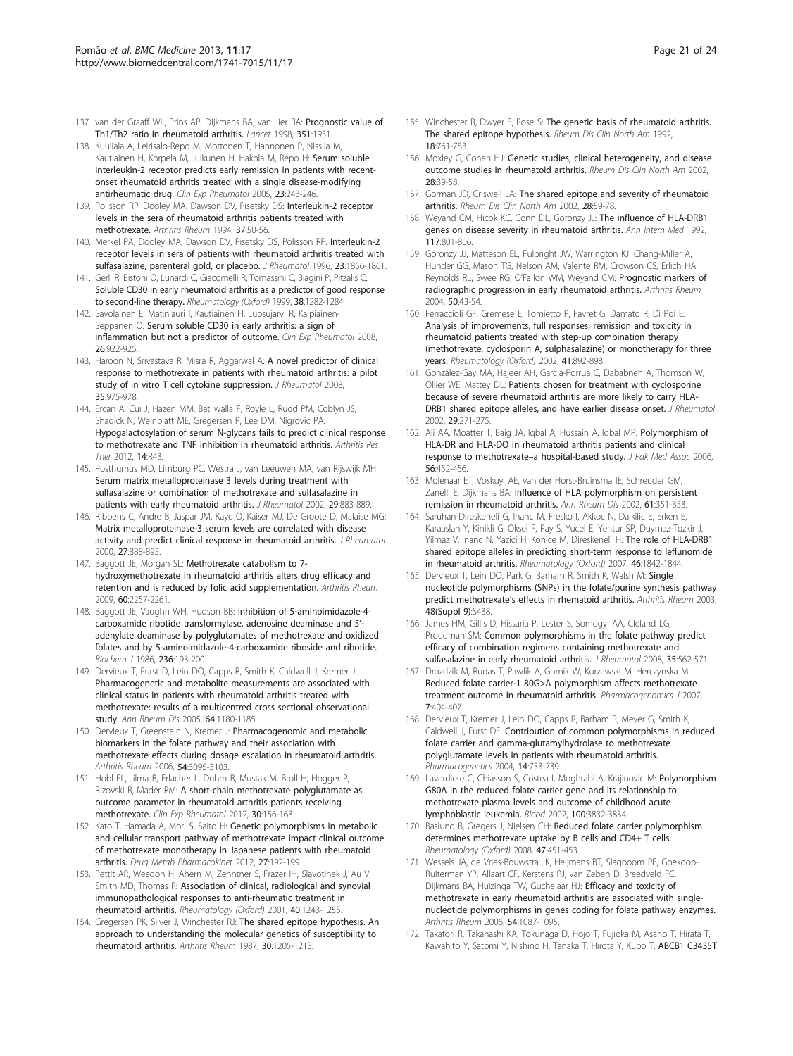137. van der Graaff WL, Prins AP, Dijkmans BA, van Lier RA: **Prognostic value of Th1/Th2 ratio in rheumatoid arthritis.** *Lancet* 1998, **351**:1931.

138. Kuuliala A, Leirisalo-Repo M, Mottonen T, Hannonen P, Nissila M, Kautiainen H, Korpela M, Julkunen H, Hakola M, Repo H: **Serum soluble interleukin-2 receptor predicts early remission in patients with recent-onset rheumatoid arthritis treated with a single disease-modifying antirheumatic drug.** *Clin Exp Rheumatol* 2005, **23**:243-246.

139. Polisson RP, Dooley MA, Dawson DV, Pisetsky DS: **Interleukin-2 receptor levels in the sera of rheumatoid arthritis patients treated with methotrexate.** *Arthritis Rheum* 1994, **37**:50-56.

140. Merkel PA, Dooley MA, Dawson DV, Pisetsky DS, Polisson RP: **Interleukin-2 receptor levels in sera of patients with rheumatoid arthritis treated with sulfasalazine, parenteral gold, or placebo.** *J Rheumatol* 1996, **23**:1856-1861.

141. Gerli R, Bistoni O, Lunardi C, Giacomelli R, Tomassini C, Biagini P, Pitzalis C: **Soluble CD30 in early rheumatoid arthritis as a predictor of good response to second-line therapy.** *Rheumatology (Oxford)* 1999, **38**:1282-1284.

142. Savolainen E, Matinlauri I, Kautiainen H, Luosujarvi R, Kaipiainen-Seppanen O: **Serum soluble CD30 in early arthritis: a sign of inflammation but not a predictor of outcome.** *Clin Exp Rheumatol* 2008, **26**:922-925.

143. Haroon N, Srivastava R, Misra R, Aggarwal A: **A novel predictor of clinical response to methotrexate in patients with rheumatoid arthritis: a pilot study of in vitro T cell cytokine suppression.** *J Rheumatol* 2008, **35**:975-978.

144. Ercan A, Cui J, Hazen MM, Batliwalla F, Royle L, Rudd PM, Coblyn JS, Shadick N, Weinblatt ME, Gregersen P, Lee DM, Nigrovic PA: **Hypogalactosylation of serum N-glycans fails to predict clinical response to methotrexate and TNF inhibition in rheumatoid arthritis.** *Arthritis Res Ther* 2012, **14**:R43.

145. Posthumus MD, Limburg PC, Westra J, van Leeuwen MA, van Rijswijk MH: **Serum matrix metalloproteinase 3 levels during treatment with sulfasalazine or combination of methotrexate and sulfasalazine in patients with early rheumatoid arthritis.** *J Rheumatol* 2002, **29**:883-889.

146. Ribbens C, Andre B, Jaspar JM, Kaye O, Kaiser MJ, De Groote D, Malaise MG: **Matrix metalloproteinase-3 serum levels are correlated with disease activity and predict clinical response in rheumatoid arthritis.** *J Rheumatol* 2000, **27**:888-893.

147. Baggott JE, Morgan SL: **Methotrexate catabolism to 7-hydroxymethotrexate in rheumatoid arthritis alters drug efficacy and retention and is reduced by folic acid supplementation.** *Arthritis Rheum* 2009, **60**:2257-2261.

148. Baggott JE, Vaughn WH, Hudson BB: **Inhibition of 5-aminoimidazole-4-carboxamide ribotide transformylase, adenosine deaminase and 5'-adenylate deaminase by polyglutamates of methotrexate and oxidized folates and by 5-aminoimidazole-4-carboxamide riboside and ribotide.** *Biochem J* 1986, **236**:193-200.

149. Dervieux T, Furst D, Lein DO, Capps R, Smith K, Caldwell J, Kremer J: **Pharmacogenetic and metabolite measurements are associated with clinical status in patients with rheumatoid arthritis treated with methotrexate: results of a multicentred cross sectional observational study.** *Ann Rheum Dis* 2005, **64**:1180-1185.

150. Dervieux T, Greenstein N, Kremer J: **Pharmacogenomic and metabolic biomarkers in the folate pathway and their association with methotrexate effects during dosage escalation in rheumatoid arthritis.** *Arthritis Rheum* 2006, **54**:3095-3103.

151. Hobl EL, Jilma B, Erlacher L, Duhm B, Mustak M, Broll H, Hogger P, Rizovski B, Mader RM: **A short-chain methotrexate polyglutamate as outcome parameter in rheumatoid arthritis patients receiving methotrexate.** *Clin Exp Rheumatol* 2012, **30**:156-163.

152. Kato T, Hamada A, Mori S, Saito H: **Genetic polymorphisms in metabolic and cellular transport pathway of methotrexate impact clinical outcome of methotrexate monotherapy in Japanese patients with rheumatoid arthritis.** *Drug Metab Pharmacokinet* 2012, **27**:192-199.

153. Pettit AR, Weedon H, Ahern M, Zehntner S, Frazer IH, Slavotinek J, Au V, Smith MD, Thomas R: **Association of clinical, radiological and synovial immunopathological responses to anti-rheumatic treatment in rheumatoid arthritis.** *Rheumatology (Oxford)* 2001, **40**:1243-1255.

154. Gregersen PK, Silver J, Winchester RJ: **The shared epitope hypothesis. An approach to understanding the molecular genetics of susceptibility to rheumatoid arthritis.** *Arthritis Rheum* 1987, **30**:1205-1213.

155. Winchester R, Dwyer E, Rose S: **The genetic basis of rheumatoid arthritis. The shared epitope hypothesis.** *Rheum Dis Clin North Am* 1992, **18**:761-783.

156. Moxley G, Cohen HJ: **Genetic studies, clinical heterogeneity, and disease outcome studies in rheumatoid arthritis.** *Rheum Dis Clin North Am* 2002, **28**:39-58.

157. Gorman JD, Criswell LA: **The shared epitope and severity of rheumatoid arthritis.** *Rheum Dis Clin North Am* 2002, **28**:59-78.

158. Weyand CM, Hicok KC, Conn DL, Goronzy JJ: **The influence of HLA-DRB1 genes on disease severity in rheumatoid arthritis.** *Ann Intern Med* 1992, **117**:801-806.

159. Goronzy JJ, Matteson EL, Fulbright JW, Warrington KJ, Chang-Miller A, Hunder GG, Mason TG, Nelson AM, Valente RM, Crowson CS, Erlich HA, Reynolds RL, Swee RG, O'Fallon WM, Weyand CM: **Prognostic markers of radiographic progression in early rheumatoid arthritis.** *Arthritis Rheum* 2004, **50**:43-54.

160. Ferraccioli GF, Gremese E, Tomietto P, Favret G, Damato R, Di Poi E: **Analysis of improvements, full responses, remission and toxicity in rheumatoid patients treated with step-up combination therapy (methotrexate, cyclosporin A, sulphasalazine) or monotherapy for three years.** *Rheumatology (Oxford)* 2002, **41**:892-898.

161. Gonzalez-Gay MA, Hajeer AH, Garcia-Porrua C, Dababneh A, Thomson W, Ollier WE, Mattey DL: **Patients chosen for treatment with cyclosporine because of severe rheumatoid arthritis are more likely to carry HLA-DRB1 shared epitope alleles, and have earlier disease onset.** *J Rheumatol* 2002, **29**:271-275.

162. Ali AA, Moatter T, Baig JA, Iqbal A, Hussain A, Iqbal MP: **Polymorphism of HLA-DR and HLA-DQ in rheumatoid arthritis patients and clinical response to methotrexate--a hospital-based study.** *J Pak Med Assoc* 2006, **56**:452-456.

163. Molenaar ET, Voskuyl AE, van der Horst-Bruinsma IE, Schreuder GM, Zanelli E, Dijkmans BA: **Influence of HLA polymorphism on persistent remission in rheumatoid arthritis.** *Ann Rheum Dis* 2002, **61**:351-353.

164. Saruhan-Direskeneli G, Inanc M, Fresko I, Akkoc N, Dalkilic E, Erken E, Karaaslan Y, Kinikli G, Oksel F, Pay S, Yucel E, Yentur SP, Duymaz-Tozkir J, Yilmaz V, Inanc N, Yazici H, Konice M, Direskeneli H: **The role of HLA-DRB1 shared epitope alleles in predicting short-term response to leflunomide in rheumatoid arthritis.** *Rheumatology (Oxford)* 2007, **46**:1842-1844.

165. Dervieux T, Lein DO, Park G, Barham R, Smith K, Walsh M: **Single nucleotide polymorphisms (SNPs) in the folate/purine synthesis pathway predict methotrexate's effects in rhematoid arthritis.** *Arthritis Rheum* 2003, **48(Suppl 9)**:S438.

166. James HM, Gillis D, Hissaria P, Lester S, Somogyi AA, Cleland LG, Proudman SM: **Common polymorphisms in the folate pathway predict efficacy of combination regimens containing methotrexate and sulfasalazine in early rheumatoid arthritis.** *J Rheumatol* 2008, **35**:562-571.

167. Drozdzik M, Rudas T, Pawlik A, Gornik W, Kurzawski M, Herczynska M: **Reduced folate carrier-1 80G>A polymorphism affects methotrexate treatment outcome in rheumatoid arthritis.** *Pharmacogenomics J* 2007, **7**:404-407.

168. Dervieux T, Kremer J, Lein DO, Capps R, Barham R, Meyer G, Smith K, Caldwell J, Furst DE: **Contribution of common polymorphisms in reduced folate carrier and gamma-glutamylhydrolase to methotrexate polyglutamate levels in patients with rheumatoid arthritis.** *Pharmacogenetics* 2004, **14**:733-739.

169. Laverdiere C, Chiasson S, Costea I, Moghrabi A, Krajinovic M: **Polymorphism G80A in the reduced folate carrier gene and its relationship to methotrexate plasma levels and outcome of childhood acute lymphoblastic leukemia.** *Blood* 2002, **100**:3832-3834.

170. Baslund B, Gregers J, Nielsen CH: **Reduced folate carrier polymorphism determines methotrexate uptake by B cells and CD4+ T cells.** *Rheumatology (Oxford)* 2008, **47**:451-453.

171. Wessels JA, de Vries-Bouwstra JK, Heijmans BT, Slagboom PE, Goekoop-Ruiterman YP, Allaart CF, Kerstens PJ, van Zeben D, Breedveld FC, Dijkmans BA, Huizinga TW, Guchelaar HJ: **Efficacy and toxicity of methotrexate in early rheumatoid arthritis are associated with single-nucleotide polymorphisms in genes coding for folate pathway enzymes.** *Arthritis Rheum* 2006, **54**:1087-1095.

172. Takatori R, Takahashi KA, Tokunaga D, Hojo T, Fujioka M, Asano T, Hirata T, Kawahito Y, Satomi Y, Nishino H, Tanaka T, Hirota Y, Kubo T: **ABCB1 C3435T**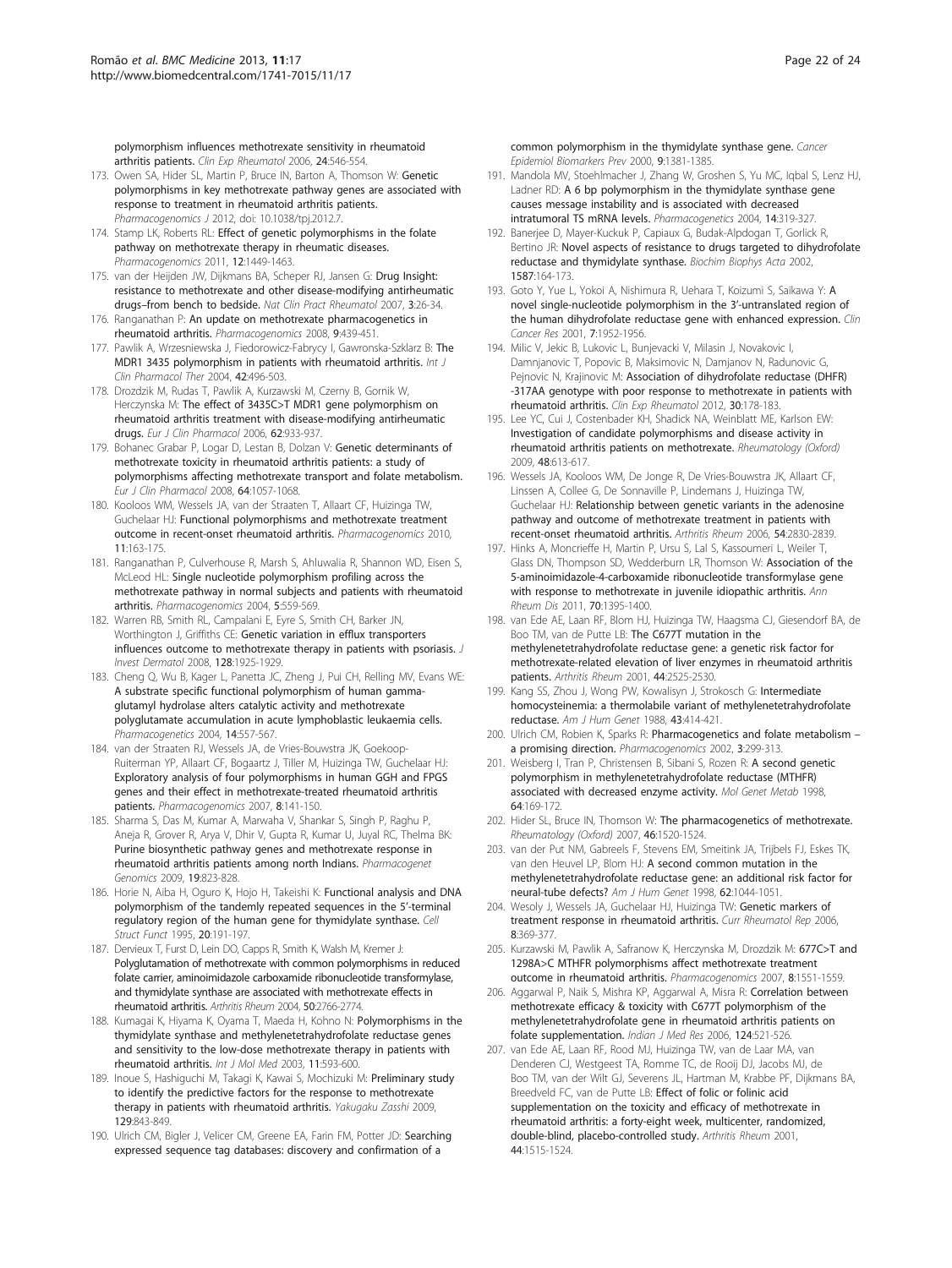polymorphism influences methotrexate sensitivity in rheumatoid arthritis patients. *Clin Exp Rheumatol* 2006, 24:546-554.

173. Owen SA, Hider SL, Martin P, Bruce IN, Barton A, Thomson W: **Genetic polymorphisms in key methotrexate pathway genes are associated with response to treatment in rheumatoid arthritis patients.** *Pharmacogenomics J* 2012, doi: 10.1038/tpj.2012.7.
174. Stamp LK, Roberts RL: **Effect of genetic polymorphisms in the folate pathway on methotrexate therapy in rheumatic diseases.** *Pharmacogenomics* 2011, 12:1449-1463.
175. van der Heijden JW, Dijkmans BA, Scheper RJ, Jansen G: **Drug Insight: resistance to methotrexate and other disease-modifying antirheumatic drugs–from bench to bedside.** *Nat Clin Pract Rheumatol* 2007, 3:26-34.
176. Ranganathan P: **An update on methotrexate pharmacogenetics in rheumatoid arthritis.** *Pharmacogenomics* 2008, 9:439-451.
177. Pawlik A, Wrzesniewska J, Fiedorowicz-Fabrycy I, Gawronska-Szklarz B: **The MDR1 3435 polymorphism in patients with rheumatoid arthritis.** *Int J Clin Pharmacol Ther* 2004, 42:496-503.
178. Drozdzik M, Rudas T, Pawlik A, Kurzawski M, Czerny B, Gornik W, Herczynska M: **The effect of 3435C>T MDR1 gene polymorphism on rheumatoid arthritis treatment with disease-modifying antirheumatic drugs.** *Eur J Clin Pharmacol* 2006, 62:933-937.
179. Bohanec Grabar P, Logar D, Lestan B, Dolzan V: **Genetic determinants of methotrexate toxicity in rheumatoid arthritis patients: a study of polymorphisms affecting methotrexate transport and folate metabolism.** *Eur J Clin Pharmacol* 2008, 64:1057-1068.
180. Kooloos WM, Wessels JA, van der Straaten T, Allaart CF, Huizinga TW, Guchelaar HJ: **Functional polymorphisms and methotrexate treatment outcome in recent-onset rheumatoid arthritis.** *Pharmacogenomics* 2010, 11:163-175.
181. Ranganathan P, Culverhouse R, Marsh S, Ahluwalia R, Shannon WD, Eisen S, McLeod HL: **Single nucleotide polymorphism profiling across the methotrexate pathway in normal subjects and patients with rheumatoid arthritis.** *Pharmacogenomics* 2004, 5:559-569.
182. Warren RB, Smith RL, Campalani E, Eyre S, Smith CH, Barker JN, Worthington J, Griffiths CE: **Genetic variation in efflux transporters influences outcome to methotrexate therapy in patients with psoriasis.** *J Invest Dermatol* 2008, 128:1925-1929.
183. Cheng Q, Wu B, Kager L, Panetta JC, Zheng J, Pui CH, Relling MV, Evans WE: **A substrate specific functional polymorphism of human gamma-glutamyl hydrolase alters catalytic activity and methotrexate polyglutamate accumulation in acute lymphoblastic leukaemia cells.** *Pharmacogenetics* 2004, 14:557-567.
184. van der Straaten RJ, Wessels JA, de Vries-Bouwstra JK, Goekoop-Ruiterman YP, Allaart CF, Bogaartz J, Tiller M, Huizinga TW, Guchelaar HJ: **Exploratory analysis of four polymorphisms in human GGH and FPGS genes and their effect in methotrexate-treated rheumatoid arthritis patients.** *Pharmacogenomics* 2007, 8:141-150.
185. Sharma S, Das M, Kumar A, Marwaha V, Shankar S, Singh P, Raghu P, Aneja R, Grover R, Arya V, Dhir V, Gupta R, Kumar U, Juyal RC, Thelma BK: **Purine biosynthetic pathway genes and methotrexate response in rheumatoid arthritis patients among north Indians.** *Pharmacogenet Genomics* 2009, 19:823-828.
186. Horie N, Aiba H, Oguro K, Hojo H, Takeishi K: **Functional analysis and DNA polymorphism of the tandemly repeated sequences in the 5'-terminal regulatory region of the human gene for thymidylate synthase.** *Cell Struct Funct* 1995, 20:191-197.
187. Dervieux T, Furst D, Lein DO, Capps R, Smith K, Walsh M, Kremer J: **Polyglutamation of methotrexate with common polymorphisms in reduced folate carrier, aminoimidazole carboxamide ribonucleotide transformylase, and thymidylate synthase are associated with methotrexate effects in rheumatoid arthritis.** *Arthritis Rheum* 2004, 50:2766-2774.
188. Kumagai K, Hiyama K, Oyama T, Maeda H, Kohno N: **Polymorphisms in the thymidylate synthase and methylenetetrahydrofolate reductase genes and sensitivity to the low-dose methotrexate therapy in patients with rheumatoid arthritis.** *Int J Mol Med* 2003, 11:593-600.
189. Inoue S, Hashiguchi M, Takagi K, Kawai S, Mochizuki M: **Preliminary study to identify the predictive factors for the response to methotrexate therapy in patients with rheumatoid arthritis.** *Yakugaku Zasshi* 2009, 129:843-849.
190. Ulrich CM, Bigler J, Velicer CM, Greene EA, Farin FM, Potter JD: **Searching expressed sequence tag databases: discovery and confirmation of a common polymorphism in the thymidylate synthase gene.** *Cancer Epidemiol Biomarkers Prev* 2000, 9:1381-1385.
191. Mandola MV, Stoehlmacher J, Zhang W, Groshen S, Yu MC, Iqbal S, Lenz HJ, Ladner RD: **A 6 bp polymorphism in the thymidylate synthase gene causes message instability and is associated with decreased intratumoral TS mRNA levels.** *Pharmacogenetics* 2004, 14:319-327.
192. Banerjee D, Mayer-Kuckuk P, Capiaux G, Budak-Alpdogan T, Gorlick R, Bertino JR: **Novel aspects of resistance to drugs targeted to dihydrofolate reductase and thymidylate synthase.** *Biochim Biophys Acta* 2002, 1587:164-173.
193. Goto Y, Yue L, Yokoi A, Nishimura R, Uehara T, Koizumi S, Saikawa Y: **A novel single-nucleotide polymorphism in the 3'-untranslated region of the human dihydrofolate reductase gene with enhanced expression.** *Clin Cancer Res* 2001, 7:1952-1956.
194. Milic V, Jekic B, Lukovic L, Bunjevacki V, Milasin J, Novakovic I, Damnjanovic T, Popovic B, Maksimovic N, Damjanov N, Radunovic G, Pejnovic N, Krajinovic M: **Association of dihydrofolate reductase (DHFR) -317AA genotype with poor response to methotrexate in patients with rheumatoid arthritis.** *Clin Exp Rheumatol* 2012, 30:178-183.
195. Lee YC, Cui J, Costenbader KH, Shadick NA, Weinblatt ME, Karlson EW: **Investigation of candidate polymorphisms and disease activity in rheumatoid arthritis patients on methotrexate.** *Rheumatology (Oxford)* 2009, 48:613-617.
196. Wessels JA, Kooloos WM, De Jonge R, De Vries-Bouwstra JK, Allaart CF, Linssen A, Collee G, De Sonnaville P, Lindemans J, Huizinga TW, Guchelaar HJ: **Relationship between genetic variants in the adenosine pathway and outcome of methotrexate treatment in patients with recent-onset rheumatoid arthritis.** *Arthritis Rheum* 2006, 54:2830-2839.
197. Hinks A, Moncrieffe H, Martin P, Ursu S, Lal S, Kassoumeri L, Weiler T, Glass DN, Thompson SD, Wedderburn LR, Thomson W: **Association of the 5-aminoimidazole-4-carboxamide ribonucleotide transformylase gene with response to methotrexate in juvenile idiopathic arthritis.** *Ann Rheum Dis* 2011, 70:1395-1400.
198. van Ede AE, Laan RF, Blom HJ, Huizinga TW, Haagsma CJ, Giesendorf BA, de Boo TM, van de Putte LB: **The C677T mutation in the methylenetetrahydrofolate reductase gene: a genetic risk factor for methotrexate-related elevation of liver enzymes in rheumatoid arthritis patients.** *Arthritis Rheum* 2001, 44:2525-2530.
199. Kang SS, Zhou J, Wong PW, Kowalisyn J, Strokosch G: **Intermediate homocysteinemia: a thermolabile variant of methylenetetrahydrofolate reductase.** *Am J Hum Genet* 1988, 43:414-421.
200. Ulrich CM, Robien K, Sparks R: **Pharmacogenetics and folate metabolism – a promising direction.** *Pharmacogenomics* 2002, 3:299-313.
201. Weisberg I, Tran P, Christensen B, Sibani S, Rozen R: **A second genetic polymorphism in methylenetetrahydrofolate reductase (MTHFR) associated with decreased enzyme activity.** *Mol Genet Metab* 1998, 64:169-172.
202. Hider SL, Bruce IN, Thomson W: **The pharmacogenetics of methotrexate.** *Rheumatology (Oxford)* 2007, 46:1520-1524.
203. van der Put NM, Gabreels F, Stevens EM, Smeitink JA, Trijbels FJ, Eskes TK, van den Heuvel LP, Blom HJ: **A second common mutation in the methylenetetrahydrofolate reductase gene: an additional risk factor for neural-tube defects?** *Am J Hum Genet* 1998, 62:1044-1051.
204. Wesoly J, Wessels JA, Guchelaar HJ, Huizinga TW: **Genetic markers of treatment response in rheumatoid arthritis.** *Curr Rheumatol Rep* 2006, 8:369-377.
205. Kurzawski M, Pawlik A, Safranow K, Herczynska M, Drozdzik M: **677C>T and 1298A>C MTHFR polymorphisms affect methotrexate treatment outcome in rheumatoid arthritis.** *Pharmacogenomics* 2007, 8:1551-1559.
206. Aggarwal P, Naik S, Mishra KP, Aggarwal A, Misra R: **Correlation between methotrexate efficacy & toxicity with C677T polymorphism of the methylenetetrahydrofolate gene in rheumatoid arthritis patients on folate supplementation.** *Indian J Med Res* 2006, 124:521-526.
207. van Ede AE, Laan RF, Rood MJ, Huizinga TW, van de Laar MA, van Denderen CJ, Westgeest TA, Romme TC, de Rooij DJ, Jacobs MJ, de Boo TM, van der Wilt GJ, Severens JL, Hartman M, Krabbe PF, Dijkmans BA, Breedveld FC, van de Putte LB: **Effect of folic or folinic acid supplementation on the toxicity and efficacy of methotrexate in rheumatoid arthritis: a forty-eight week, multicenter, randomized, double-blind, placebo-controlled study.** *Arthritis Rheum* 2001, 44:1515-1524.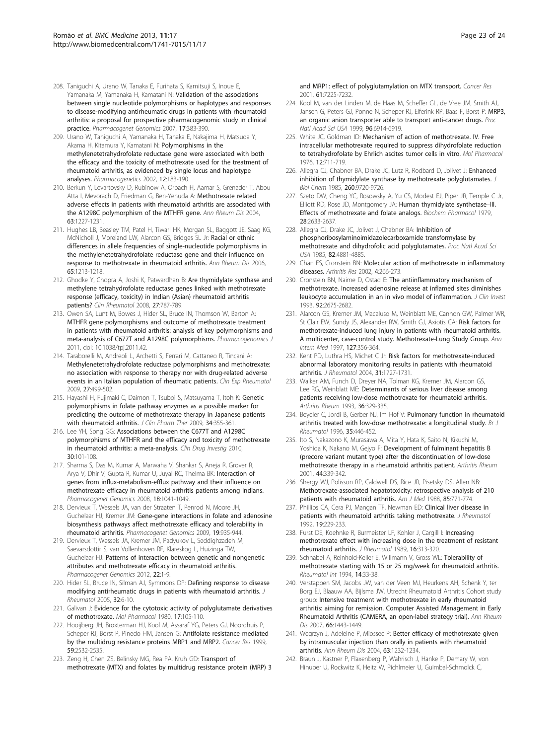208. Taniguchi A, Urano W, Tanaka E, Furihata S, Kamitsuji S, Inoue E, Yamanaka M, Yamanaka H, Kamatani N: **Validation of the associations between single nucleotide polymorphisms or haplotypes and responses to disease-modifying antirheumatic drugs in patients with rheumatoid arthritis: a proposal for prospective pharmacogenomic study in clinical practice.** *Pharmacogenet Genomics* 2007, **17**:383-390.

209. Urano W, Taniguchi A, Yamanaka H, Tanaka E, Nakajima H, Matsuda Y, Akama H, Kitamura Y, Kamatani N: **Polymorphisms in the methylenetetrahydrofolate reductase gene were associated with both the efficacy and the toxicity of methotrexate used for the treatment of rheumatoid arthritis, as evidenced by single locus and haplotype analyses.** *Pharmacogenetics* 2002, **12**:183-190.

210. Berkun Y, Levartovsky D, Rubinow A, Orbach H, Aamar S, Grenader T, Abou Atta I, Mevorach D, Friedman G, Ben-Yehuda A: **Methotrexate related adverse effects in patients with rheumatoid arthritis are associated with the A1298C polymorphism of the MTHFR gene.** *Ann Rheum Dis* 2004, **63**:1227-1231.

211. Hughes LB, Beasley TM, Patel H, Tiwari HK, Morgan SL, Baggott JE, Saag KG, McNicholl J, Moreland LW, Alarcon GS, Bridges SL Jr: **Racial or ethnic differences in allele frequencies of single-nucleotide polymorphisms in the methylenetetrahydrofolate reductase gene and their influence on response to methotrexate in rheumatoid arthritis.** *Ann Rheum Dis* 2006, **65**:1213-1218.

212. Ghodke Y, Chopra A, Joshi K, Patwardhan B: **Are thymidylate synthase and methylene tetrahydrofolate reductase genes linked with methotrexate response (efficacy, toxicity) in Indian (Asian) rheumatoid arthritis patients?** *Clin Rheumatol* 2008, **27**:787-789.

213. Owen SA, Lunt M, Bowes J, Hider SL, Bruce IN, Thomson W, Barton A: **MTHFR gene polymorphisms and outcome of methotrexate treatment in patients with rheumatoid arthritis: analysis of key polymorphisms and meta-analysis of C677T and A1298C polymorphisms.** *Pharmacogenomics J* 2011, doi: 10.1038/tpj.2011.42.

214. Taraborelli M, Andreoli L, Archetti S, Ferrari M, Cattaneo R, Tincani A: **Methylenetetrahydrofolate reductase polymorphisms and methotrexate: no association with response to therapy nor with drug-related adverse events in an Italian population of rheumatic patients.** *Clin Exp Rheumatol* 2009, **27**:499-502.

215. Hayashi H, Fujimaki C, Daimon T, Tsuboi S, Matsuyama T, Itoh K: **Genetic polymorphisms in folate pathway enzymes as a possible marker for predicting the outcome of methotrexate therapy in Japanese patients with rheumatoid arthritis.** *J Clin Pharm Ther* 2009, **34**:355-361.

216. Lee YH, Song GG: **Associations between the C677T and A1298C polymorphisms of MTHFR and the efficacy and toxicity of methotrexate in rheumatoid arthritis: a meta-analysis.** *Clin Drug Investig* 2010, **30**:101-108.

217. Sharma S, Das M, Kumar A, Marwaha V, Shankar S, Aneja R, Grover R, Arya V, Dhir V, Gupta R, Kumar U, Juyal RC, Thelma BK: **Interaction of genes from influx-metabolism-efflux pathway and their influence on methotrexate efficacy in rheumatoid arthritis patients among Indians.** *Pharmacogenet Genomics* 2008, **18**:1041-1049.

218. Dervieux T, Wessels JA, van der Straaten T, Penrod N, Moore JH, Guchelaar HJ, Kremer JM: **Gene-gene interactions in folate and adenosine biosynthesis pathways affect methotrexate efficacy and tolerability in rheumatoid arthritis.** *Pharmacogenet Genomics* 2009, **19**:935-944.

219. Dervieux T, Wessels JA, Kremer JM, Padyukov L, Seddighzadeh M, Saevarsdottir S, van Vollenhoven RF, Klareskog L, Huizinga TW, Guchelaar HJ: **Patterns of interaction between genetic and nongenetic attributes and methotrexate efficacy in rheumatoid arthritis.** *Pharmacogenet Genomics* 2012, **22**:1-9.

220. Hider SL, Bruce IN, Silman AJ, Symmons DP: **Defining response to disease modifying antirheumatic drugs in patients with rheumatoid arthritis.** *J Rheumatol* 2005, **32**:6-10.

221. Galivan J: **Evidence for the cytotoxic activity of polyglutamate derivatives of methotrexate.** *Mol Pharmacol* 1980, **17**:105-110.

222. Hooijberg JH, Broxterman HJ, Kool M, Assaraf YG, Peters GJ, Noordhuis P, Scheper RJ, Borst P, Pinedo HM, Jansen G: **Antifolate resistance mediated by the multidrug resistance proteins MRP1 and MRP2.** *Cancer Res* 1999, **59**:2532-2535.

223. Zeng H, Chen ZS, Belinsky MG, Rea PA, Kruh GD: **Transport of methotrexate (MTX) and folates by multidrug resistance protein (MRP) 3 and MRP1: effect of polyglutamylation on MTX transport.** *Cancer Res* 2001, **61**:7225-7232.

224. Kool M, van der Linden M, de Haas M, Scheffer GL, de Vree JM, Smith AJ, Jansen G, Peters GJ, Ponne N, Scheper RJ, Elferink RP, Baas F, Borst P: **MRP3, an organic anion transporter able to transport anti-cancer drugs.** *Proc Natl Acad Sci USA* 1999, **96**:6914-6919.

225. White JC, Goldman ID: **Mechanism of action of methotrexate. IV. Free intracellular methotrexate required to suppress dihydrofolate reduction to tetrahydrofolate by Ehrlich ascites tumor cells in vitro.** *Mol Pharmacol* 1976, **12**:711-719.

226. Allegra CJ, Chabner BA, Drake JC, Lutz R, Rodbard D, Jolivet J: **Enhanced inhibition of thymidylate synthase by methotrexate polyglutamates.** *J Biol Chem* 1985, **260**:9720-9726.

227. Szeto DW, Cheng YC, Rosowsky A, Yu CS, Modest EJ, Piper JR, Temple C Jr, Elliott RD, Rose JD, Montgomery JA: **Human thymidylate synthetase–III. Effects of methotrexate and folate analogs.** *Biochem Pharmacol* 1979, **28**:2633-2637.

228. Allegra CJ, Drake JC, Jolivet J, Chabner BA: **Inhibition of phosphoribosylaminoimidazolecarboxamide transformylase by methotrexate and dihydrofolic acid polyglutamates.** *Proc Natl Acad Sci USA* 1985, **82**:4881-4885.

229. Chan ES, Cronstein BN: **Molecular action of methotrexate in inflammatory diseases.** *Arthritis Res* 2002, **4**:266-273.

230. Cronstein BN, Naime D, Ostad E: **The antiinflammatory mechanism of methotrexate. Increased adenosine release at inflamed sites diminishes leukocyte accumulation in an in vivo model of inflammation.** *J Clin Invest* 1993, **92**:2675-2682.

231. Alarcon GS, Kremer JM, Macaluso M, Weinblatt ME, Cannon GW, Palmer WR, St Clair EW, Sundy JS, Alexander RW, Smith GJ, Axiotis CA: **Risk factors for methotrexate-induced lung injury in patients with rheumatoid arthritis. A multicenter, case-control study. Methotrexate-Lung Study Group.** *Ann Intern Med* 1997, **127**:356-364.

232. Kent PD, Luthra HS, Michet C Jr: **Risk factors for methotrexate-induced abnormal laboratory monitoring results in patients with rheumatoid arthritis.** *J Rheumatol* 2004, **31**:1727-1731.

233. Walker AM, Funch D, Dreyer NA, Tolman KG, Kremer JM, Alarcon GS, Lee RG, Weinblatt ME: **Determinants of serious liver disease among patients receiving low-dose methotrexate for rheumatoid arthritis.** *Arthritis Rheum* 1993, **36**:329-335.

234. Beyeler C, Jordi B, Gerber NJ, Im Hof V: **Pulmonary function in rheumatoid arthritis treated with low-dose methotrexate: a longitudinal study.** *Br J Rheumatol* 1996, **35**:446-452.

235. Ito S, Nakazono K, Murasawa A, Mita Y, Hata K, Saito N, Kikuchi M, Yoshida K, Nakano M, Gejyo F: **Development of fulminant hepatitis B (precore variant mutant type) after the discontinuation of low-dose methotrexate therapy in a rheumatoid arthritis patient.** *Arthritis Rheum* 2001, **44**:339-342.

236. Shergy WJ, Polisson RP, Caldwell DS, Rice JR, Pisetsky DS, Allen NB: **Methotrexate-associated hepatotoxicity: retrospective analysis of 210 patients with rheumatoid arthritis.** *Am J Med* 1988, **85**:771-774.

237. Phillips CA, Cera PJ, Mangan TF, Newman ED: **Clinical liver disease in patients with rheumatoid arthritis taking methotrexate.** *J Rheumatol* 1992, **19**:229-233.

238. Furst DE, Koehnke R, Burmeister LF, Kohler J, Cargill I: **Increasing methotrexate effect with increasing dose in the treatment of resistant rheumatoid arthritis.** *J Rheumatol* 1989, **16**:313-320.

239. Schnabel A, Reinhold-Keller E, Willmann V, Gross WL: **Tolerability of methotrexate starting with 15 or 25 mg/week for rheumatoid arthritis.** *Rheumatol Int* 1994, **14**:33-38.

240. Verstappen SM, Jacobs JW, van der Veen MJ, Heurkens AH, Schenk Y, ter Borg EJ, Blaauw AA, Bijlsma JW, Utrecht Rheumatoid Arthritis Cohort study group: **Intensive treatment with methotrexate in early rheumatoid arthritis: aiming for remission. Computer Assisted Management in Early Rheumatoid Arthritis (CAMERA, an open-label strategy trial).** *Ann Rheum Dis* 2007, **66**:1443-1449.

241. Wegrzyn J, Adeleine P, Miossec P: **Better efficacy of methotrexate given by intramuscular injection than orally in patients with rheumatoid arthritis.** *Ann Rheum Dis* 2004, **63**:1232-1234.

242. Braun J, Kastner P, Flaxenberg P, Wahrisch J, Hanke P, Demary W, von Hinuber U, Rockwitz K, Heitz W, Pichlmeier U, Guimbal-Schmolck C,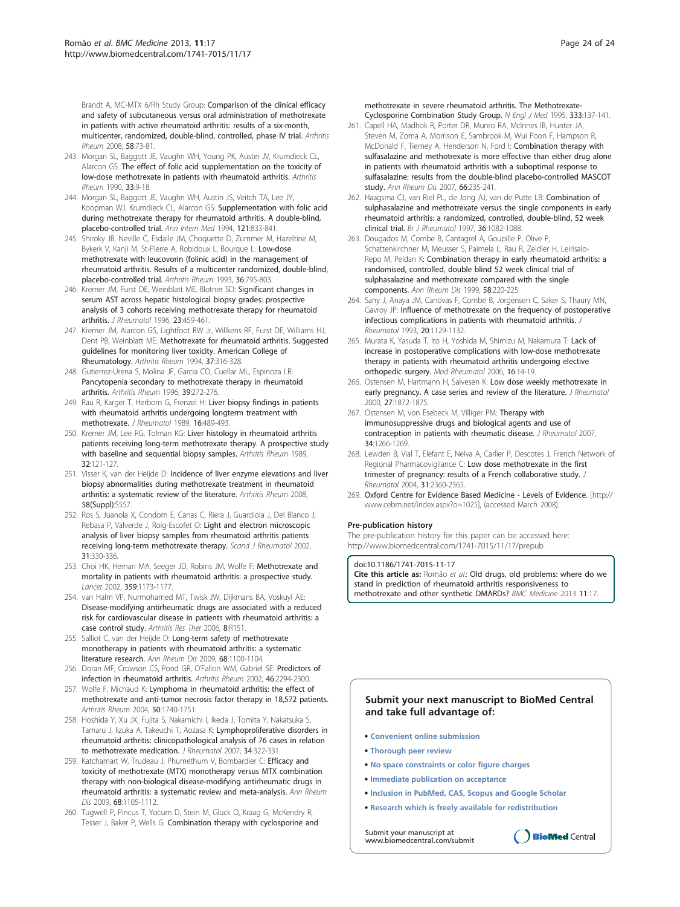Brandt A, MC-MTX 6/Rh Study Group: **Comparison of the clinical efficacy and safety of subcutaneous versus oral administration of methotrexate in patients with active rheumatoid arthritis: results of a six-month, multicenter, randomized, double-blind, controlled, phase IV trial.** *Arthritis Rheum* 2008, **58**:73-81.

243. Morgan SL, Baggott JE, Vaughn WH, Young PK, Austin JV, Krumdieck CL, Alarcon GS: **The effect of folic acid supplementation on the toxicity of low-dose methotrexate in patients with rheumatoid arthritis.** *Arthritis Rheum* 1990, **33**:9-18.
244. Morgan SL, Baggott JE, Vaughn WH, Austin JS, Veitch TA, Lee JY, Koopman WJ, Krumdieck CL, Alarcon GS: **Supplementation with folic acid during methotrexate therapy for rheumatoid arthritis. A double-blind, placebo-controlled trial.** *Ann Intern Med* 1994, **121**:833-841.
245. Shiroky JB, Neville C, Esdaile JM, Choquette D, Zummer M, Hazeltine M, Bykerk V, Kanji M, St-Pierre A, Robidoux L, Bourque L: **Low-dose methotrexate with leucovorin (folinic acid) in the management of rheumatoid arthritis. Results of a multicenter randomized, double-blind, placebo-controlled trial.** *Arthritis Rheum* 1993, **36**:795-803.
246. Kremer JM, Furst DE, Weinblatt ME, Blotner SD: **Significant changes in serum AST across hepatic histological biopsy grades: prospective analysis of 3 cohorts receiving methotrexate therapy for rheumatoid arthritis.** *J Rheumatol* 1996, **23**:459-461.
247. Kremer JM, Alarcon GS, Lightfoot RW Jr, Willkens RF, Furst DE, Williams HJ, Dent PB, Weinblatt ME: **Methotrexate for rheumatoid arthritis. Suggested guidelines for monitoring liver toxicity. American College of Rheumatology.** *Arthritis Rheum* 1994, **37**:316-328.
248. Gutierrez-Urena S, Molina JF, Garcia CO, Cuellar ML, Espinoza LR: **Pancytopenia secondary to methotrexate therapy in rheumatoid arthritis.** *Arthritis Rheum* 1996, **39**:272-276.
249. Rau R, Karger T, Herborn G, Frenzel H: **Liver biopsy findings in patients with rheumatoid arthritis undergoing longterm treatment with methotrexate.** *J Rheumatol* 1989, **16**:489-493.
250. Kremer JM, Lee RG, Tolman KG: **Liver histology in rheumatoid arthritis patients receiving long-term methotrexate therapy. A prospective study with baseline and sequential biopsy samples.** *Arthritis Rheum* 1989, **32**:121-127.
251. Visser K, van der Heijde D: **Incidence of liver enzyme elevations and liver biopsy abnormalities during methotrexate treatment in rheumatoid arthritis: a systematic review of the literature.** *Arthritis Rheum* 2008, **58(Suppl)**:S557.
252. Ros S, Juanola X, Condom E, Canas C, Riera J, Guardiola J, Del Blanco J, Rebasa P, Valverde J, Roig-Escofet O: **Light and electron microscopic analysis of liver biopsy samples from rheumatoid arthritis patients receiving long-term methotrexate therapy.** *Scand J Rheumatol* 2002, **31**:330-336.
253. Choi HK, Hernan MA, Seeger JD, Robins JM, Wolfe F: **Methotrexate and mortality in patients with rheumatoid arthritis: a prospective study.** *Lancet* 2002, **359**:1173-1177.
254. van Halm VP, Nurmohamed MT, Twisk JW, Dijkmans BA, Voskuyl AE: **Disease-modifying antirheumatic drugs are associated with a reduced risk for cardiovascular disease in patients with rheumatoid arthritis: a case control study.** *Arthritis Res Ther* 2006, **8**:R151.
255. Salliot C, van der Heijde D: **Long-term safety of methotrexate monotherapy in patients with rheumatoid arthritis: a systematic literature research.** *Ann Rheum Dis* 2009, **68**:1100-1104.
256. Doran MF, Crowson CS, Pond GR, O'Fallon WM, Gabriel SE: **Predictors of infection in rheumatoid arthritis.** *Arthritis Rheum* 2002, **46**:2294-2300.
257. Wolfe F, Michaud K: **Lymphoma in rheumatoid arthritis: the effect of methotrexate and anti-tumor necrosis factor therapy in 18,572 patients.** *Arthritis Rheum* 2004, **50**:1740-1751.
258. Hoshida Y, Xu JX, Fujita S, Nakamichi I, Ikeda J, Tomita Y, Nakatsuka S, Tamaru J, Iizuka A, Takeuchi T, Aozasa K: **Lymphoproliferative disorders in rheumatoid arthritis: clinicopathological analysis of 76 cases in relation to methotrexate medication.** *J Rheumatol* 2007, **34**:322-331.
259. Katchamart W, Trudeau J, Phumethum V, Bombardier C: **Efficacy and toxicity of methotrexate (MTX) monotherapy versus MTX combination therapy with non-biological disease-modifying antirheumatic drugs in rheumatoid arthritis: a systematic review and meta-analysis.** *Ann Rheum Dis* 2009, **68**:1105-1112.
260. Tugwell P, Pincus T, Yocum D, Stein M, Gluck O, Kraag G, McKendry R, Tesser J, Baker P, Wells G: **Combination therapy with cyclosporine and methotrexate in severe rheumatoid arthritis. The Methotrexate-Cyclosporine Combination Study Group.** *N Engl J Med* 1995, **333**:137-141.
261. Capell HA, Madhok R, Porter DR, Munro RA, McInnes IB, Hunter JA, Steven M, Zoma A, Morrison E, Sambrook M, Wui Poon F, Hampson R, McDonald F, Tierney A, Henderson N, Ford I: **Combination therapy with sulfasalazine and methotrexate is more effective than either drug alone in patients with rheumatoid arthritis with a suboptimal response to sulfasalazine: results from the double-blind placebo-controlled MASCOT study.** *Ann Rheum Dis* 2007, **66**:235-241.
262. Haagsma CJ, van Riel PL, de Jong AJ, van de Putte LB: **Combination of sulphasalazine and methotrexate versus the single components in early rheumatoid arthritis: a randomized, controlled, double-blind, 52 week clinical trial.** *Br J Rheumatol* 1997, **36**:1082-1088.
263. Dougados M, Combe B, Cantagrel A, Goupille P, Olive P, Schattenkirchner M, Meusser S, Paimela L, Rau R, Zeidler H, Leirisalo-Repo M, Peldan K: **Combination therapy in early rheumatoid arthritis: a randomised, controlled, double blind 52 week clinical trial of sulphasalazine and methotrexate compared with the single components.** *Ann Rheum Dis* 1999, **58**:220-225.
264. Sany J, Anaya JM, Canovas F, Combe B, Jorgensen C, Saker S, Thaury MN, Gavroy JP: **Influence of methotrexate on the frequency of postoperative infectious complications in patients with rheumatoid arthritis.** *J Rheumatol* 1993, **20**:1129-1132.
265. Murata K, Yasuda T, Ito H, Yoshida M, Shimizu M, Nakamura T: **Lack of increase in postoperative complications with low-dose methotrexate therapy in patients with rheumatoid arthritis undergoing elective orthopedic surgery.** *Mod Rheumatol* 2006, **16**:14-19.
266. Ostensen M, Hartmann H, Salvesen K: **Low dose weekly methotrexate in early pregnancy. A case series and review of the literature.** *J Rheumatol* 2000, **27**:1872-1875.
267. Ostensen M, von Esebeck M, Villiger PM: **Therapy with immunosuppressive drugs and biological agents and use of contraception in patients with rheumatic disease.** *J Rheumatol* 2007, **34**:1266-1269.
268. Lewden B, Vial T, Elefant E, Nelva A, Carlier P, Descotes J, French Network of Regional Pharmacovigilance C: **Low dose methotrexate in the first trimester of pregnancy: results of a French collaborative study.** *J Rheumatol* 2004, **31**:2360-2365.
269. **Oxford Centre for Evidence Based Medicine - Levels of Evidence.** [http://www.cebm.net/index.aspx?o=1025], (accessed March 2008).

### Pre-publication history

The pre-publication history for this paper can be accessed here:
http://www.biomedcentral.com/1741-7015/11/17/prepub

doi:10.1186/1741-7015-11-17
**Cite this article as:** Romão *et al.*: Old drugs, old problems: where do we stand in prediction of rheumatoid arthritis responsiveness to methotrexate and other synthetic DMARDs? *BMC Medicine* 2013 **11**:17.

**Submit your next manuscript to BioMed Central and take full advantage of:**

- **Convenient online submission**
- **Thorough peer review**
- **No space constraints or color figure charges**
- **Immediate publication on acceptance**
- **Inclusion in PubMed, CAS, Scopus and Google Scholar**
- **Research which is freely available for redistribution**

Submit your manuscript at
www.biomedcentral.com/submit

BioMed Central